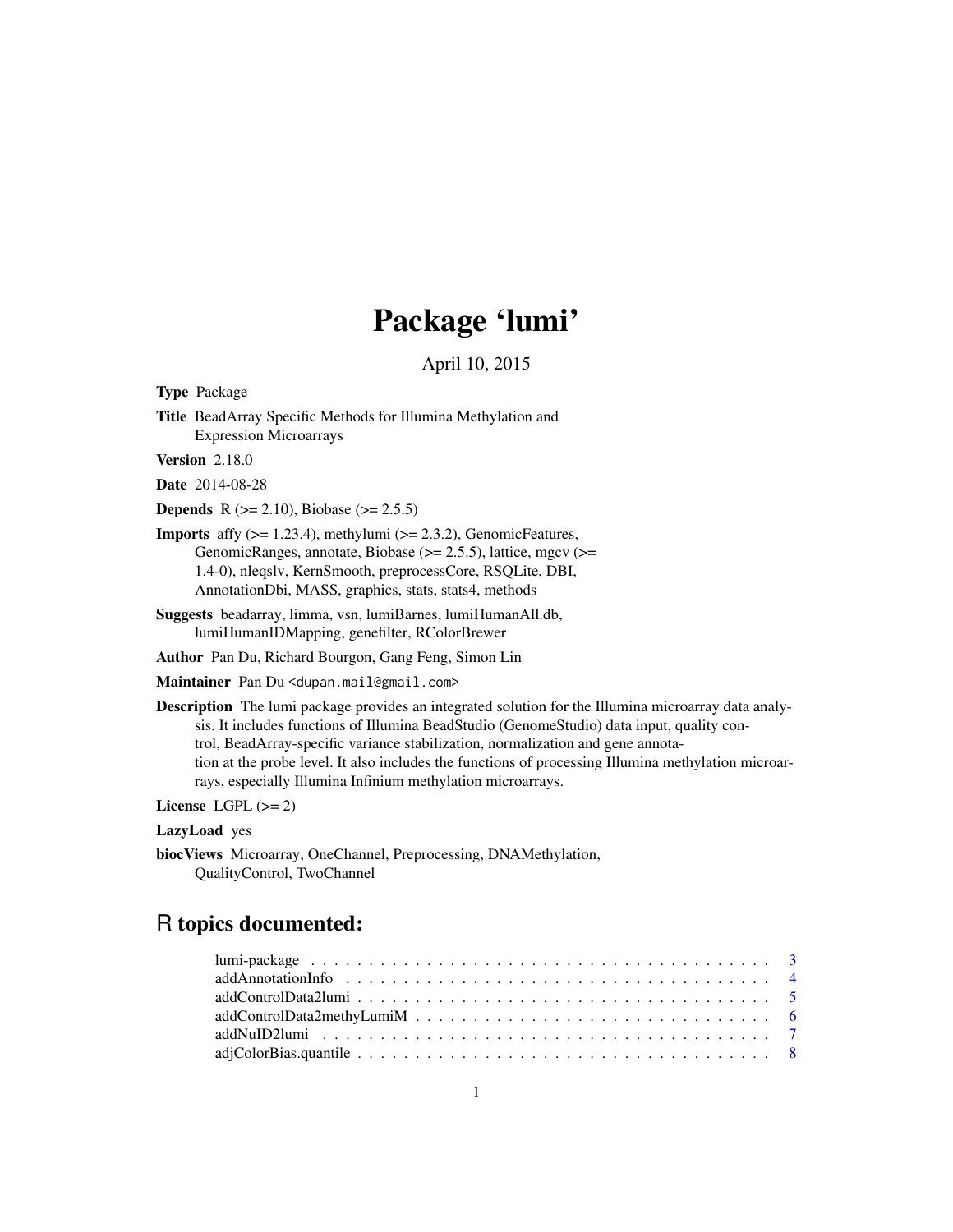# Package 'lumi'

April 10, 2015

**Type** Package

**Title** BeadArray Specific Methods for Illumina Methylation and Expression Microarrays

**Version** 2.18.0

**Date** 2014-08-28

**Depends** R (>= 2.10), Biobase (>= 2.5.5)

**Imports** affy (>= 1.23.4), methylumi (>= 2.3.2), GenomicFeatures, GenomicRanges, annotate, Biobase (>= 2.5.5), lattice, mgcv (>= 1.4-0), nleqslv, KernSmooth, preprocessCore, RSQLite, DBI, AnnotationDbi, MASS, graphics, stats, stats4, methods

**Suggests** beadarray, limma, vsn, lumiBarnes, lumiHumanAll.db, lumiHumanIDMapping, genefilter, RColorBrewer

**Author** Pan Du, Richard Bourgon, Gang Feng, Simon Lin

**Maintainer** Pan Du <dupan.mail@gmail.com>

**Description** The lumi package provides an integrated solution for the Illumina microarray data analysis. It includes functions of Illumina BeadStudio (GenomeStudio) data input, quality control, BeadArray-specific variance stabilization, normalization and gene annotation at the probe level. It also includes the functions of processing Illumina methylation microarrays, especially Illumina Infinium methylation microarrays.

**License** LGPL (>= 2)

**LazyLoad** yes

**biocViews** Microarray, OneChannel, Preprocessing, DNAMethylation, QualityControl, TwoChannel

## R topics documented:

- lumi-package . . . . . . . . . . . . . . . . . . . . . . . . . . . . . . . . . . . . . . . . . . . 3
- addAnnotationInfo . . . . . . . . . . . . . . . . . . . . . . . . . . . . . . . . . . . . . . . . 4
- addControlData2lumi . . . . . . . . . . . . . . . . . . . . . . . . . . . . . . . . . . . . . . 5
- addControlData2methyLumiM . . . . . . . . . . . . . . . . . . . . . . . . . . . . . . . . 6
- addNuID2lumi . . . . . . . . . . . . . . . . . . . . . . . . . . . . . . . . . . . . . . . . . . . 7
- adjColorBias.quantile . . . . . . . . . . . . . . . . . . . . . . . . . . . . . . . . . . . . . . 8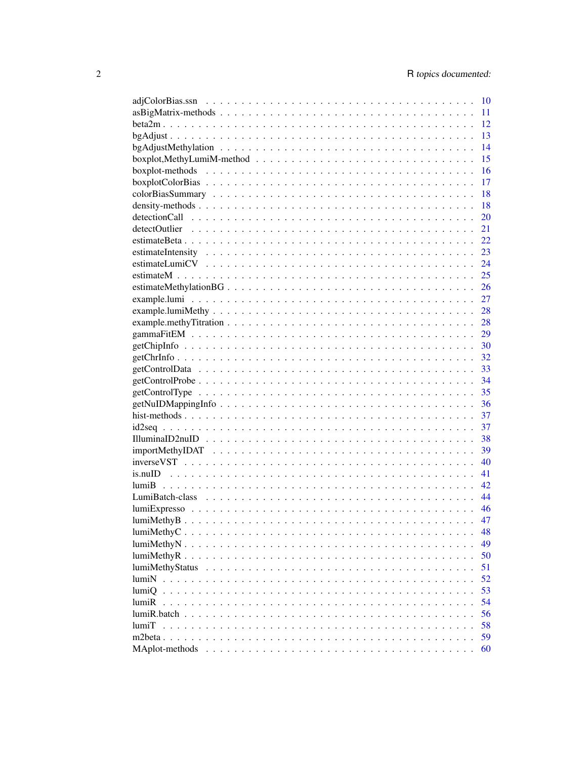adjColorBias.ssn . . . . . . . . . . . . . . . . . . . . . . . . . . . . . . . . 10
asBigMatrix-methods . . . . . . . . . . . . . . . . . . . . . . . . . . . . . . 11
beta2m . . . . . . . . . . . . . . . . . . . . . . . . . . . . . . . . . . . . 12
bgAdjust . . . . . . . . . . . . . . . . . . . . . . . . . . . . . . . . . . . 13
bgAdjustMethylation . . . . . . . . . . . . . . . . . . . . . . . . . . . . . . 14
boxplot,MethyLumiM-method . . . . . . . . . . . . . . . . . . . . . . . . . . . 15
boxplot-methods . . . . . . . . . . . . . . . . . . . . . . . . . . . . . . . . 16
boxplotColorBias . . . . . . . . . . . . . . . . . . . . . . . . . . . . . . . . 17
colorBiasSummary . . . . . . . . . . . . . . . . . . . . . . . . . . . . . . . 18
density-methods . . . . . . . . . . . . . . . . . . . . . . . . . . . . . . . . 18
detectionCall . . . . . . . . . . . . . . . . . . . . . . . . . . . . . . . . . 20
detectOutlier . . . . . . . . . . . . . . . . . . . . . . . . . . . . . . . . . 21
estimateBeta . . . . . . . . . . . . . . . . . . . . . . . . . . . . . . . . . 22
estimateIntensity . . . . . . . . . . . . . . . . . . . . . . . . . . . . . . . 23
estimateLumiCV . . . . . . . . . . . . . . . . . . . . . . . . . . . . . . . . 24
estimateM . . . . . . . . . . . . . . . . . . . . . . . . . . . . . . . . . . . 25
estimateMethylationBG . . . . . . . . . . . . . . . . . . . . . . . . . . . . . 26
example.lumi . . . . . . . . . . . . . . . . . . . . . . . . . . . . . . . . . 27
example.lumiMethy . . . . . . . . . . . . . . . . . . . . . . . . . . . . . . . 28
example.methyTitration . . . . . . . . . . . . . . . . . . . . . . . . . . . . . 28
gammaFitEM . . . . . . . . . . . . . . . . . . . . . . . . . . . . . . . . . . 29
getChipInfo . . . . . . . . . . . . . . . . . . . . . . . . . . . . . . . . . . 30
getChrInfo . . . . . . . . . . . . . . . . . . . . . . . . . . . . . . . . . . 32
getControlData . . . . . . . . . . . . . . . . . . . . . . . . . . . . . . . . 33
getControlProbe . . . . . . . . . . . . . . . . . . . . . . . . . . . . . . . . 34
getControlType . . . . . . . . . . . . . . . . . . . . . . . . . . . . . . . . 35
getNuIDMappingInfo . . . . . . . . . . . . . . . . . . . . . . . . . . . . . . 36
hist-methods . . . . . . . . . . . . . . . . . . . . . . . . . . . . . . . . . 37
id2seq . . . . . . . . . . . . . . . . . . . . . . . . . . . . . . . . . . . . 37
IlluminaID2nuID . . . . . . . . . . . . . . . . . . . . . . . . . . . . . . . . 38
importMethyIDAT . . . . . . . . . . . . . . . . . . . . . . . . . . . . . . . 39
inverseVST . . . . . . . . . . . . . . . . . . . . . . . . . . . . . . . . . . 40
is.nuID . . . . . . . . . . . . . . . . . . . . . . . . . . . . . . . . . . . 41
lumiB . . . . . . . . . . . . . . . . . . . . . . . . . . . . . . . . . . . . 42
LumiBatch-class . . . . . . . . . . . . . . . . . . . . . . . . . . . . . . . . 44
lumiExpresso . . . . . . . . . . . . . . . . . . . . . . . . . . . . . . . . . 46
lumiMethyB . . . . . . . . . . . . . . . . . . . . . . . . . . . . . . . . . . 47
lumiMethyC . . . . . . . . . . . . . . . . . . . . . . . . . . . . . . . . . . 48
lumiMethyN . . . . . . . . . . . . . . . . . . . . . . . . . . . . . . . . . . 49
lumiMethyR . . . . . . . . . . . . . . . . . . . . . . . . . . . . . . . . . . 50
lumiMethyStatus . . . . . . . . . . . . . . . . . . . . . . . . . . . . . . . . 51
lumiN . . . . . . . . . . . . . . . . . . . . . . . . . . . . . . . . . . . . 52
lumiQ . . . . . . . . . . . . . . . . . . . . . . . . . . . . . . . . . . . . 53
lumiR . . . . . . . . . . . . . . . . . . . . . . . . . . . . . . . . . . . . 54
lumiR.batch . . . . . . . . . . . . . . . . . . . . . . . . . . . . . . . . . . 56
lumiT . . . . . . . . . . . . . . . . . . . . . . . . . . . . . . . . . . . . 58
m2beta . . . . . . . . . . . . . . . . . . . . . . . . . . . . . . . . . . . . 59
MAplot-methods . . . . . . . . . . . . . . . . . . . . . . . . . . . . . . . . 60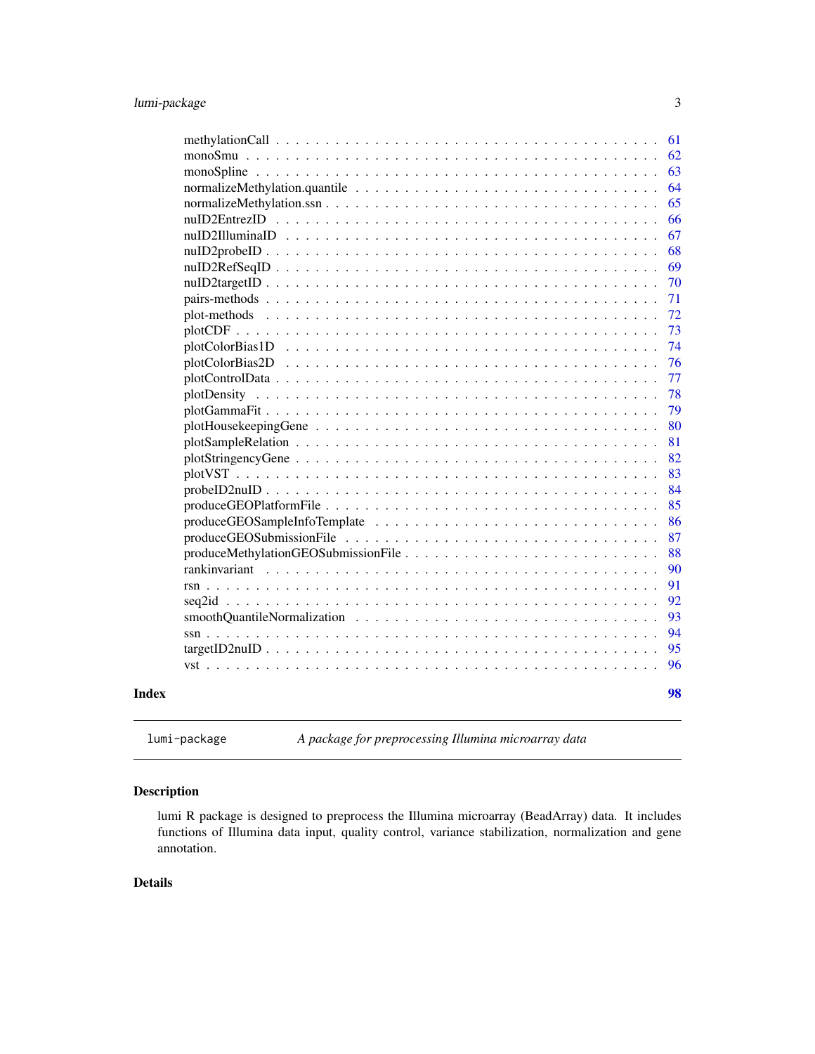| | |
|---|---|
| methylationCall | 61 |
| monoSmu | 62 |
| monoSpline | 63 |
| normalizeMethylation.quantile | 64 |
| normalizeMethylation.ssn | 65 |
| nuID2EntrezID | 66 |
| nuID2IlluminaID | 67 |
| nuID2probeID | 68 |
| nuID2RefSeqID | 69 |
| nuID2targetID | 70 |
| pairs-methods | 71 |
| plot-methods | 72 |
| plotCDF | 73 |
| plotColorBias1D | 74 |
| plotColorBias2D | 76 |
| plotControlData | 77 |
| plotDensity | 78 |
| plotGammaFit | 79 |
| plotHousekeepingGene | 80 |
| plotSampleRelation | 81 |
| plotStringencyGene | 82 |
| plotVST | 83 |
| probeID2nuID | 84 |
| produceGEOPlatformFile | 85 |
| produceGEOSampleInfoTemplate | 86 |
| produceGEOSubmissionFile | 87 |
| produceMethylationGEOSubmissionFile | 88 |
| rankinvariant | 90 |
| rsn | 91 |
| seq2id | 92 |
| smoothQuantileNormalization | 93 |
| ssn | 94 |
| targetID2nuID | 95 |
| vst | 96 |

**Index** **98**

---

`lumi-package` *A package for preprocessing Illumina microarray data*

---

## Description

lumi R package is designed to preprocess the Illumina microarray (BeadArray) data. It includes functions of Illumina data input, quality control, variance stabilization, normalization and gene annotation.

## Details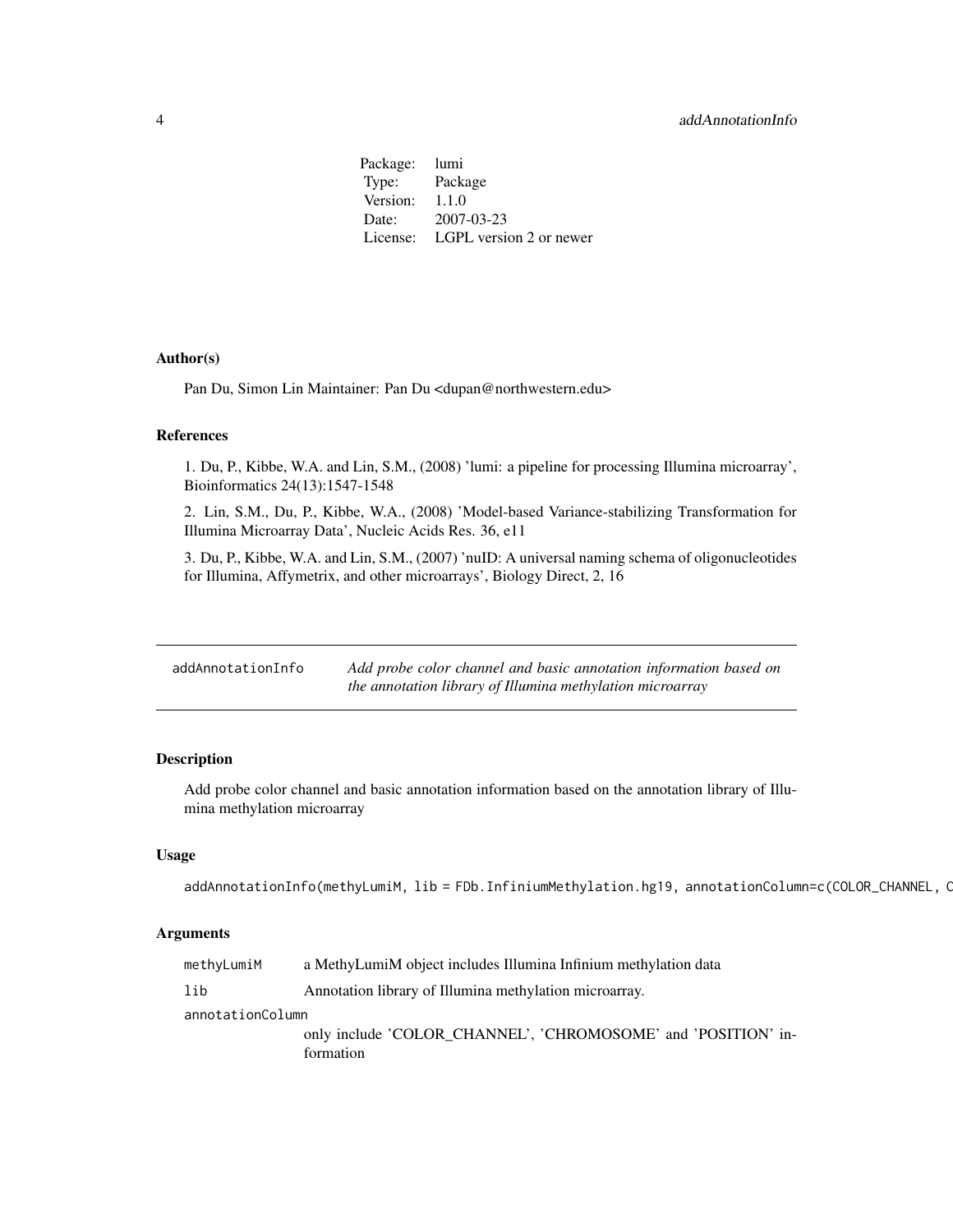| | |
|---|---|
| Package: | lumi |
| Type: | Package |
| Version: | 1.1.0 |
| Date: | 2007-03-23 |
| License: | LGPL version 2 or newer |

### Author(s)

Pan Du, Simon Lin Maintainer: Pan Du <dupan@northwestern.edu>

### References

1. Du, P., Kibbe, W.A. and Lin, S.M., (2008) 'lumi: a pipeline for processing Illumina microarray', Bioinformatics 24(13):1547-1548

2. Lin, S.M., Du, P., Kibbe, W.A., (2008) 'Model-based Variance-stabilizing Transformation for Illumina Microarray Data', Nucleic Acids Res. 36, e11

3. Du, P., Kibbe, W.A. and Lin, S.M., (2007) 'nuID: A universal naming schema of oligonucleotides for Illumina, Affymetrix, and other microarrays', Biology Direct, 2, 16

---

## addAnnotationInfo — *Add probe color channel and basic annotation information based on the annotation library of Illumina methylation microarray*

---

### Description

Add probe color channel and basic annotation information based on the annotation library of Illumina methylation microarray

### Usage

```
addAnnotationInfo(methyLumiM, lib = FDb.InfiniumMethylation.hg19, annotationColumn=c(COLOR_CHANNEL, C
```

### Arguments

| | |
|---|---|
| methyLumiM | a MethyLumiM object includes Illumina Infinium methylation data |
| lib | Annotation library of Illumina methylation microarray. |
| annotationColumn | only include 'COLOR_CHANNEL', 'CHROMOSOME' and 'POSITION' information |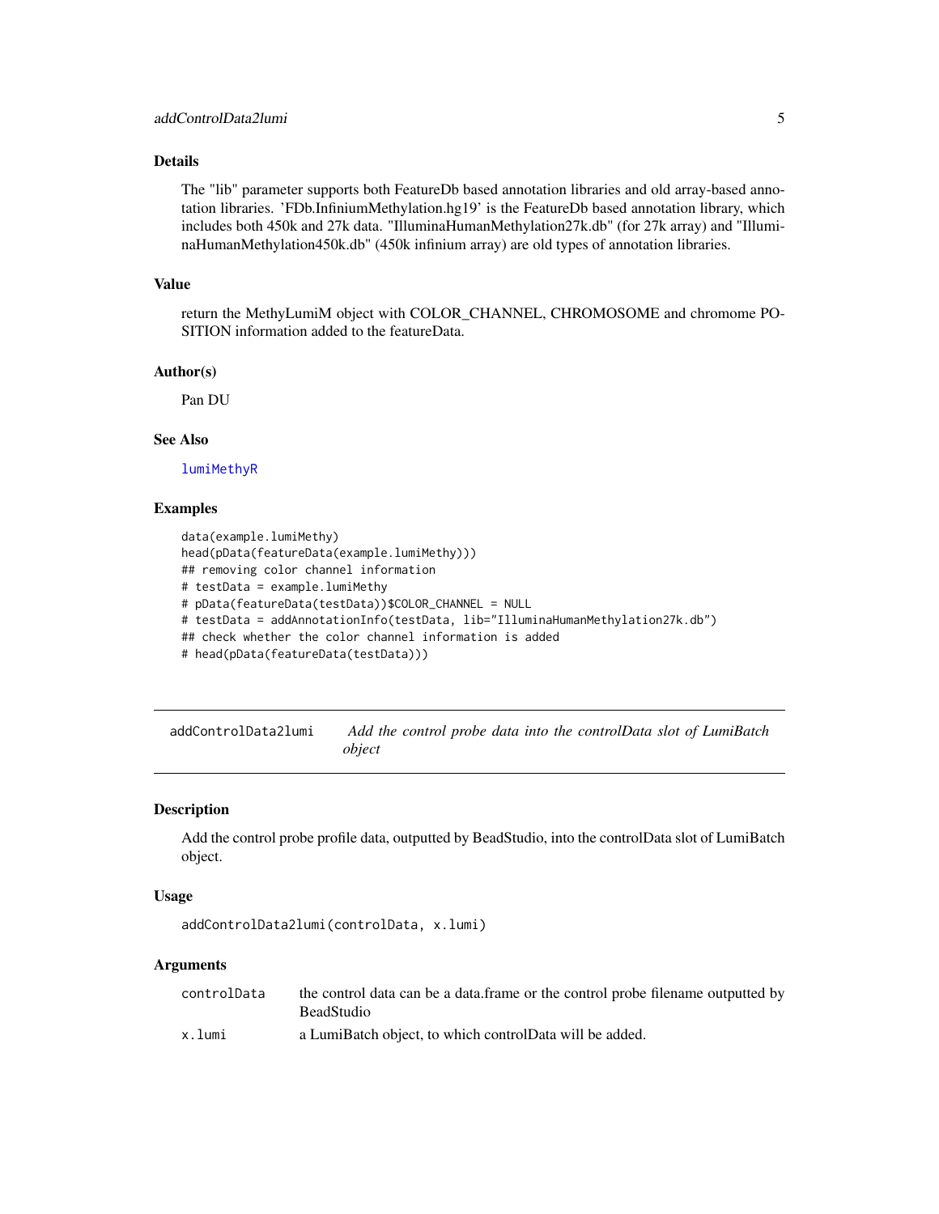### Details

The "lib" parameter supports both FeatureDb based annotation libraries and old array-based annotation libraries. 'FDb.InfiniumMethylation.hg19' is the FeatureDb based annotation library, which includes both 450k and 27k data. "IlluminaHumanMethylation27k.db" (for 27k array) and "IlluminaHumanMethylation450k.db" (450k infinium array) are old types of annotation libraries.

### Value

return the MethyLumiM object with COLOR_CHANNEL, CHROMOSOME and chromome POSITION information added to the featureData.

### Author(s)

Pan DU

### See Also

lumiMethyR

### Examples

```
data(example.lumiMethy)
head(pData(featureData(example.lumiMethy)))
## removing color channel information
# testData = example.lumiMethy
# pData(featureData(testData))$COLOR_CHANNEL = NULL
# testData = addAnnotationInfo(testData, lib="IlluminaHumanMethylation27k.db")
## check whether the color channel information is added
# head(pData(featureData(testData)))
```

---

## addControlData2lumi — *Add the control probe data into the controlData slot of LumiBatch object*

### Description

Add the control probe profile data, outputted by BeadStudio, into the controlData slot of LumiBatch object.

### Usage

```
addControlData2lumi(controlData, x.lumi)
```

### Arguments

| | |
|---|---|
| controlData | the control data can be a data.frame or the control probe filename outputted by BeadStudio |
| x.lumi | a LumiBatch object, to which controlData will be added. |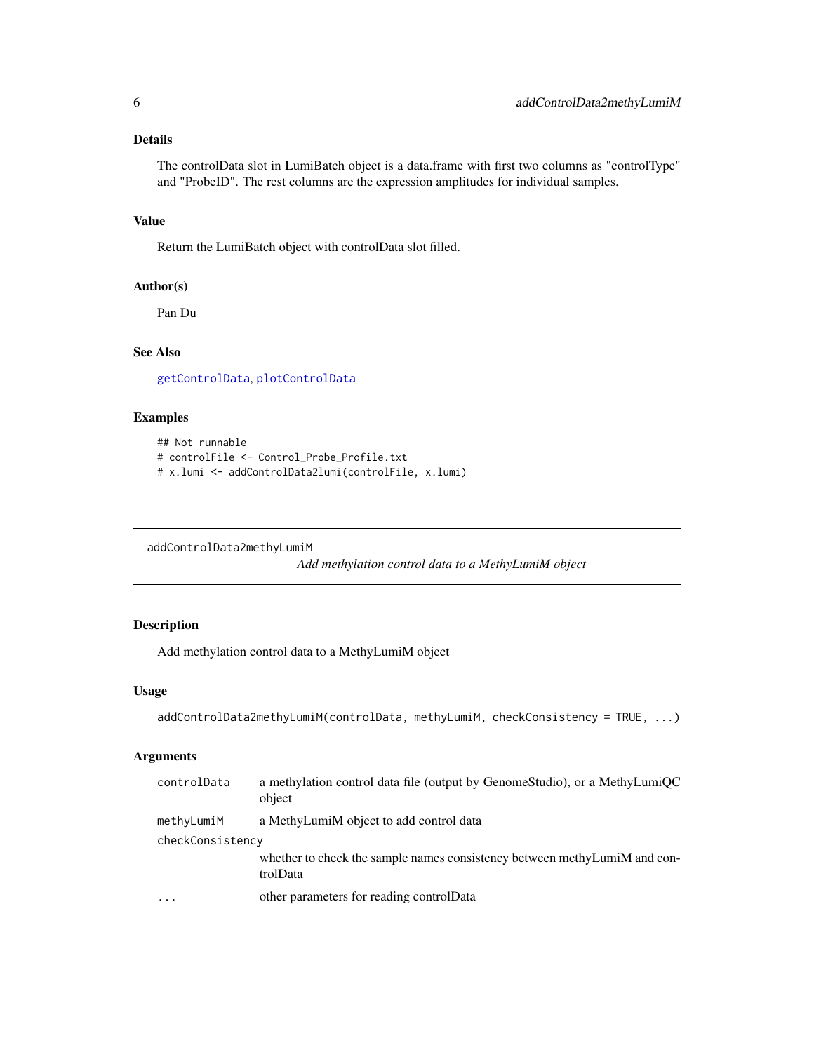### Details

The controlData slot in LumiBatch object is a data.frame with first two columns as "controlType" and "ProbeID". The rest columns are the expression amplitudes for individual samples.

### Value

Return the LumiBatch object with controlData slot filled.

### Author(s)

Pan Du

### See Also

getControlData, plotControlData

### Examples

```
## Not runnable
# controlFile <- Control_Probe_Profile.txt
# x.lumi <- addControlData2lumi(controlFile, x.lumi)
```

---

## addControlData2methyLumiM

*Add methylation control data to a MethyLumiM object*

---

### Description

Add methylation control data to a MethyLumiM object

### Usage

```
addControlData2methyLumiM(controlData, methyLumiM, checkConsistency = TRUE, ...)
```

### Arguments

| | |
|---|---|
| `controlData` | a methylation control data file (output by GenomeStudio), or a MethyLumiQC object |
| `methyLumiM` | a MethyLumiM object to add control data |
| `checkConsistency` | whether to check the sample names consistency between methyLumiM and controlData |
| `...` | other parameters for reading controlData |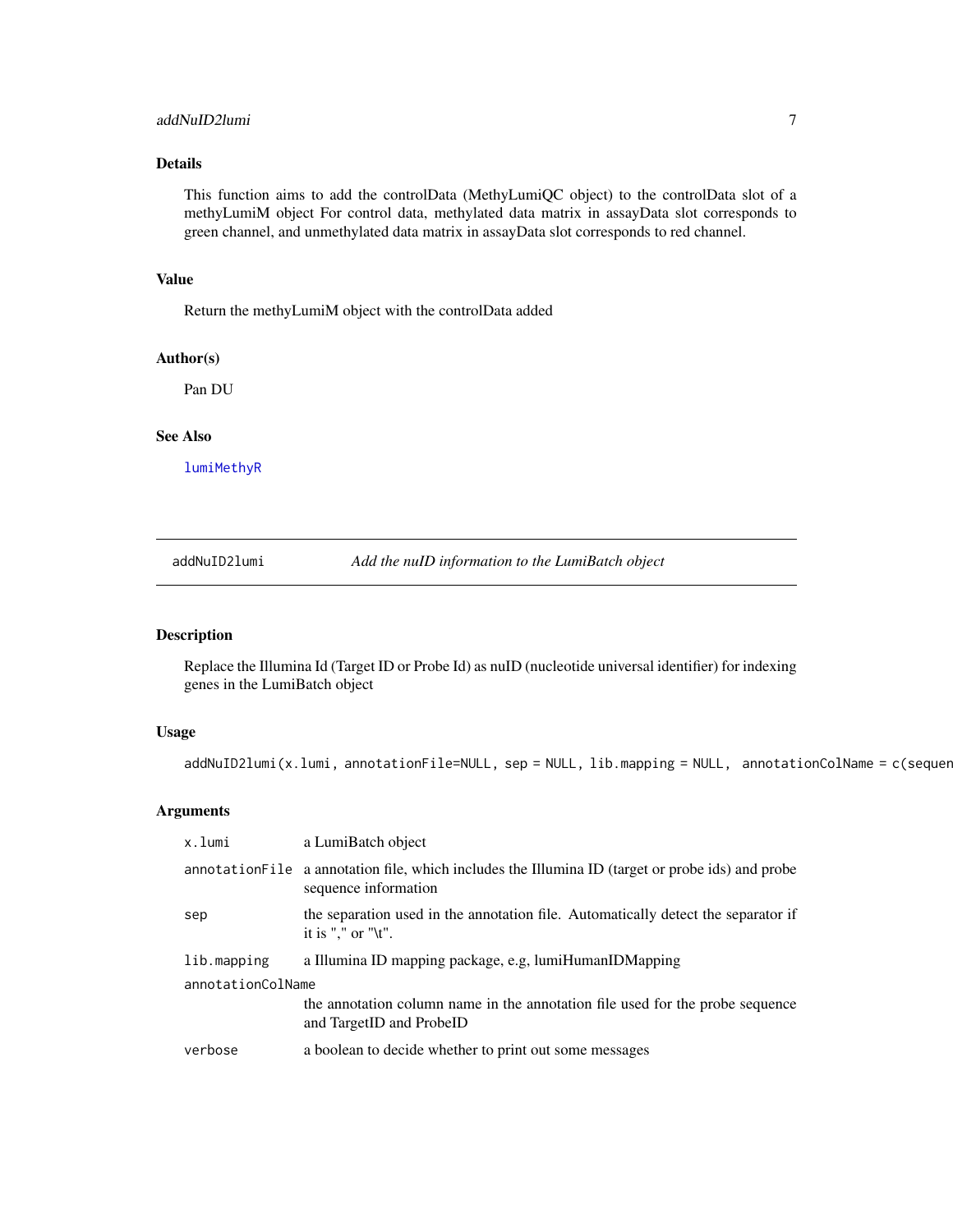## Details

This function aims to add the controlData (MethyLumiQC object) to the controlData slot of a methyLumiM object For control data, methylated data matrix in assayData slot corresponds to green channel, and unmethylated data matrix in assayData slot corresponds to red channel.

## Value

Return the methyLumiM object with the controlData added

## Author(s)

Pan DU

## See Also

lumiMethyR

---

# addNuID2lumi — *Add the nuID information to the LumiBatch object*

## Description

Replace the Illumina Id (Target ID or Probe Id) as nuID (nucleotide universal identifier) for indexing genes in the LumiBatch object

## Usage

```
addNuID2lumi(x.lumi, annotationFile=NULL, sep = NULL, lib.mapping = NULL,  annotationColName = c(sequen
```

## Arguments

| | |
|---|---|
| x.lumi | a LumiBatch object |
| annotationFile | a annotation file, which includes the Illumina ID (target or probe ids) and probe sequence information |
| sep | the separation used in the annotation file. Automatically detect the separator if it is "," or "\t". |
| lib.mapping | a Illumina ID mapping package, e.g, lumiHumanIDMapping |
| annotationColName | the annotation column name in the annotation file used for the probe sequence and TargetID and ProbeID |
| verbose | a boolean to decide whether to print out some messages |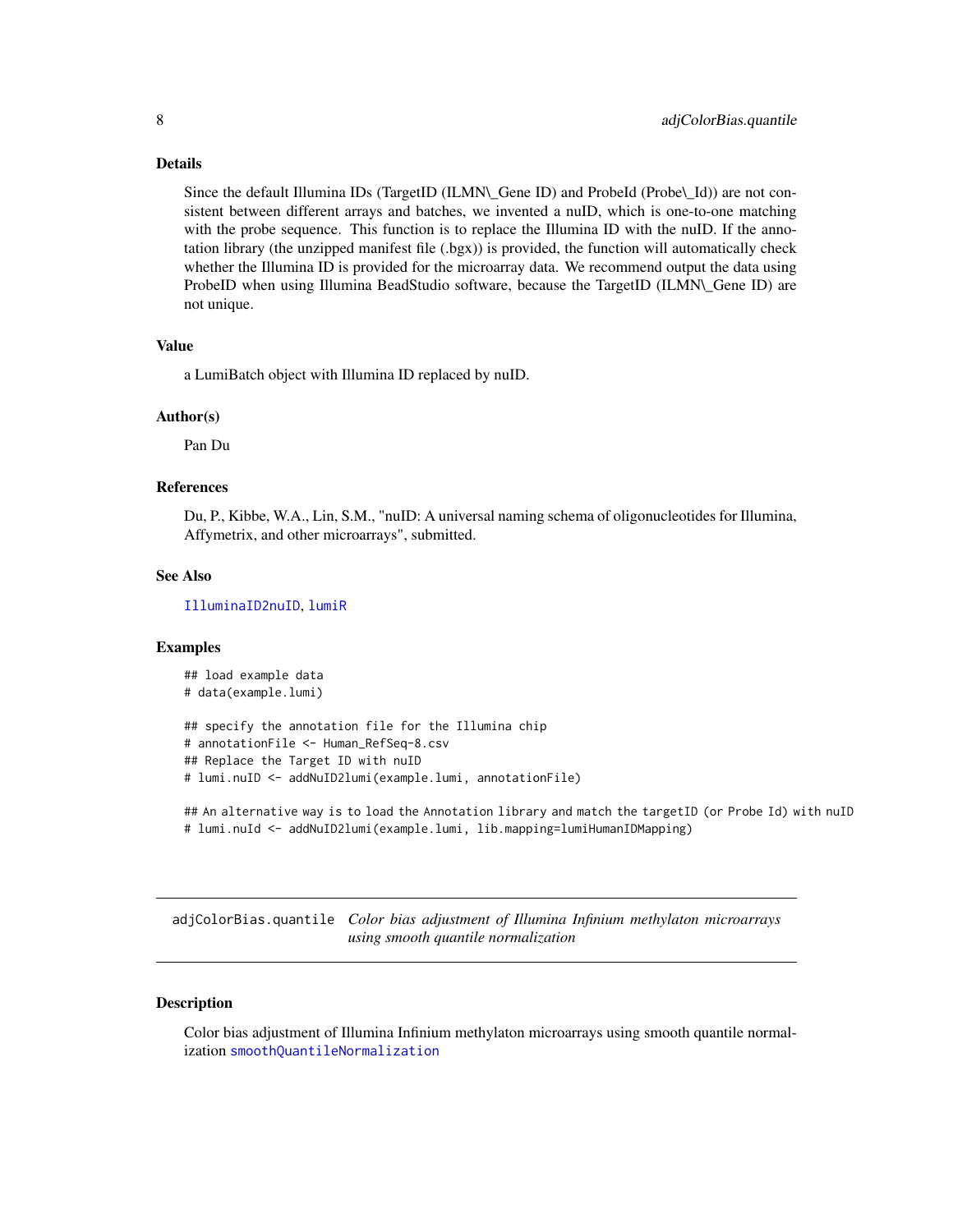### Details

Since the default Illumina IDs (TargetID (ILMN\_Gene ID) and ProbeId (Probe\_Id)) are not consistent between different arrays and batches, we invented a nuID, which is one-to-one matching with the probe sequence. This function is to replace the Illumina ID with the nuID. If the annotation library (the unzipped manifest file (.bgx)) is provided, the function will automatically check whether the Illumina ID is provided for the microarray data. We recommend output the data using ProbeID when using Illumina BeadStudio software, because the TargetID (ILMN\_Gene ID) are not unique.

### Value

a LumiBatch object with Illumina ID replaced by nuID.

### Author(s)

Pan Du

### References

Du, P., Kibbe, W.A., Lin, S.M., "nuID: A universal naming schema of oligonucleotides for Illumina, Affymetrix, and other microarrays", submitted.

### See Also

`IlluminaID2nuID`, `lumiR`

### Examples

```
## load example data
# data(example.lumi)

## specify the annotation file for the Illumina chip
# annotationFile <- Human_RefSeq-8.csv
## Replace the Target ID with nuID
# lumi.nuID <- addNuID2lumi(example.lumi, annotationFile)

## An alternative way is to load the Annotation library and match the targetID (or Probe Id) with nuID
# lumi.nuId <- addNuID2lumi(example.lumi, lib.mapping=lumiHumanIDMapping)
```

---

## adjColorBias.quantile *Color bias adjustment of Illumina Infinium methylaton microarrays using smooth quantile normalization*

### Description

Color bias adjustment of Illumina Infinium methylaton microarrays using smooth quantile normalization `smoothQuantileNormalization`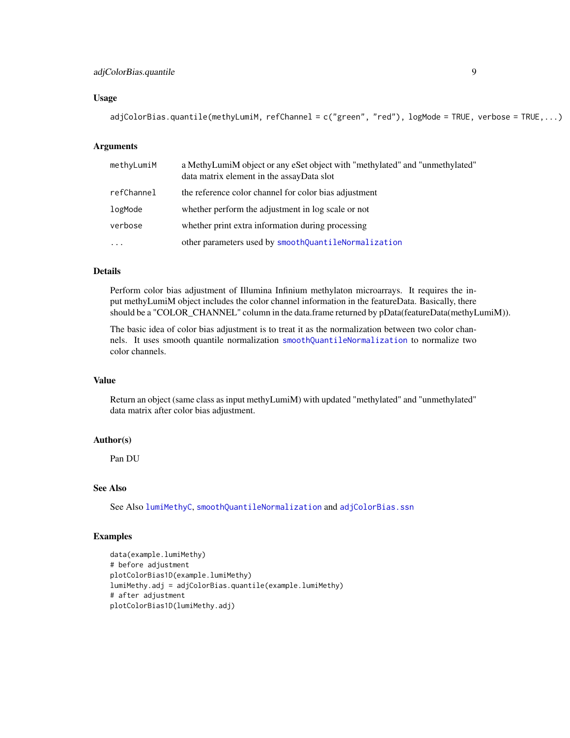### Usage

```
adjColorBias.quantile(methyLumiM, refChannel = c("green", "red"), logMode = TRUE, verbose = TRUE,...)
```

### Arguments

| | |
|---|---|
| methyLumiM | a MethyLumiM object or any eSet object with "methylated" and "unmethylated" data matrix element in the assayData slot |
| refChannel | the reference color channel for color bias adjustment |
| logMode | whether perform the adjustment in log scale or not |
| verbose | whether print extra information during processing |
| ... | other parameters used by smoothQuantileNormalization |

### Details

Perform color bias adjustment of Illumina Infinium methylaton microarrays. It requires the input methyLumiM object includes the color channel information in the featureData. Basically, there should be a "COLOR_CHANNEL" column in the data.frame returned by pData(featureData(methyLumiM)).

The basic idea of color bias adjustment is to treat it as the normalization between two color channels. It uses smooth quantile normalization smoothQuantileNormalization to normalize two color channels.

### Value

Return an object (same class as input methyLumiM) with updated "methylated" and "unmethylated" data matrix after color bias adjustment.

### Author(s)

Pan DU

### See Also

See Also lumiMethyC, smoothQuantileNormalization and adjColorBias.ssn

### Examples

```
data(example.lumiMethy)
# before adjustment
plotColorBias1D(example.lumiMethy)
lumiMethy.adj = adjColorBias.quantile(example.lumiMethy)
# after adjustment
plotColorBias1D(lumiMethy.adj)
```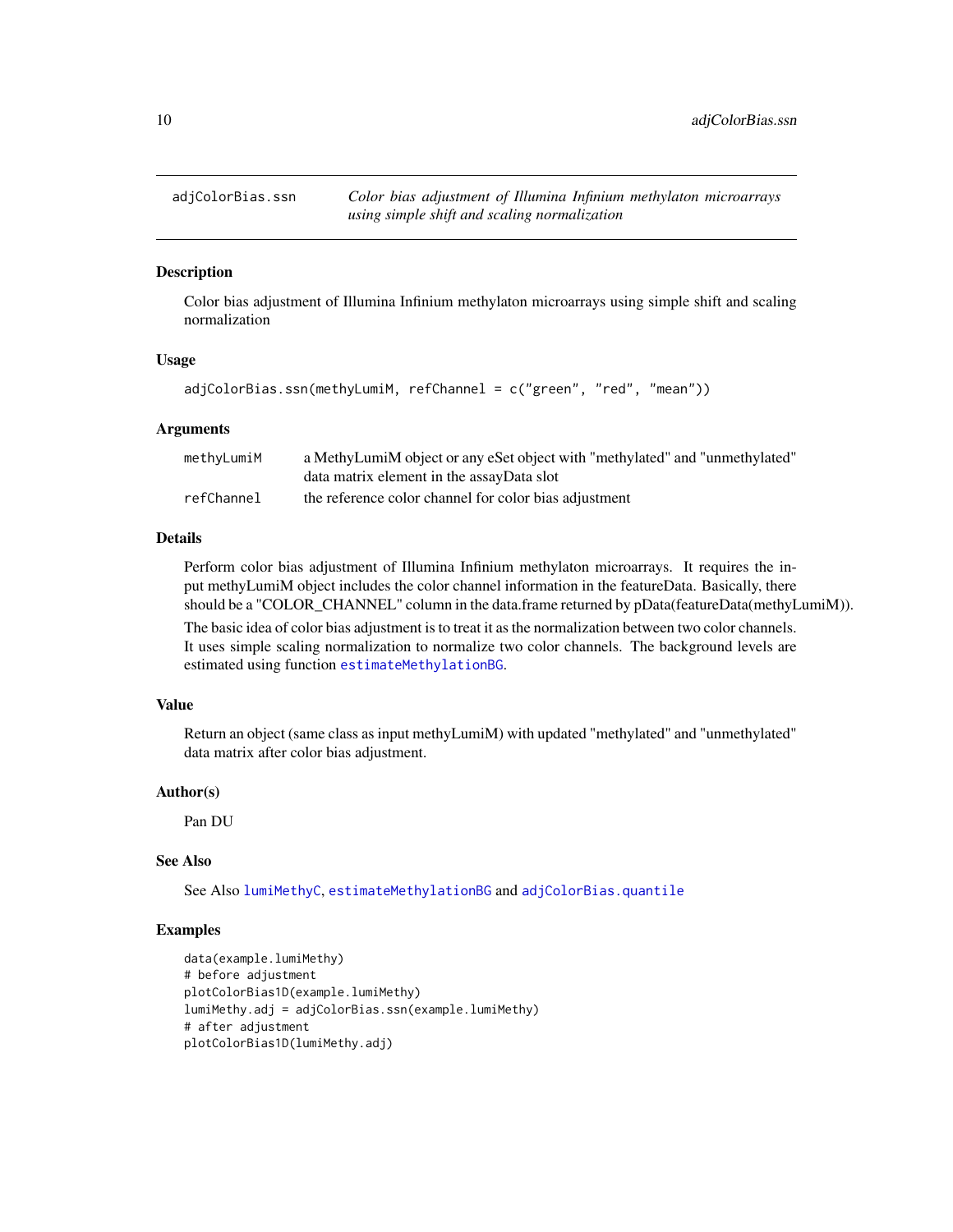## adjColorBias.ssn — *Color bias adjustment of Illumina Infinium methylaton microarrays using simple shift and scaling normalization*

### Description

Color bias adjustment of Illumina Infinium methylaton microarrays using simple shift and scaling normalization

### Usage

```
adjColorBias.ssn(methyLumiM, refChannel = c("green", "red", "mean"))
```

### Arguments

| | |
|---|---|
| `methyLumiM` | a MethyLumiM object or any eSet object with "methylated" and "unmethylated" data matrix element in the assayData slot |
| `refChannel` | the reference color channel for color bias adjustment |

### Details

Perform color bias adjustment of Illumina Infinium methylaton microarrays. It requires the input methyLumiM object includes the color channel information in the featureData. Basically, there should be a "COLOR_CHANNEL" column in the data.frame returned by pData(featureData(methyLumiM)).

The basic idea of color bias adjustment is to treat it as the normalization between two color channels. It uses simple scaling normalization to normalize two color channels. The background levels are estimated using function `estimateMethylationBG`.

### Value

Return an object (same class as input methyLumiM) with updated "methylated" and "unmethylated" data matrix after color bias adjustment.

### Author(s)

Pan DU

### See Also

See Also `lumiMethyC`, `estimateMethylationBG` and `adjColorBias.quantile`

### Examples

```
data(example.lumiMethy)
# before adjustment
plotColorBias1D(example.lumiMethy)
lumiMethy.adj = adjColorBias.ssn(example.lumiMethy)
# after adjustment
plotColorBias1D(lumiMethy.adj)
```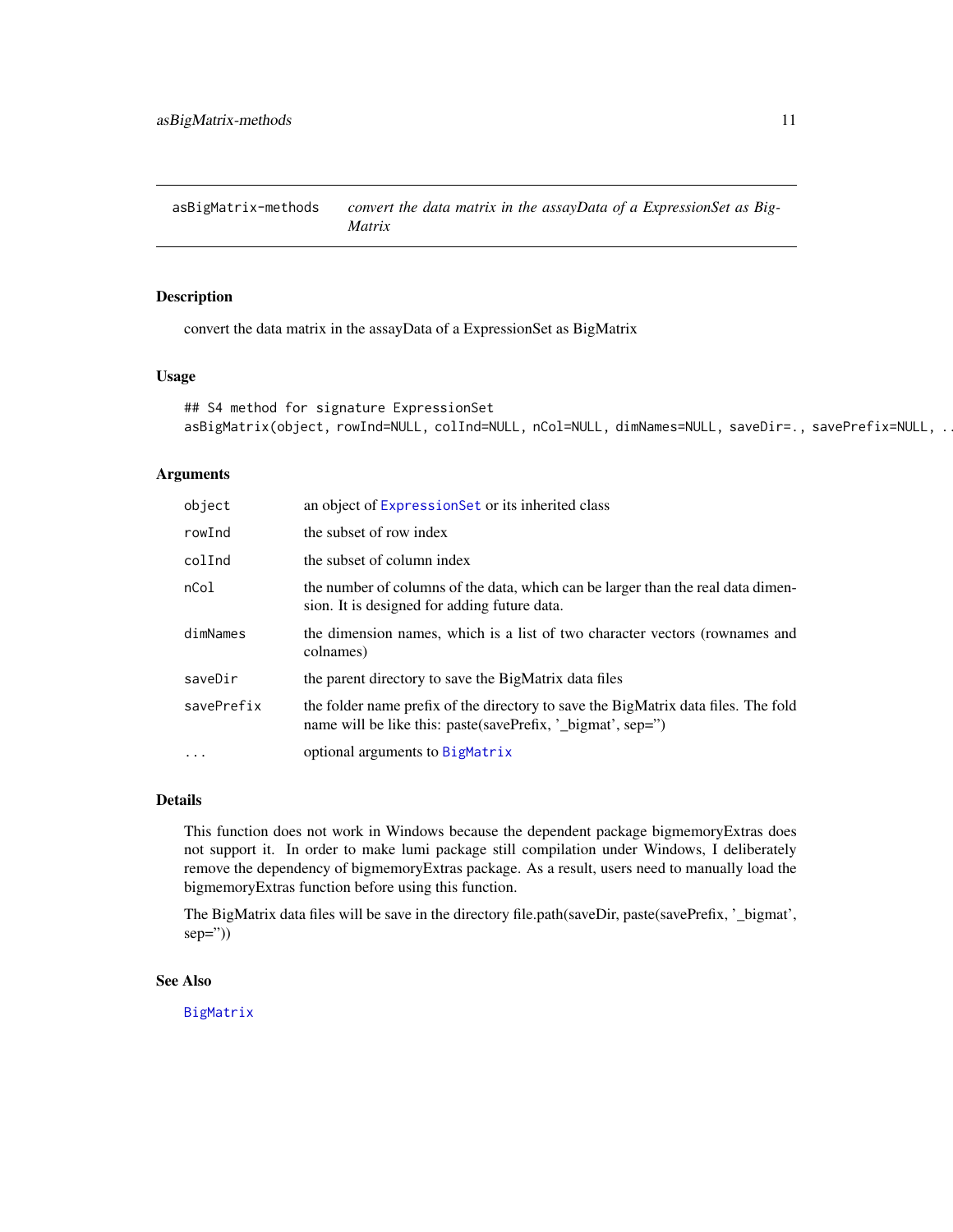asBigMatrix-methods *convert the data matrix in the assayData of a ExpressionSet as BigMatrix*

## Description

convert the data matrix in the assayData of a ExpressionSet as BigMatrix

## Usage

```
## S4 method for signature ExpressionSet
asBigMatrix(object, rowInd=NULL, colInd=NULL, nCol=NULL, dimNames=NULL, saveDir=., savePrefix=NULL, ..
```

## Arguments

| | |
|---|---|
| `object` | an object of `ExpressionSet` or its inherited class |
| `rowInd` | the subset of row index |
| `colInd` | the subset of column index |
| `nCol` | the number of columns of the data, which can be larger than the real data dimension. It is designed for adding future data. |
| `dimNames` | the dimension names, which is a list of two character vectors (rownames and colnames) |
| `saveDir` | the parent directory to save the BigMatrix data files |
| `savePrefix` | the folder name prefix of the directory to save the BigMatrix data files. The fold name will be like this: paste(savePrefix, '_bigmat', sep='') |
| `...` | optional arguments to `BigMatrix` |

## Details

This function does not work in Windows because the dependent package bigmemoryExtras does not support it. In order to make lumi package still compilation under Windows, I deliberately remove the dependency of bigmemoryExtras package. As a result, users need to manually load the bigmemoryExtras function before using this function.

The BigMatrix data files will be save in the directory file.path(saveDir, paste(savePrefix, '_bigmat', sep=''))

## See Also

`BigMatrix`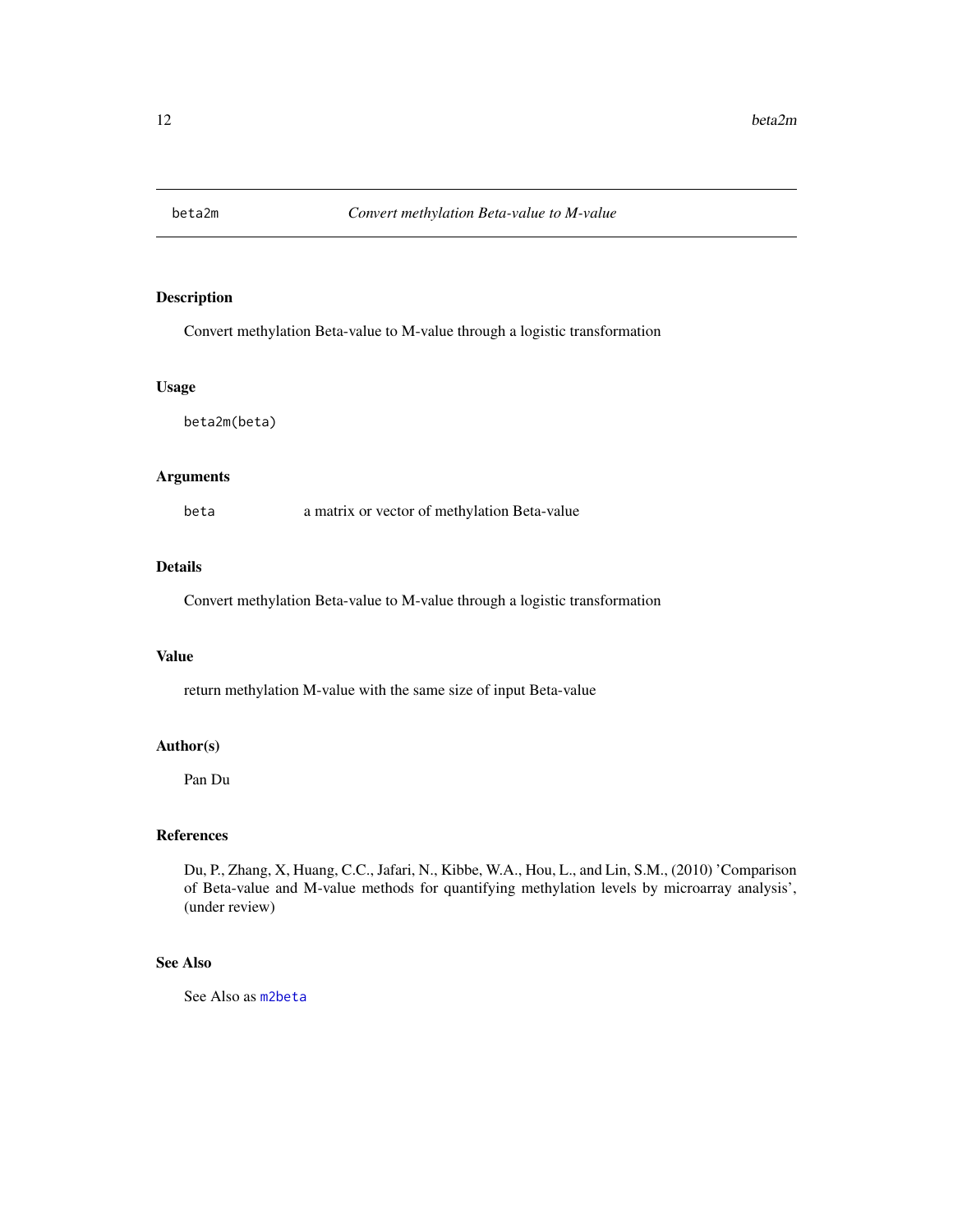# beta2m — *Convert methylation Beta-value to M-value*

## Description

Convert methylation Beta-value to M-value through a logistic transformation

## Usage

```
beta2m(beta)
```

## Arguments

| | |
|---|---|
| `beta` | a matrix or vector of methylation Beta-value |

## Details

Convert methylation Beta-value to M-value through a logistic transformation

## Value

return methylation M-value with the same size of input Beta-value

## Author(s)

Pan Du

## References

Du, P., Zhang, X, Huang, C.C., Jafari, N., Kibbe, W.A., Hou, L., and Lin, S.M., (2010) 'Comparison of Beta-value and M-value methods for quantifying methylation levels by microarray analysis', (under review)

## See Also

See Also as `m2beta`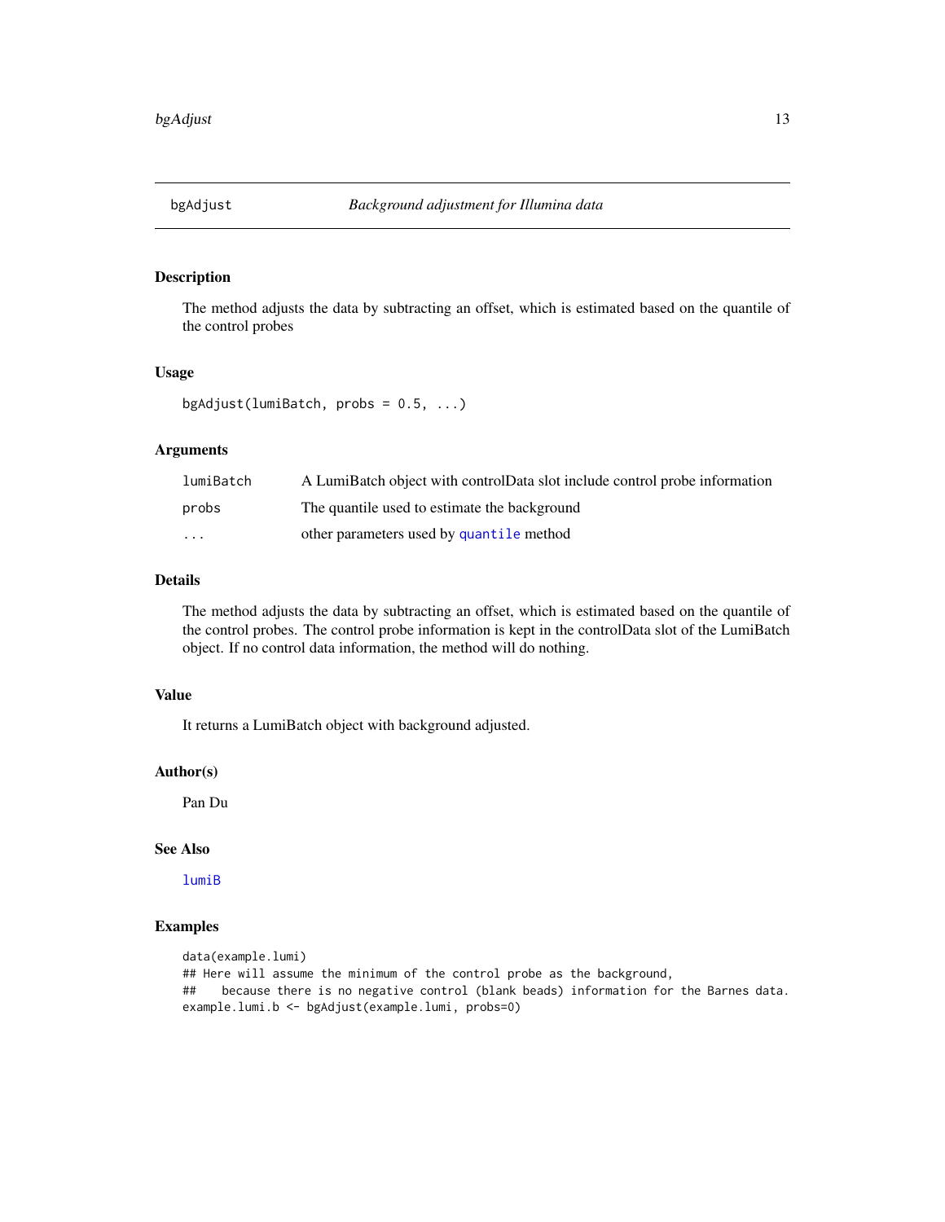# bgAdjust — *Background adjustment for Illumina data*

## Description

The method adjusts the data by subtracting an offset, which is estimated based on the quantile of the control probes

## Usage

```
bgAdjust(lumiBatch, probs = 0.5, ...)
```

## Arguments

| | |
|---|---|
| `lumiBatch` | A LumiBatch object with controlData slot include control probe information |
| `probs` | The quantile used to estimate the background |
| `...` | other parameters used by `quantile` method |

## Details

The method adjusts the data by subtracting an offset, which is estimated based on the quantile of the control probes. The control probe information is kept in the controlData slot of the LumiBatch object. If no control data information, the method will do nothing.

## Value

It returns a LumiBatch object with background adjusted.

## Author(s)

Pan Du

## See Also

`lumiB`

## Examples

```
data(example.lumi)
## Here will assume the minimum of the control probe as the background,
##    because there is no negative control (blank beads) information for the Barnes data.
example.lumi.b <- bgAdjust(example.lumi, probs=0)
```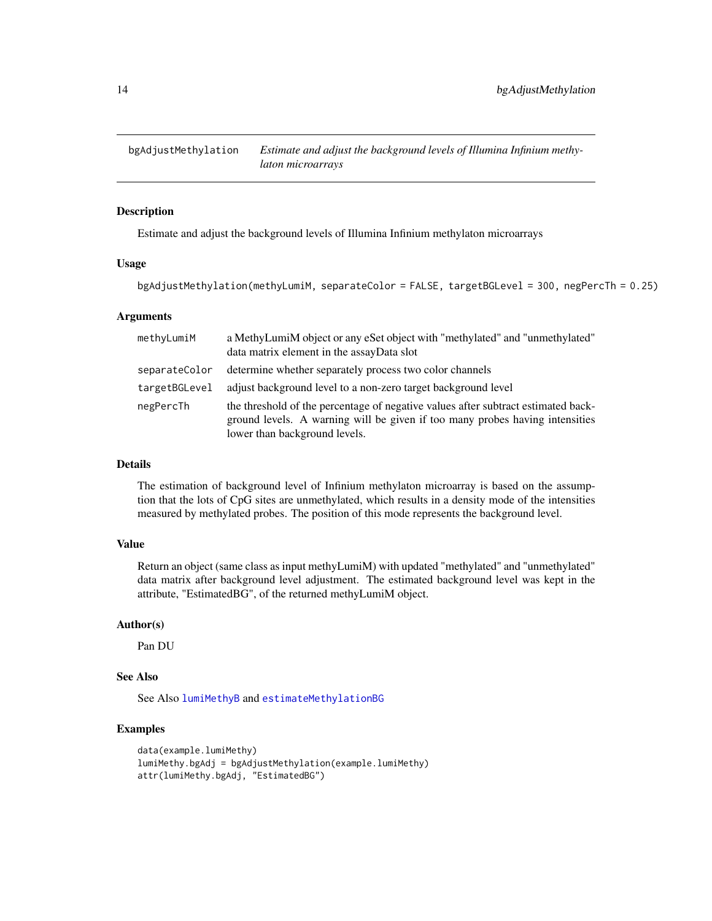# bgAdjustMethylation — *Estimate and adjust the background levels of Illumina Infinium methylaton microarrays*

## Description

Estimate and adjust the background levels of Illumina Infinium methylaton microarrays

## Usage

```
bgAdjustMethylation(methyLumiM, separateColor = FALSE, targetBGLevel = 300, negPercTh = 0.25)
```

## Arguments

| | |
|---|---|
| `methyLumiM` | a MethyLumiM object or any eSet object with "methylated" and "unmethylated" data matrix element in the assayData slot |
| `separateColor` | determine whether separately process two color channels |
| `targetBGLevel` | adjust background level to a non-zero target background level |
| `negPercTh` | the threshold of the percentage of negative values after subtract estimated background levels. A warning will be given if too many probes having intensities lower than background levels. |

## Details

The estimation of background level of Infinium methylaton microarray is based on the assumption that the lots of CpG sites are unmethylated, which results in a density mode of the intensities measured by methylated probes. The position of this mode represents the background level.

## Value

Return an object (same class as input methyLumiM) with updated "methylated" and "unmethylated" data matrix after background level adjustment. The estimated background level was kept in the attribute, "EstimatedBG", of the returned methyLumiM object.

## Author(s)

Pan DU

## See Also

See Also `lumiMethyB` and `estimateMethylationBG`

## Examples

```
data(example.lumiMethy)
lumiMethy.bgAdj = bgAdjustMethylation(example.lumiMethy)
attr(lumiMethy.bgAdj, "EstimatedBG")
```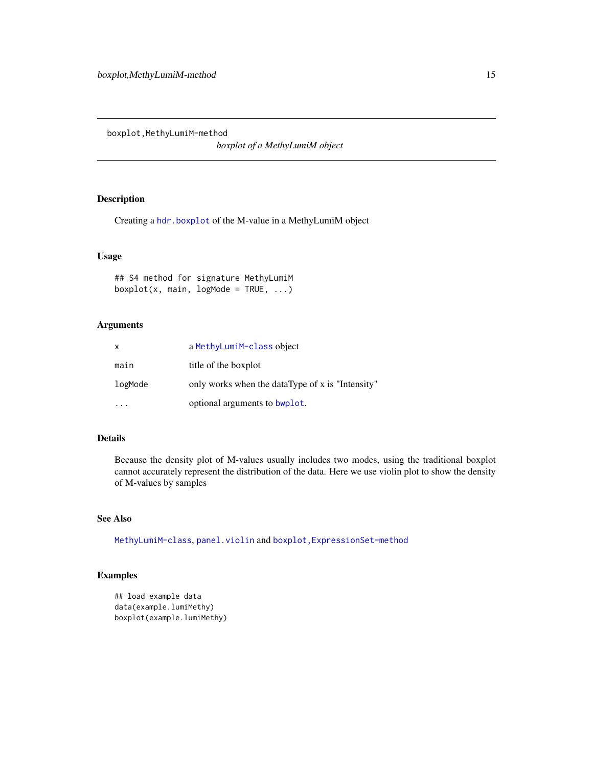boxplot,MethyLumiM-method

*boxplot of a MethyLumiM object*

## Description

Creating a hdr.boxplot of the M-value in a MethyLumiM object

## Usage

```
## S4 method for signature MethyLumiM
boxplot(x, main, logMode = TRUE, ...)
```

## Arguments

| | |
|---|---|
| x | a MethyLumiM-class object |
| main | title of the boxplot |
| logMode | only works when the dataType of x is "Intensity" |
| ... | optional arguments to bwplot. |

## Details

Because the density plot of M-values usually includes two modes, using the traditional boxplot cannot accurately represent the distribution of the data. Here we use violin plot to show the density of M-values by samples

## See Also

MethyLumiM-class, panel.violin and boxplot,ExpressionSet-method

## Examples

```
## load example data
data(example.lumiMethy)
boxplot(example.lumiMethy)
```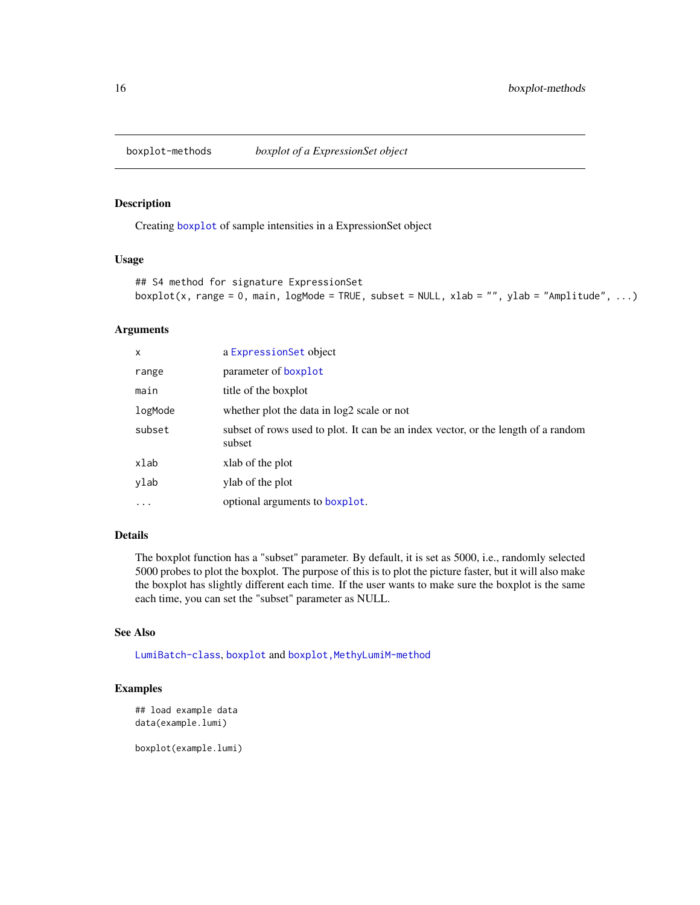## boxplot-methods *boxplot of a ExpressionSet object*

### Description

Creating boxplot of sample intensities in a ExpressionSet object

### Usage

```
## S4 method for signature ExpressionSet
boxplot(x, range = 0, main, logMode = TRUE, subset = NULL, xlab = "", ylab = "Amplitude", ...)
```

### Arguments

| | |
|---|---|
| x | a ExpressionSet object |
| range | parameter of boxplot |
| main | title of the boxplot |
| logMode | whether plot the data in log2 scale or not |
| subset | subset of rows used to plot. It can be an index vector, or the length of a random subset |
| xlab | xlab of the plot |
| ylab | ylab of the plot |
| ... | optional arguments to boxplot. |

### Details

The boxplot function has a "subset" parameter. By default, it is set as 5000, i.e., randomly selected 5000 probes to plot the boxplot. The purpose of this is to plot the picture faster, but it will also make the boxplot has slightly different each time. If the user wants to make sure the boxplot is the same each time, you can set the "subset" parameter as NULL.

### See Also

LumiBatch-class, boxplot and boxplot,MethyLumiM-method

### Examples

```
## load example data
data(example.lumi)

boxplot(example.lumi)
```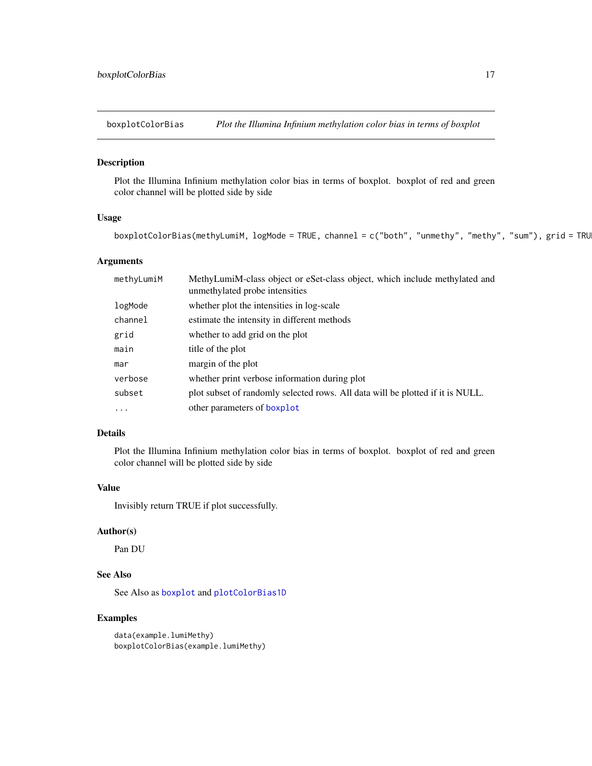boxplotColorBias *Plot the Illumina Infinium methylation color bias in terms of boxplot*

## Description

Plot the Illumina Infinium methylation color bias in terms of boxplot. boxplot of red and green color channel will be plotted side by side

## Usage

```
boxplotColorBias(methyLumiM, logMode = TRUE, channel = c("both", "unmethy", "methy", "sum"), grid = TRU
```

## Arguments

| | |
|---|---|
| methyLumiM | MethyLumiM-class object or eSet-class object, which include methylated and unmethylated probe intensities |
| logMode | whether plot the intensities in log-scale |
| channel | estimate the intensity in different methods |
| grid | whether to add grid on the plot |
| main | title of the plot |
| mar | margin of the plot |
| verbose | whether print verbose information during plot |
| subset | plot subset of randomly selected rows. All data will be plotted if it is NULL. |
| ... | other parameters of boxplot |

## Details

Plot the Illumina Infinium methylation color bias in terms of boxplot. boxplot of red and green color channel will be plotted side by side

## Value

Invisibly return TRUE if plot successfully.

## Author(s)

Pan DU

## See Also

See Also as boxplot and plotColorBias1D

## Examples

```
data(example.lumiMethy)
boxplotColorBias(example.lumiMethy)
```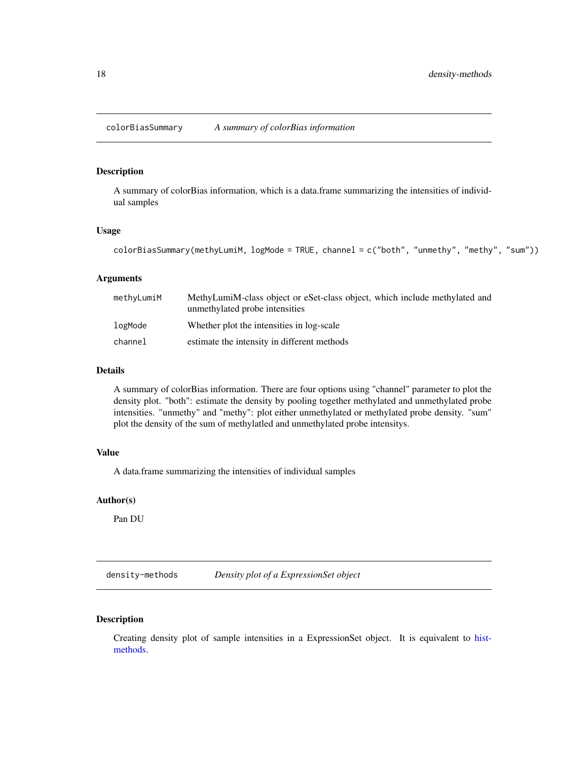## colorBiasSummary — *A summary of colorBias information*

### Description

A summary of colorBias information, which is a data.frame summarizing the intensities of individual samples

### Usage

```
colorBiasSummary(methyLumiM, logMode = TRUE, channel = c("both", "unmethy", "methy", "sum"))
```

### Arguments

| | |
|---|---|
| `methyLumiM` | MethyLumiM-class object or eSet-class object, which include methylated and unmethylated probe intensities |
| `logMode` | Whether plot the intensities in log-scale |
| `channel` | estimate the intensity in different methods |

### Details

A summary of colorBias information. There are four options using "channel" parameter to plot the density plot. "both": estimate the density by pooling together methylated and unmethylated probe intensities. "unmethy" and "methy": plot either unmethylated or methylated probe density. "sum" plot the density of the sum of methylatled and unmethylated probe intensitys.

### Value

A data.frame summarizing the intensities of individual samples

### Author(s)

Pan DU

## density-methods — *Density plot of a ExpressionSet object*

### Description

Creating density plot of sample intensities in a ExpressionSet object. It is equivalent to hist-methods.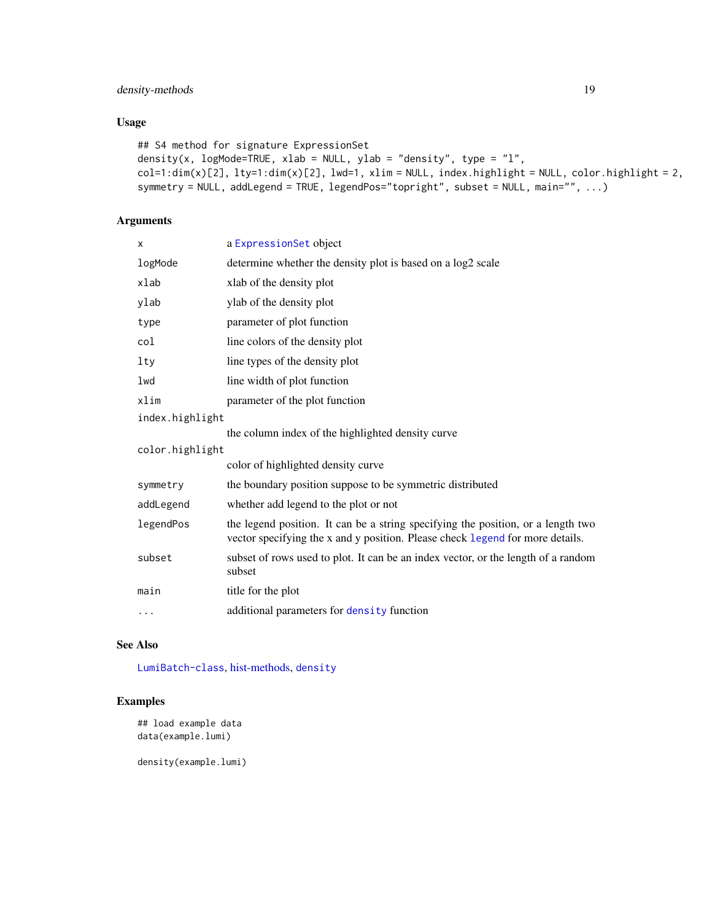## Usage

```
## S4 method for signature ExpressionSet
density(x, logMode=TRUE, xlab = NULL, ylab = "density", type = "l",
col=1:dim(x)[2], lty=1:dim(x)[2], lwd=1, xlim = NULL, index.highlight = NULL, color.highlight = 2,
symmetry = NULL, addLegend = TRUE, legendPos="topright", subset = NULL, main="", ...)
```

## Arguments

| | |
|---|---|
| x | a ExpressionSet object |
| logMode | determine whether the density plot is based on a log2 scale |
| xlab | xlab of the density plot |
| ylab | ylab of the density plot |
| type | parameter of plot function |
| col | line colors of the density plot |
| lty | line types of the density plot |
| lwd | line width of plot function |
| xlim | parameter of the plot function |
| index.highlight | the column index of the highlighted density curve |
| color.highlight | color of highlighted density curve |
| symmetry | the boundary position suppose to be symmetric distributed |
| addLegend | whether add legend to the plot or not |
| legendPos | the legend position. It can be a string specifying the position, or a length two vector specifying the x and y position. Please check legend for more details. |
| subset | subset of rows used to plot. It can be an index vector, or the length of a random subset |
| main | title for the plot |
| ... | additional parameters for density function |

## See Also

LumiBatch-class, hist-methods, density

## Examples

```
## load example data
data(example.lumi)

density(example.lumi)
```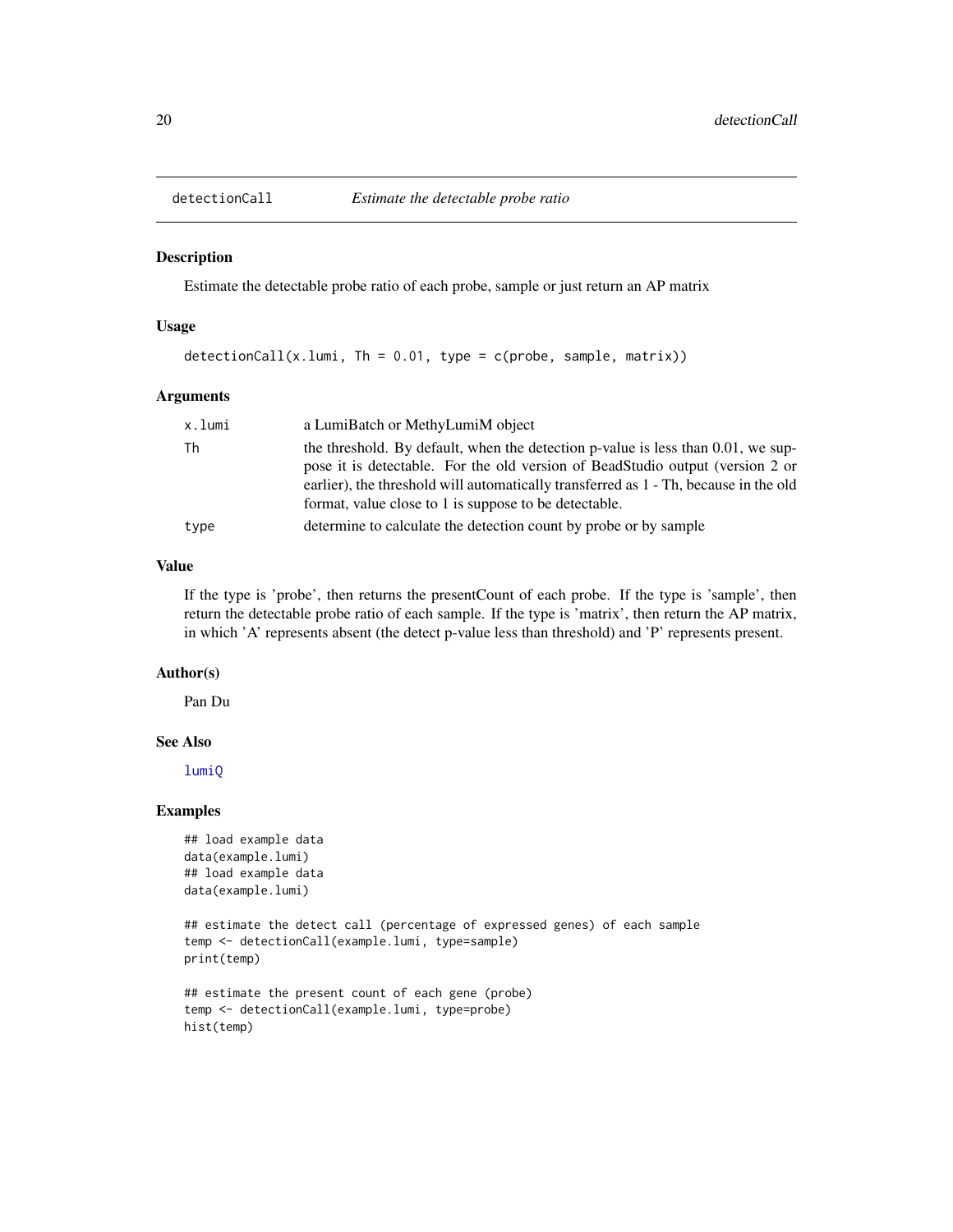## detectionCall — *Estimate the detectable probe ratio*

### Description

Estimate the detectable probe ratio of each probe, sample or just return an AP matrix

### Usage

```
detectionCall(x.lumi, Th = 0.01, type = c(probe, sample, matrix))
```

### Arguments

| | |
|---|---|
| x.lumi | a LumiBatch or MethyLumiM object |
| Th | the threshold. By default, when the detection p-value is less than 0.01, we suppose it is detectable. For the old version of BeadStudio output (version 2 or earlier), the threshold will automatically transferred as 1 - Th, because in the old format, value close to 1 is suppose to be detectable. |
| type | determine to calculate the detection count by probe or by sample |

### Value

If the type is 'probe', then returns the presentCount of each probe. If the type is 'sample', then return the detectable probe ratio of each sample. If the type is 'matrix', then return the AP matrix, in which 'A' represents absent (the detect p-value less than threshold) and 'P' represents present.

### Author(s)

Pan Du

### See Also

lumiQ

### Examples

```
## load example data
data(example.lumi)
## load example data
data(example.lumi)

## estimate the detect call (percentage of expressed genes) of each sample
temp <- detectionCall(example.lumi, type=sample)
print(temp)

## estimate the present count of each gene (probe)
temp <- detectionCall(example.lumi, type=probe)
hist(temp)
```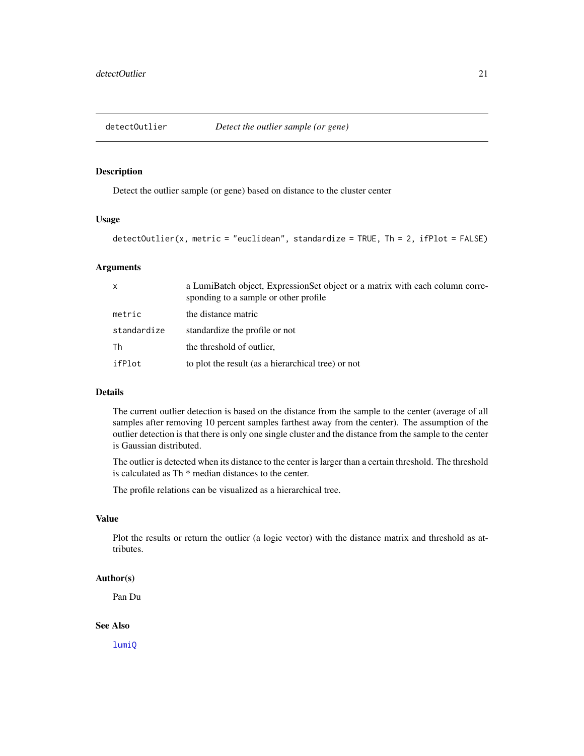## detectOutlier *Detect the outlier sample (or gene)*

### Description

Detect the outlier sample (or gene) based on distance to the cluster center

### Usage

```
detectOutlier(x, metric = "euclidean", standardize = TRUE, Th = 2, ifPlot = FALSE)
```

### Arguments

| | |
|---|---|
| `x` | a LumiBatch object, ExpressionSet object or a matrix with each column corresponding to a sample or other profile |
| `metric` | the distance matric |
| `standardize` | standardize the profile or not |
| `Th` | the threshold of outlier, |
| `ifPlot` | to plot the result (as a hierarchical tree) or not |

### Details

The current outlier detection is based on the distance from the sample to the center (average of all samples after removing 10 percent samples farthest away from the center). The assumption of the outlier detection is that there is only one single cluster and the distance from the sample to the center is Gaussian distributed.

The outlier is detected when its distance to the center is larger than a certain threshold. The threshold is calculated as Th * median distances to the center.

The profile relations can be visualized as a hierarchical tree.

### Value

Plot the results or return the outlier (a logic vector) with the distance matrix and threshold as attributes.

### Author(s)

Pan Du

### See Also

lumiQ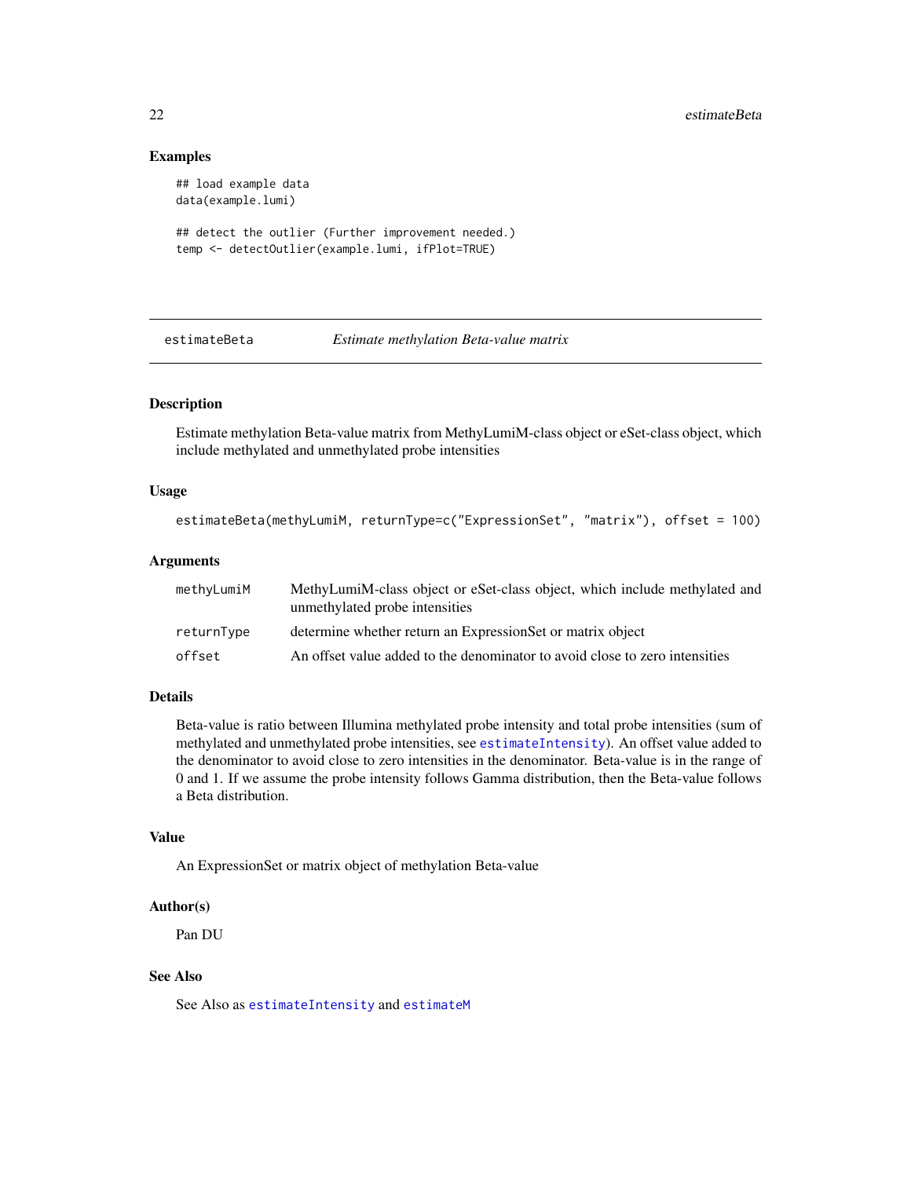## Examples

```
## load example data
data(example.lumi)

## detect the outlier (Further improvement needed.)
temp <- detectOutlier(example.lumi, ifPlot=TRUE)
```

---

# estimateBeta *Estimate methylation Beta-value matrix*

---

## Description

Estimate methylation Beta-value matrix from MethyLumiM-class object or eSet-class object, which include methylated and unmethylated probe intensities

## Usage

```
estimateBeta(methyLumiM, returnType=c("ExpressionSet", "matrix"), offset = 100)
```

## Arguments

| | |
|---|---|
| methyLumiM | MethyLumiM-class object or eSet-class object, which include methylated and unmethylated probe intensities |
| returnType | determine whether return an ExpressionSet or matrix object |
| offset | An offset value added to the denominator to avoid close to zero intensities |

## Details

Beta-value is ratio between Illumina methylated probe intensity and total probe intensities (sum of methylated and unmethylated probe intensities, see estimateIntensity). An offset value added to the denominator to avoid close to zero intensities in the denominator. Beta-value is in the range of 0 and 1. If we assume the probe intensity follows Gamma distribution, then the Beta-value follows a Beta distribution.

## Value

An ExpressionSet or matrix object of methylation Beta-value

## Author(s)

Pan DU

## See Also

See Also as estimateIntensity and estimateM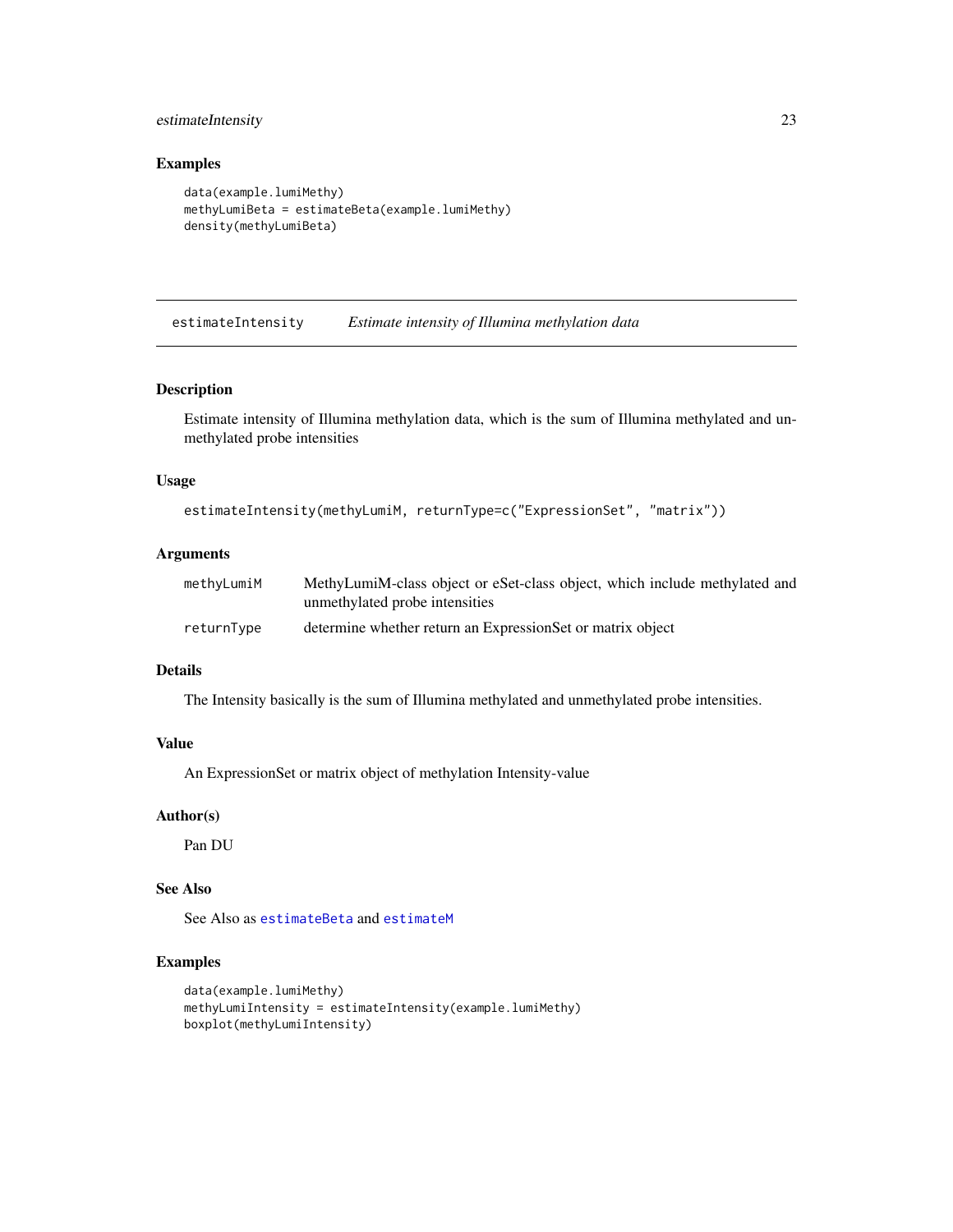### Examples

```
data(example.lumiMethy)
methyLumiBeta = estimateBeta(example.lumiMethy)
density(methyLumiBeta)
```

---

## estimateIntensity — *Estimate intensity of Illumina methylation data*

---

### Description

Estimate intensity of Illumina methylation data, which is the sum of Illumina methylated and unmethylated probe intensities

### Usage

```
estimateIntensity(methyLumiM, returnType=c("ExpressionSet", "matrix"))
```

### Arguments

| | |
|---|---|
| `methyLumiM` | MethyLumiM-class object or eSet-class object, which include methylated and unmethylated probe intensities |
| `returnType` | determine whether return an ExpressionSet or matrix object |

### Details

The Intensity basically is the sum of Illumina methylated and unmethylated probe intensities.

### Value

An ExpressionSet or matrix object of methylation Intensity-value

### Author(s)

Pan DU

### See Also

See Also as `estimateBeta` and `estimateM`

### Examples

```
data(example.lumiMethy)
methyLumiIntensity = estimateIntensity(example.lumiMethy)
boxplot(methyLumiIntensity)
```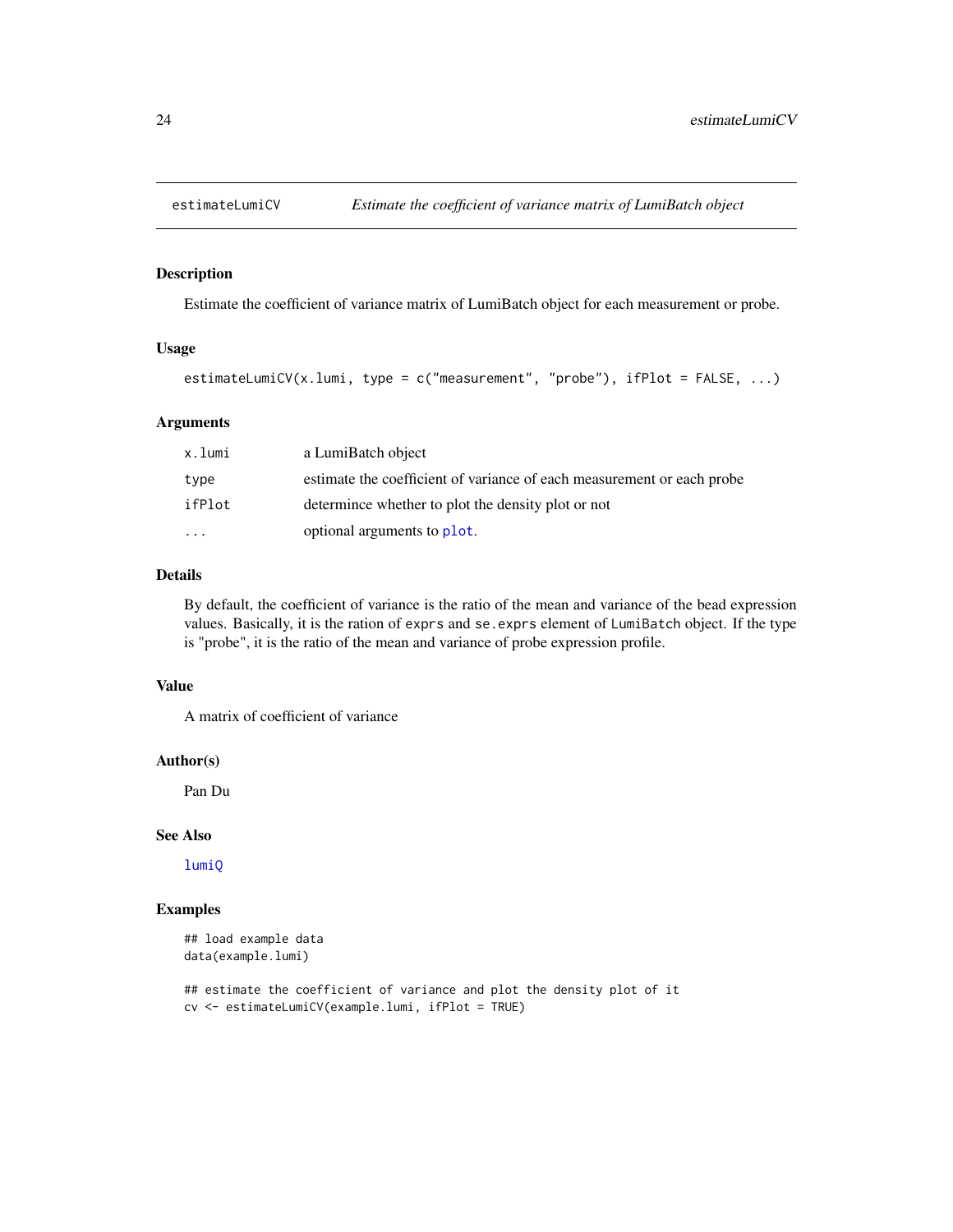estimateLumiCV *Estimate the coefficient of variance matrix of LumiBatch object*

## Description

Estimate the coefficient of variance matrix of LumiBatch object for each measurement or probe.

## Usage

```
estimateLumiCV(x.lumi, type = c("measurement", "probe"), ifPlot = FALSE, ...)
```

## Arguments

| | |
|---|---|
| x.lumi | a LumiBatch object |
| type | estimate the coefficient of variance of each measurement or each probe |
| ifPlot | determince whether to plot the density plot or not |
| ... | optional arguments to plot. |

## Details

By default, the coefficient of variance is the ratio of the mean and variance of the bead expression values. Basically, it is the ration of `exprs` and `se.exprs` element of `LumiBatch` object. If the type is "probe", it is the ratio of the mean and variance of probe expression profile.

## Value

A matrix of coefficient of variance

## Author(s)

Pan Du

## See Also

lumiQ

## Examples

```
## load example data
data(example.lumi)

## estimate the coefficient of variance and plot the density plot of it
cv <- estimateLumiCV(example.lumi, ifPlot = TRUE)
```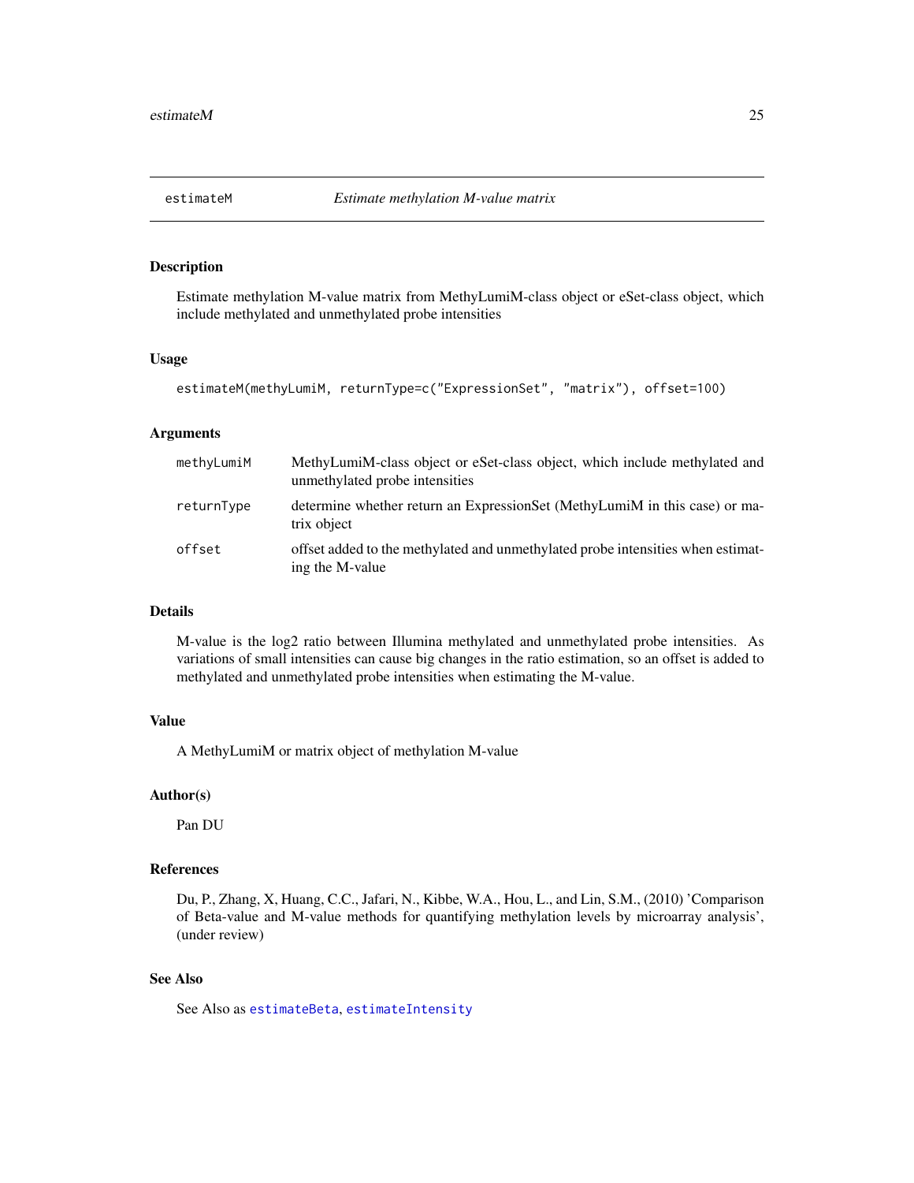## estimateM — *Estimate methylation M-value matrix*

### Description

Estimate methylation M-value matrix from MethyLumiM-class object or eSet-class object, which include methylated and unmethylated probe intensities

### Usage

```
estimateM(methyLumiM, returnType=c("ExpressionSet", "matrix"), offset=100)
```

### Arguments

| | |
|---|---|
| methyLumiM | MethyLumiM-class object or eSet-class object, which include methylated and unmethylated probe intensities |
| returnType | determine whether return an ExpressionSet (MethyLumiM in this case) or matrix object |
| offset | offset added to the methylated and unmethylated probe intensities when estimating the M-value |

### Details

M-value is the log2 ratio between Illumina methylated and unmethylated probe intensities. As variations of small intensities can cause big changes in the ratio estimation, so an offset is added to methylated and unmethylated probe intensities when estimating the M-value.

### Value

A MethyLumiM or matrix object of methylation M-value

### Author(s)

Pan DU

### References

Du, P., Zhang, X, Huang, C.C., Jafari, N., Kibbe, W.A., Hou, L., and Lin, S.M., (2010) 'Comparison of Beta-value and M-value methods for quantifying methylation levels by microarray analysis', (under review)

### See Also

See Also as `estimateBeta`, `estimateIntensity`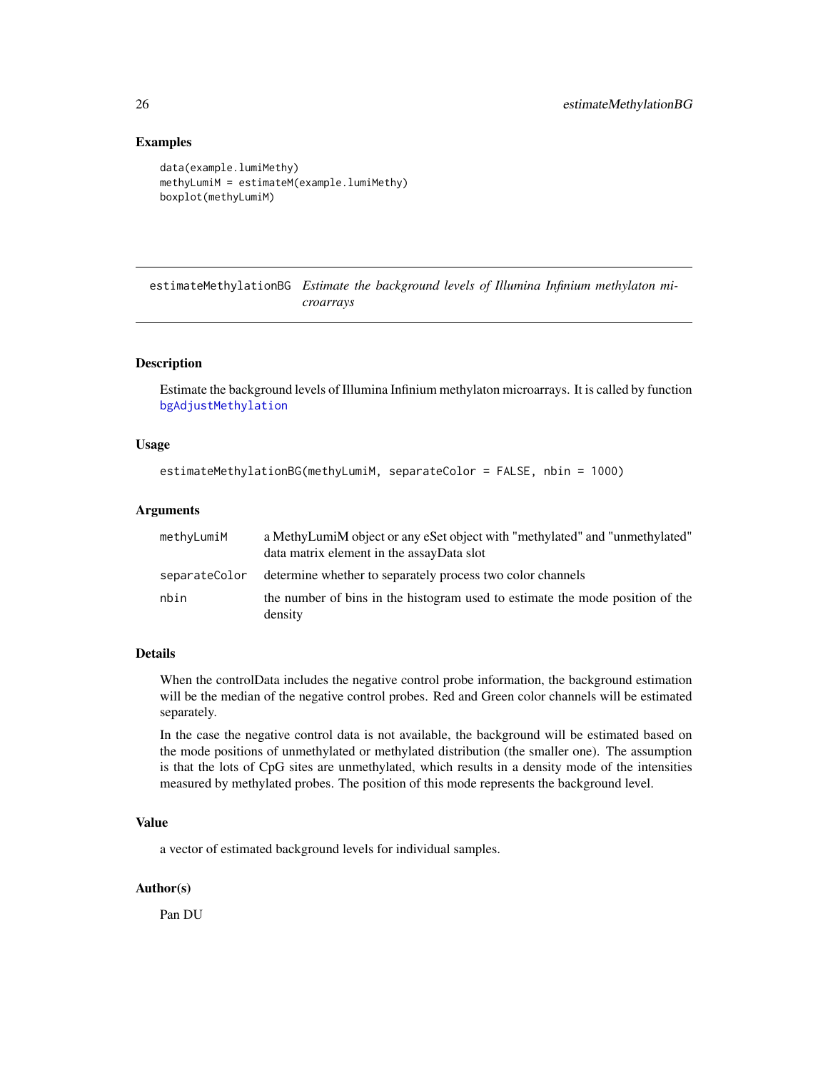### Examples

```
data(example.lumiMethy)
methyLumiM = estimateM(example.lumiMethy)
boxplot(methyLumiM)
```

---

## estimateMethylationBG — *Estimate the background levels of Illumina Infinium methylaton microarrays*

---

### Description

Estimate the background levels of Illumina Infinium methylaton microarrays. It is called by function bgAdjustMethylation

### Usage

```
estimateMethylationBG(methyLumiM, separateColor = FALSE, nbin = 1000)
```

### Arguments

| | |
|---|---|
| methyLumiM | a MethyLumiM object or any eSet object with "methylated" and "unmethylated" data matrix element in the assayData slot |
| separateColor | determine whether to separately process two color channels |
| nbin | the number of bins in the histogram used to estimate the mode position of the density |

### Details

When the controlData includes the negative control probe information, the background estimation will be the median of the negative control probes. Red and Green color channels will be estimated separately.

In the case the negative control data is not available, the background will be estimated based on the mode positions of unmethylated or methylated distribution (the smaller one). The assumption is that the lots of CpG sites are unmethylated, which results in a density mode of the intensities measured by methylated probes. The position of this mode represents the background level.

### Value

a vector of estimated background levels for individual samples.

### Author(s)

Pan DU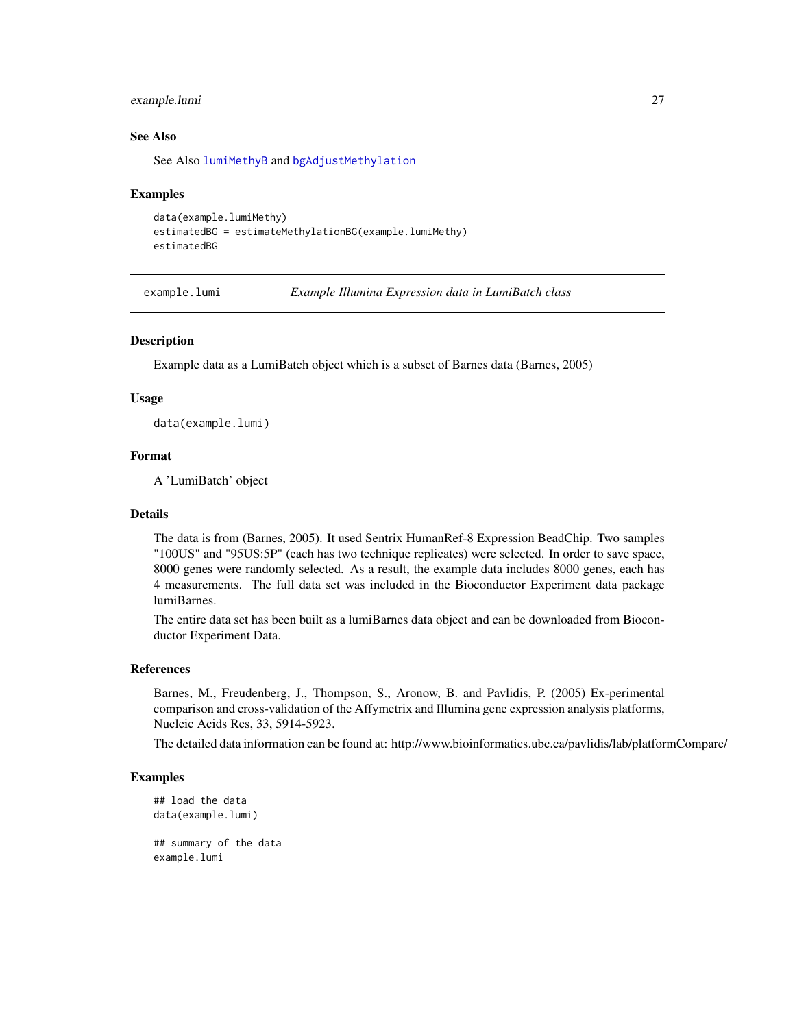### See Also

See Also `lumiMethyB` and `bgAdjustMethylation`

### Examples

```
data(example.lumiMethy)
estimatedBG = estimateMethylationBG(example.lumiMethy)
estimatedBG
```

---

## example.lumi — *Example Illumina Expression data in LumiBatch class*

### Description

Example data as a LumiBatch object which is a subset of Barnes data (Barnes, 2005)

### Usage

```
data(example.lumi)
```

### Format

A 'LumiBatch' object

### Details

The data is from (Barnes, 2005). It used Sentrix HumanRef-8 Expression BeadChip. Two samples "100US" and "95US:5P" (each has two technique replicates) were selected. In order to save space, 8000 genes were randomly selected. As a result, the example data includes 8000 genes, each has 4 measurements. The full data set was included in the Bioconductor Experiment data package lumiBarnes.

The entire data set has been built as a lumiBarnes data object and can be downloaded from Bioconductor Experiment Data.

### References

Barnes, M., Freudenberg, J., Thompson, S., Aronow, B. and Pavlidis, P. (2005) Ex-perimental comparison and cross-validation of the Affymetrix and Illumina gene expression analysis platforms, Nucleic Acids Res, 33, 5914-5923.

The detailed data information can be found at: http://www.bioinformatics.ubc.ca/pavlidis/lab/platformCompare/

### Examples

```
## load the data
data(example.lumi)

## summary of the data
example.lumi
```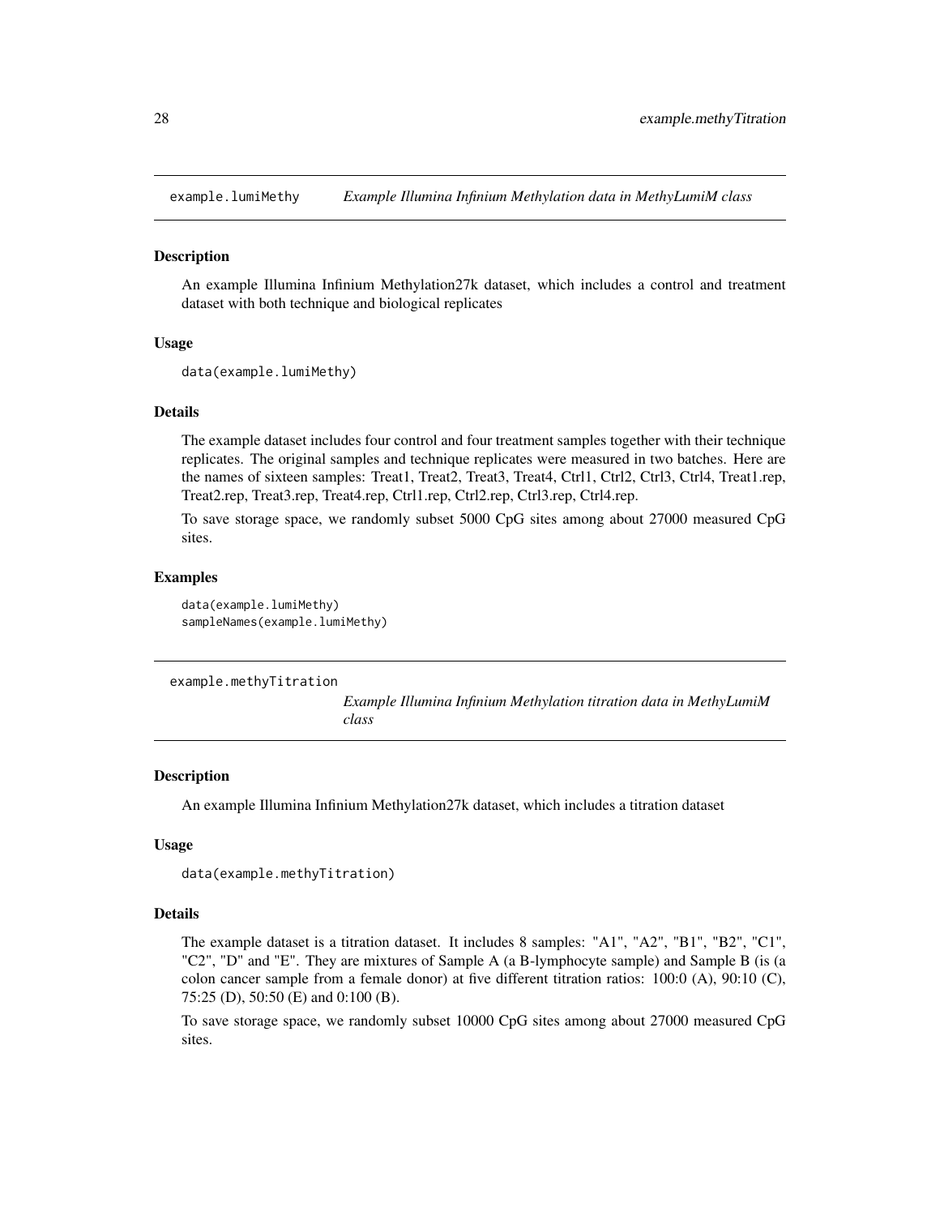## example.lumiMethy *Example Illumina Infinium Methylation data in MethyLumiM class*

### Description

An example Illumina Infinium Methylation27k dataset, which includes a control and treatment dataset with both technique and biological replicates

### Usage

```
data(example.lumiMethy)
```

### Details

The example dataset includes four control and four treatment samples together with their technique replicates. The original samples and technique replicates were measured in two batches. Here are the names of sixteen samples: Treat1, Treat2, Treat3, Treat4, Ctrl1, Ctrl2, Ctrl3, Ctrl4, Treat1.rep, Treat2.rep, Treat3.rep, Treat4.rep, Ctrl1.rep, Ctrl2.rep, Ctrl3.rep, Ctrl4.rep.

To save storage space, we randomly subset 5000 CpG sites among about 27000 measured CpG sites.

### Examples

```
data(example.lumiMethy)
sampleNames(example.lumiMethy)
```

## example.methyTitration *Example Illumina Infinium Methylation titration data in MethyLumiM class*

### Description

An example Illumina Infinium Methylation27k dataset, which includes a titration dataset

### Usage

```
data(example.methyTitration)
```

### Details

The example dataset is a titration dataset. It includes 8 samples: "A1", "A2", "B1", "B2", "C1", "C2", "D" and "E". They are mixtures of Sample A (a B-lymphocyte sample) and Sample B (is (a colon cancer sample from a female donor) at five different titration ratios: 100:0 (A), 90:10 (C), 75:25 (D), 50:50 (E) and 0:100 (B).

To save storage space, we randomly subset 10000 CpG sites among about 27000 measured CpG sites.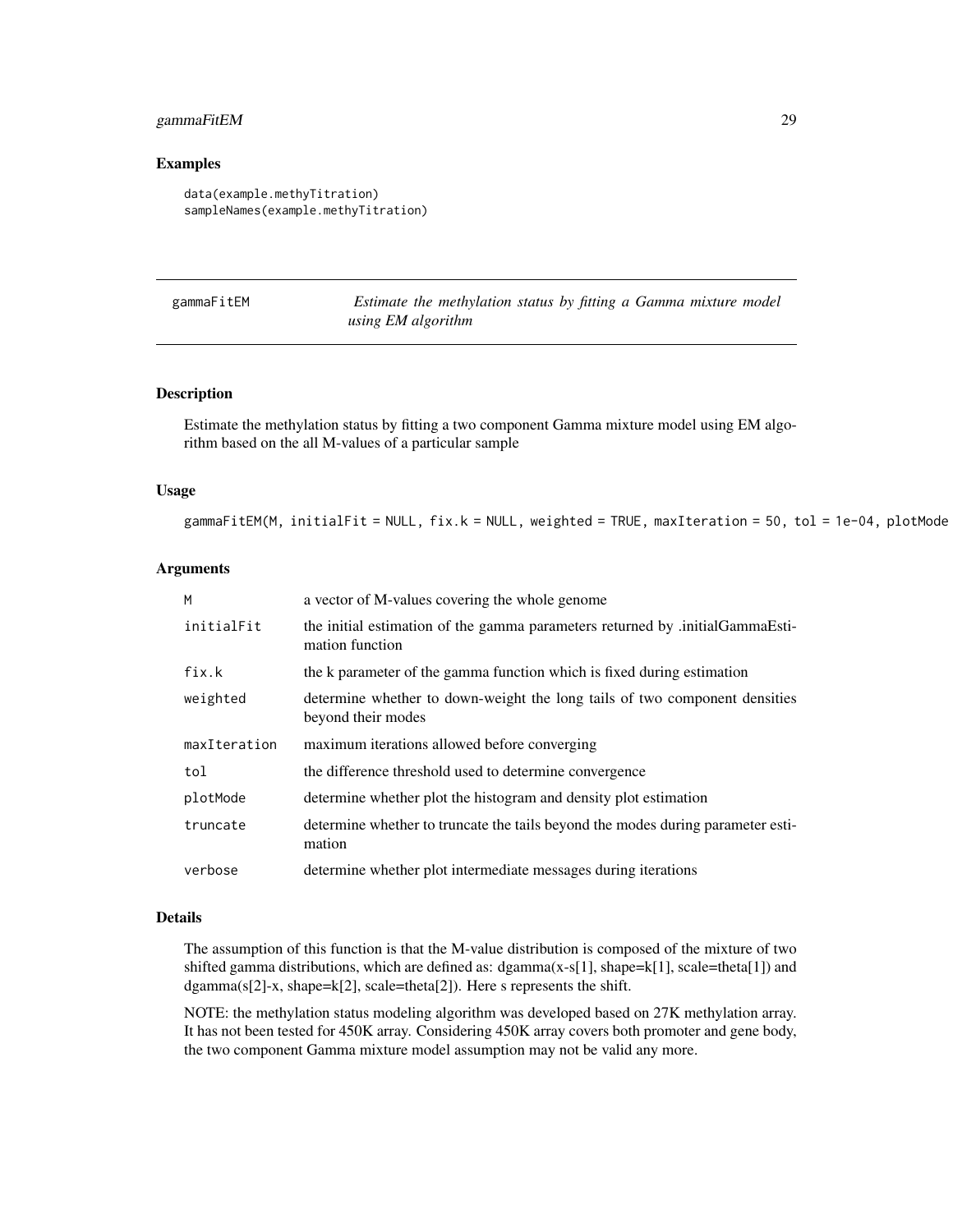## Examples

```
data(example.methyTitration)
sampleNames(example.methyTitration)
```

---

# gammaFitEM — *Estimate the methylation status by fitting a Gamma mixture model using EM algorithm*

---

## Description

Estimate the methylation status by fitting a two component Gamma mixture model using EM algorithm based on the all M-values of a particular sample

## Usage

```
gammaFitEM(M, initialFit = NULL, fix.k = NULL, weighted = TRUE, maxIteration = 50, tol = 1e-04, plotMode
```

## Arguments

| | |
|---|---|
| `M` | a vector of M-values covering the whole genome |
| `initialFit` | the initial estimation of the gamma parameters returned by .initialGammaEstimation function |
| `fix.k` | the k parameter of the gamma function which is fixed during estimation |
| `weighted` | determine whether to down-weight the long tails of two component densities beyond their modes |
| `maxIteration` | maximum iterations allowed before converging |
| `tol` | the difference threshold used to determine convergence |
| `plotMode` | determine whether plot the histogram and density plot estimation |
| `truncate` | determine whether to truncate the tails beyond the modes during parameter estimation |
| `verbose` | determine whether plot intermediate messages during iterations |

## Details

The assumption of this function is that the M-value distribution is composed of the mixture of two shifted gamma distributions, which are defined as: dgamma(x-s[1], shape=k[1], scale=theta[1]) and dgamma(s[2]-x, shape=k[2], scale=theta[2]). Here s represents the shift.

NOTE: the methylation status modeling algorithm was developed based on 27K methylation array. It has not been tested for 450K array. Considering 450K array covers both promoter and gene body, the two component Gamma mixture model assumption may not be valid any more.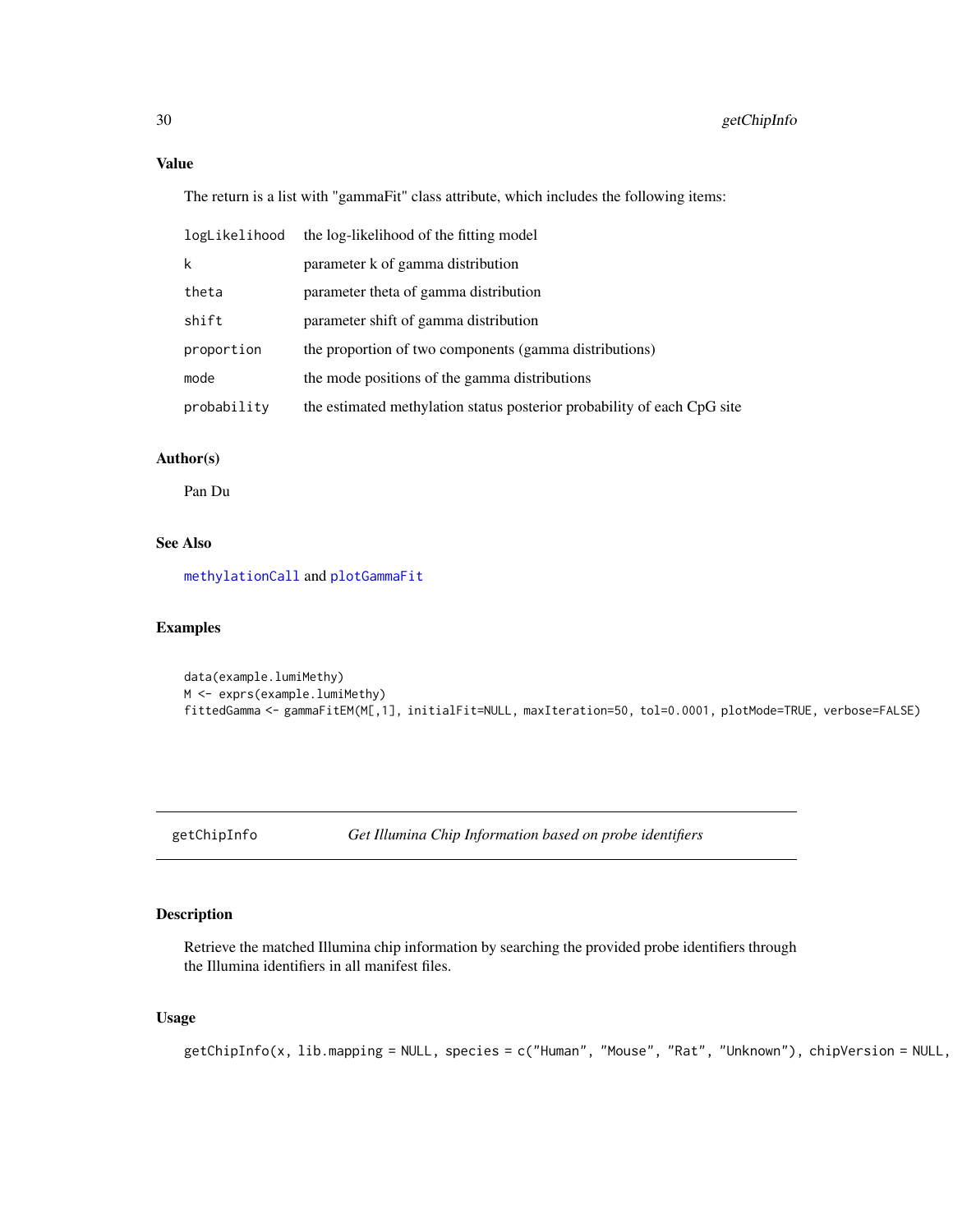## Value

The return is a list with "gammaFit" class attribute, which includes the following items:

| | |
|---|---|
| `logLikelihood` | the log-likelihood of the fitting model |
| `k` | parameter k of gamma distribution |
| `theta` | parameter theta of gamma distribution |
| `shift` | parameter shift of gamma distribution |
| `proportion` | the proportion of two components (gamma distributions) |
| `mode` | the mode positions of the gamma distributions |
| `probability` | the estimated methylation status posterior probability of each CpG site |

## Author(s)

Pan Du

## See Also

`methylationCall` and `plotGammaFit`

## Examples

```
data(example.lumiMethy)
M <- exprs(example.lumiMethy)
fittedGamma <- gammaFitEM(M[,1], initialFit=NULL, maxIteration=50, tol=0.0001, plotMode=TRUE, verbose=FALSE)
```

---

# getChipInfo &nbsp;&nbsp;&nbsp; *Get Illumina Chip Information based on probe identifiers*

---

## Description

Retrieve the matched Illumina chip information by searching the provided probe identifiers through the Illumina identifiers in all manifest files.

## Usage

```
getChipInfo(x, lib.mapping = NULL, species = c("Human", "Mouse", "Rat", "Unknown"), chipVersion = NULL,
```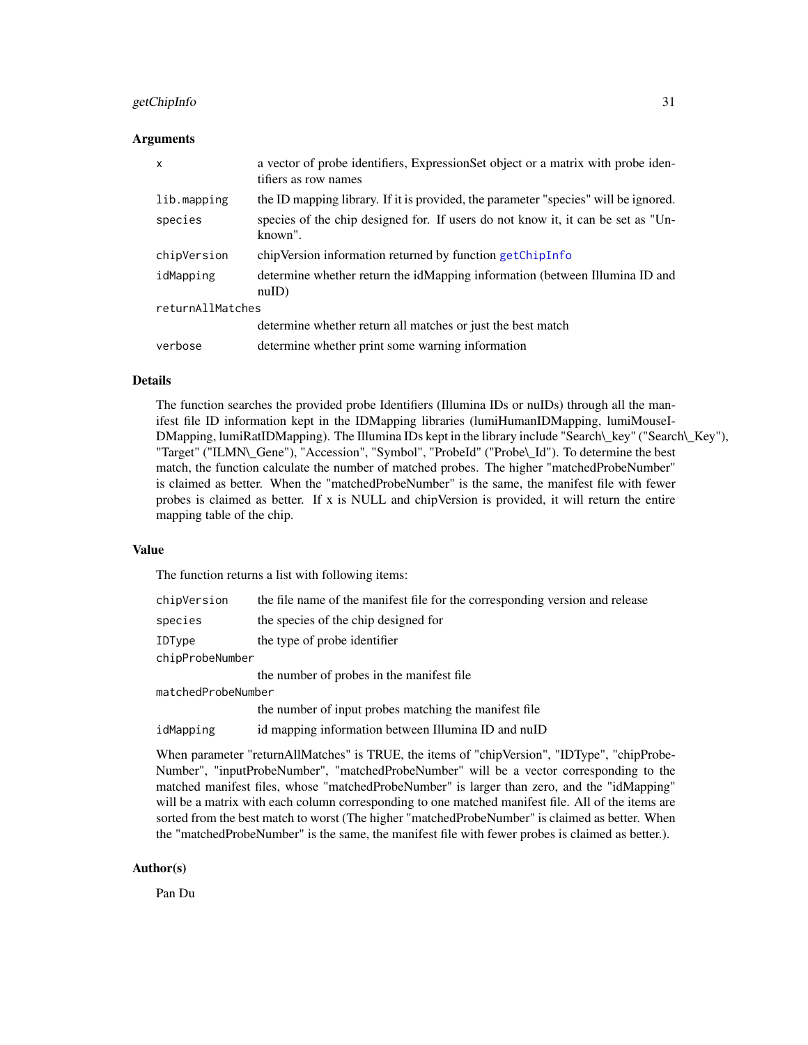### Arguments

| | |
|---|---|
| `x` | a vector of probe identifiers, ExpressionSet object or a matrix with probe identifiers as row names |
| `lib.mapping` | the ID mapping library. If it is provided, the parameter "species" will be ignored. |
| `species` | species of the chip designed for. If users do not know it, it can be set as "Unknown". |
| `chipVersion` | chipVersion information returned by function getChipInfo |
| `idMapping` | determine whether return the idMapping information (between Illumina ID and nuID) |
| `returnAllMatches` | determine whether return all matches or just the best match |
| `verbose` | determine whether print some warning information |

### Details

The function searches the provided probe Identifiers (Illumina IDs or nuIDs) through all the manifest file ID information kept in the IDMapping libraries (lumiHumanIDMapping, lumiMouseIDMapping, lumiRatIDMapping). The Illumina IDs kept in the library include "Search\_key" ("Search\_Key"), "Target" ("ILMN\_Gene"), "Accession", "Symbol", "ProbeId" ("Probe\_Id"). To determine the best match, the function calculate the number of matched probes. The higher "matchedProbeNumber" is claimed as better. When the "matchedProbeNumber" is the same, the manifest file with fewer probes is claimed as better. If x is NULL and chipVersion is provided, it will return the entire mapping table of the chip.

### Value

The function returns a list with following items:

| | |
|---|---|
| `chipVersion` | the file name of the manifest file for the corresponding version and release |
| `species` | the species of the chip designed for |
| `IDType` | the type of probe identifier |
| `chipProbeNumber` | the number of probes in the manifest file |
| `matchedProbeNumber` | the number of input probes matching the manifest file |
| `idMapping` | id mapping information between Illumina ID and nuID |

When parameter "returnAllMatches" is TRUE, the items of "chipVersion", "IDType", "chipProbeNumber", "inputProbeNumber", "matchedProbeNumber" will be a vector corresponding to the matched manifest files, whose "matchedProbeNumber" is larger than zero, and the "idMapping" will be a matrix with each column corresponding to one matched manifest file. All of the items are sorted from the best match to worst (The higher "matchedProbeNumber" is claimed as better. When the "matchedProbeNumber" is the same, the manifest file with fewer probes is claimed as better.).

### Author(s)

Pan Du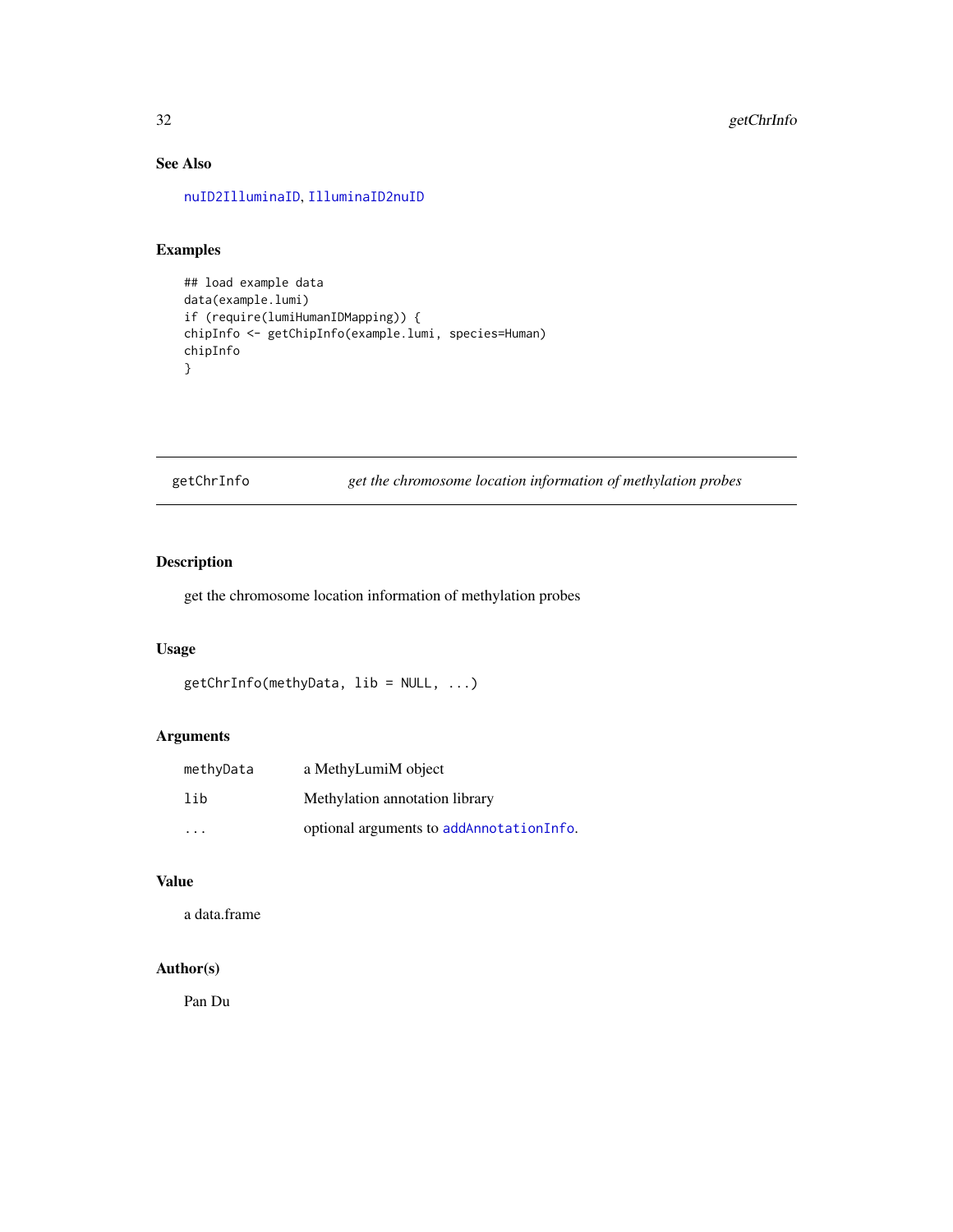## See Also

nuID2IlluminaID, IlluminaID2nuID

## Examples

```
## load example data
data(example.lumi)
if (require(lumiHumanIDMapping)) {
chipInfo <- getChipInfo(example.lumi, species=Human)
chipInfo
}
```

---

# getChrInfo *get the chromosome location information of methylation probes*

---

## Description

get the chromosome location information of methylation probes

## Usage

```
getChrInfo(methyData, lib = NULL, ...)
```

## Arguments

| | |
|---|---|
| methyData | a MethyLumiM object |
| lib | Methylation annotation library |
| ... | optional arguments to addAnnotationInfo. |

## Value

a data.frame

## Author(s)

Pan Du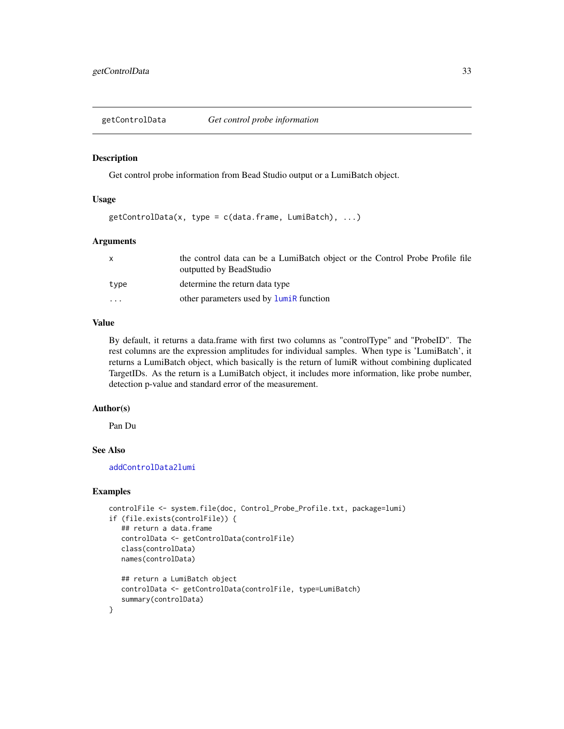getControlData *Get control probe information*

### Description

Get control probe information from Bead Studio output or a LumiBatch object.

### Usage

```
getControlData(x, type = c(data.frame, LumiBatch), ...)
```

### Arguments

| | |
|---|---|
| x | the control data can be a LumiBatch object or the Control Probe Profile file outputted by BeadStudio |
| type | determine the return data type |
| ... | other parameters used by lumiR function |

### Value

By default, it returns a data.frame with first two columns as "controlType" and "ProbeID". The rest columns are the expression amplitudes for individual samples. When type is 'LumiBatch', it returns a LumiBatch object, which basically is the return of lumiR without combining duplicated TargetIDs. As the return is a LumiBatch object, it includes more information, like probe number, detection p-value and standard error of the measurement.

### Author(s)

Pan Du

### See Also

addControlData2lumi

### Examples

```
controlFile <- system.file(doc, Control_Probe_Profile.txt, package=lumi)
if (file.exists(controlFile)) {
   ## return a data.frame
   controlData <- getControlData(controlFile)
   class(controlData)
   names(controlData)

   ## return a LumiBatch object
   controlData <- getControlData(controlFile, type=LumiBatch)
   summary(controlData)
}
```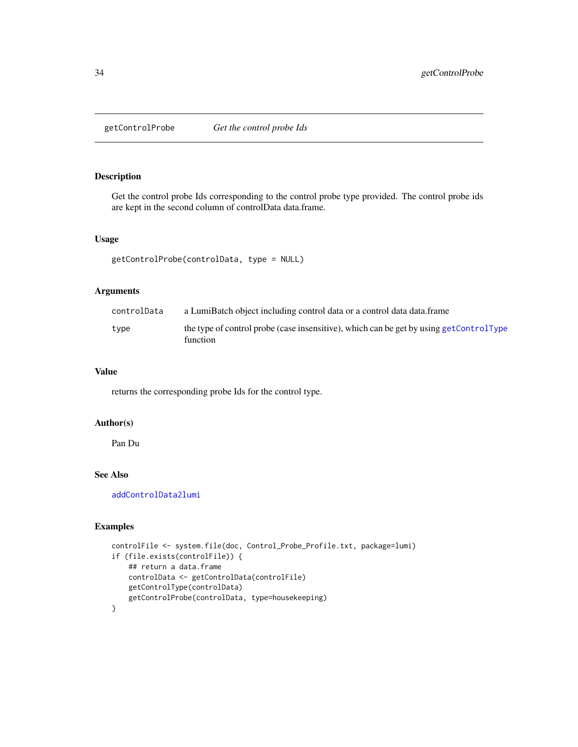# getControlProbe *Get the control probe Ids*

## Description

Get the control probe Ids corresponding to the control probe type provided. The control probe ids are kept in the second column of controlData data.frame.

## Usage

```
getControlProbe(controlData, type = NULL)
```

## Arguments

| | |
|---|---|
| controlData | a LumiBatch object including control data or a control data data.frame |
| type | the type of control probe (case insensitive), which can be get by using getControlType function |

## Value

returns the corresponding probe Ids for the control type.

## Author(s)

Pan Du

## See Also

addControlData2lumi

## Examples

```
controlFile <- system.file(doc, Control_Probe_Profile.txt, package=lumi)
if (file.exists(controlFile)) {
    ## return a data.frame
    controlData <- getControlData(controlFile)
    getControlType(controlData)
    getControlProbe(controlData, type=housekeeping)
}
```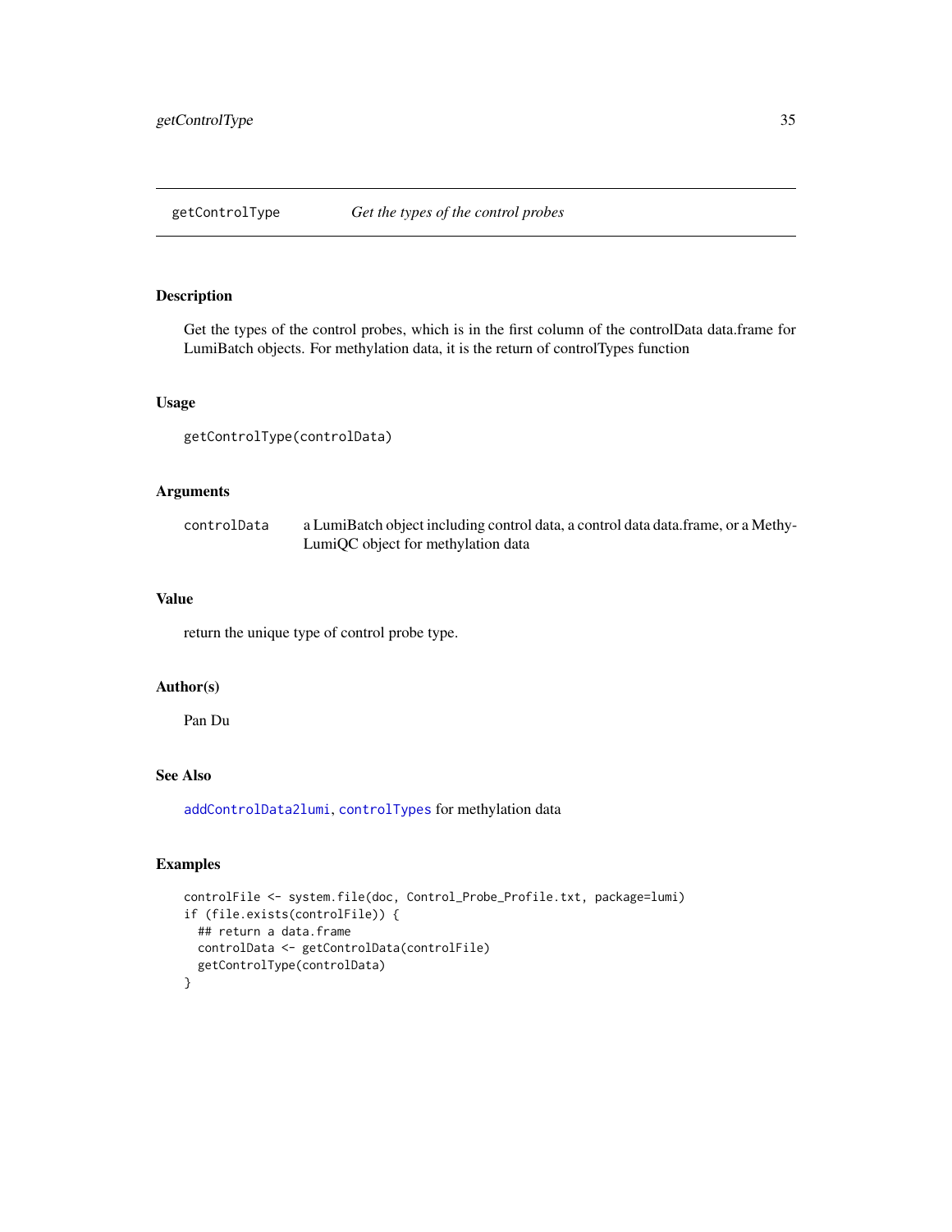# getControlType *Get the types of the control probes*

## Description

Get the types of the control probes, which is in the first column of the controlData data.frame for LumiBatch objects. For methylation data, it is the return of controlTypes function

## Usage

```
getControlType(controlData)
```

## Arguments

| | |
|---|---|
| controlData | a LumiBatch object including control data, a control data data.frame, or a MethyLumiQC object for methylation data |

## Value

return the unique type of control probe type.

## Author(s)

Pan Du

## See Also

addControlData2lumi, controlTypes for methylation data

## Examples

```
controlFile <- system.file(doc, Control_Probe_Profile.txt, package=lumi)
if (file.exists(controlFile)) {
  ## return a data.frame
  controlData <- getControlData(controlFile)
  getControlType(controlData)
}
```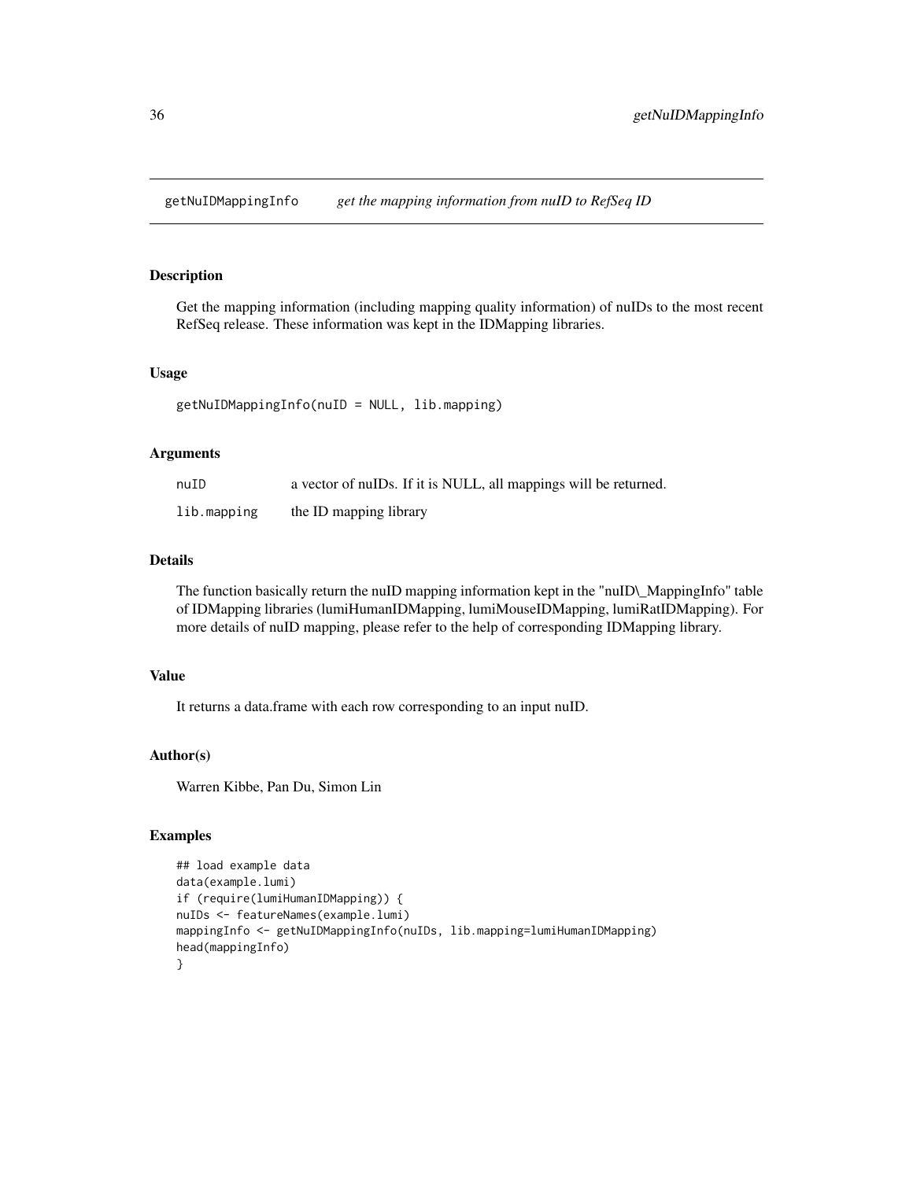# getNuIDMappingInfo *get the mapping information from nuID to RefSeq ID*

## Description

Get the mapping information (including mapping quality information) of nuIDs to the most recent RefSeq release. These information was kept in the IDMapping libraries.

## Usage

```
getNuIDMappingInfo(nuID = NULL, lib.mapping)
```

## Arguments

| | |
|---|---|
| nuID | a vector of nuIDs. If it is NULL, all mappings will be returned. |
| lib.mapping | the ID mapping library |

## Details

The function basically return the nuID mapping information kept in the "nuID\_MappingInfo" table of IDMapping libraries (lumiHumanIDMapping, lumiMouseIDMapping, lumiRatIDMapping). For more details of nuID mapping, please refer to the help of corresponding IDMapping library.

## Value

It returns a data.frame with each row corresponding to an input nuID.

## Author(s)

Warren Kibbe, Pan Du, Simon Lin

## Examples

```
## load example data
data(example.lumi)
if (require(lumiHumanIDMapping)) {
nuIDs <- featureNames(example.lumi)
mappingInfo <- getNuIDMappingInfo(nuIDs, lib.mapping=lumiHumanIDMapping)
head(mappingInfo)
}
```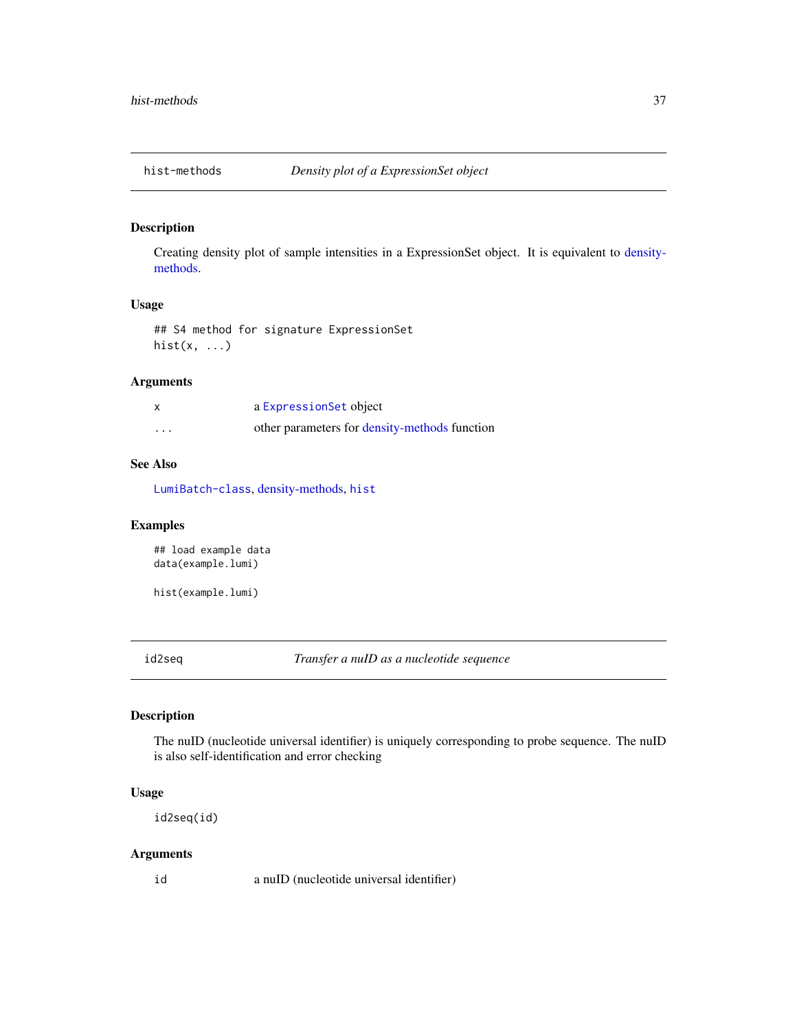## hist-methods *Density plot of a ExpressionSet object*

### Description

Creating density plot of sample intensities in a ExpressionSet object. It is equivalent to density-methods.

### Usage

```
## S4 method for signature ExpressionSet
hist(x, ...)
```

### Arguments

| | |
|---|---|
| x | a `ExpressionSet` object |
| ... | other parameters for density-methods function |

### See Also

`LumiBatch-class`, density-methods, `hist`

### Examples

```
## load example data
data(example.lumi)

hist(example.lumi)
```

## id2seq *Transfer a nuID as a nucleotide sequence*

### Description

The nuID (nucleotide universal identifier) is uniquely corresponding to probe sequence. The nuID is also self-identification and error checking

### Usage

```
id2seq(id)
```

### Arguments

| | |
|---|---|
| id | a nuID (nucleotide universal identifier) |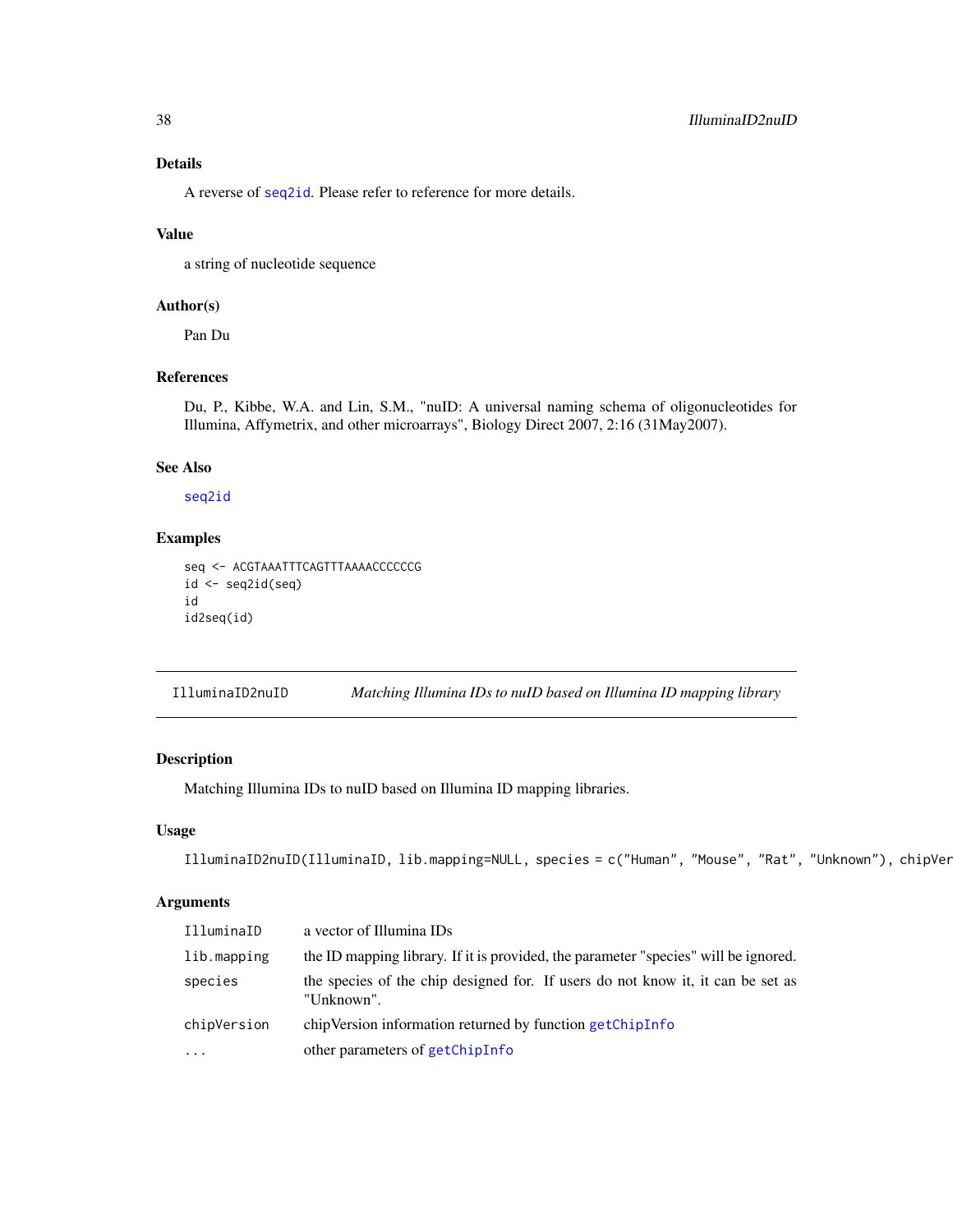## Details

A reverse of seq2id. Please refer to reference for more details.

## Value

a string of nucleotide sequence

## Author(s)

Pan Du

## References

Du, P., Kibbe, W.A. and Lin, S.M., "nuID: A universal naming schema of oligonucleotides for Illumina, Affymetrix, and other microarrays", Biology Direct 2007, 2:16 (31May2007).

## See Also

seq2id

## Examples

```
seq <- ACGTAAATTTCAGTTTAAAACCCCCCG
id <- seq2id(seq)
id
id2seq(id)
```

---

# IlluminaID2nuID — *Matching Illumina IDs to nuID based on Illumina ID mapping library*

## Description

Matching Illumina IDs to nuID based on Illumina ID mapping libraries.

## Usage

```
IlluminaID2nuID(IlluminaID, lib.mapping=NULL, species = c("Human", "Mouse", "Rat", "Unknown"), chipVer
```

## Arguments

| | |
|---|---|
| IlluminaID | a vector of Illumina IDs |
| lib.mapping | the ID mapping library. If it is provided, the parameter "species" will be ignored. |
| species | the species of the chip designed for. If users do not know it, it can be set as "Unknown". |
| chipVersion | chipVersion information returned by function getChipInfo |
| ... | other parameters of getChipInfo |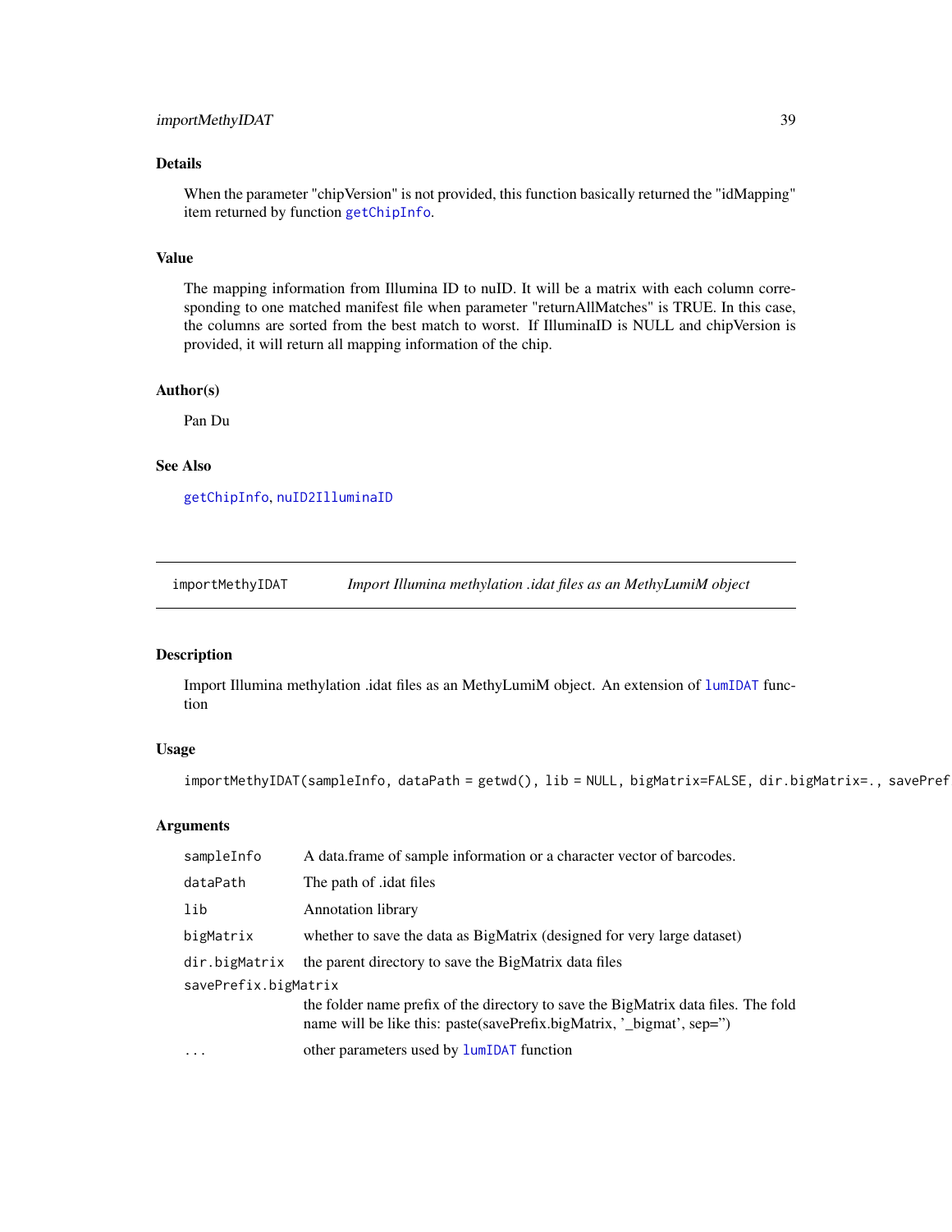### Details

When the parameter "chipVersion" is not provided, this function basically returned the "idMapping" item returned by function `getChipInfo`.

### Value

The mapping information from Illumina ID to nuID. It will be a matrix with each column corresponding to one matched manifest file when parameter "returnAllMatches" is TRUE. In this case, the columns are sorted from the best match to worst. If IlluminaID is NULL and chipVersion is provided, it will return all mapping information of the chip.

### Author(s)

Pan Du

### See Also

`getChipInfo`, `nuID2IlluminaID`

---

## importMethyIDAT — *Import Illumina methylation .idat files as an MethyLumiM object*

---

### Description

Import Illumina methylation .idat files as an MethyLumiM object. An extension of `lumIDAT` function

### Usage

```
importMethyIDAT(sampleInfo, dataPath = getwd(), lib = NULL, bigMatrix=FALSE, dir.bigMatrix=., savePref
```

### Arguments

| | |
|---|---|
| `sampleInfo` | A data.frame of sample information or a character vector of barcodes. |
| `dataPath` | The path of .idat files |
| `lib` | Annotation library |
| `bigMatrix` | whether to save the data as BigMatrix (designed for very large dataset) |
| `dir.bigMatrix` | the parent directory to save the BigMatrix data files |
| `savePrefix.bigMatrix` | the folder name prefix of the directory to save the BigMatrix data files. The fold name will be like this: paste(savePrefix.bigMatrix, '_bigmat', sep='') |
| `...` | other parameters used by `lumIDAT` function |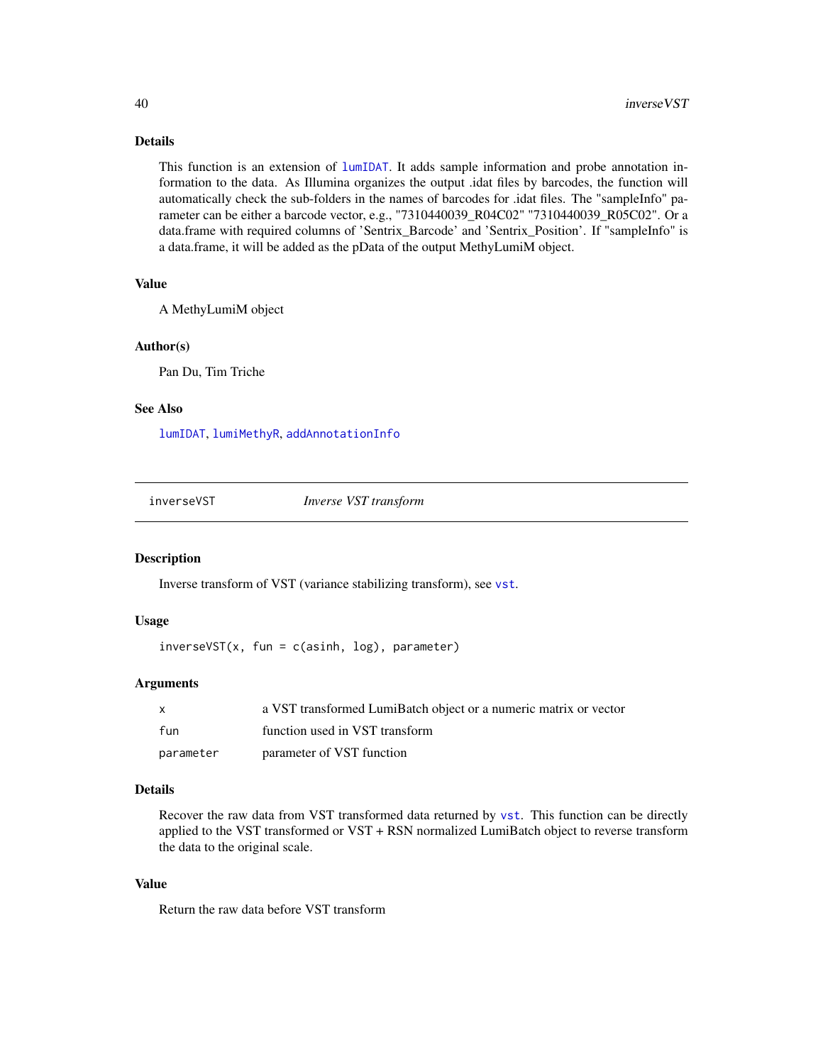### Details

This function is an extension of lumIDAT. It adds sample information and probe annotation information to the data. As Illumina organizes the output .idat files by barcodes, the function will automatically check the sub-folders in the names of barcodes for .idat files. The "sampleInfo" parameter can be either a barcode vector, e.g., "7310440039_R04C02" "7310440039_R05C02". Or a data.frame with required columns of 'Sentrix_Barcode' and 'Sentrix_Position'. If "sampleInfo" is a data.frame, it will be added as the pData of the output MethyLumiM object.

### Value

A MethyLumiM object

### Author(s)

Pan Du, Tim Triche

### See Also

lumIDAT, lumiMethyR, addAnnotationInfo

---

## inverseVST — *Inverse VST transform*

---

### Description

Inverse transform of VST (variance stabilizing transform), see vst.

### Usage

```
inverseVST(x, fun = c(asinh, log), parameter)
```

### Arguments

| | |
|---|---|
| x | a VST transformed LumiBatch object or a numeric matrix or vector |
| fun | function used in VST transform |
| parameter | parameter of VST function |

### Details

Recover the raw data from VST transformed data returned by vst. This function can be directly applied to the VST transformed or VST + RSN normalized LumiBatch object to reverse transform the data to the original scale.

### Value

Return the raw data before VST transform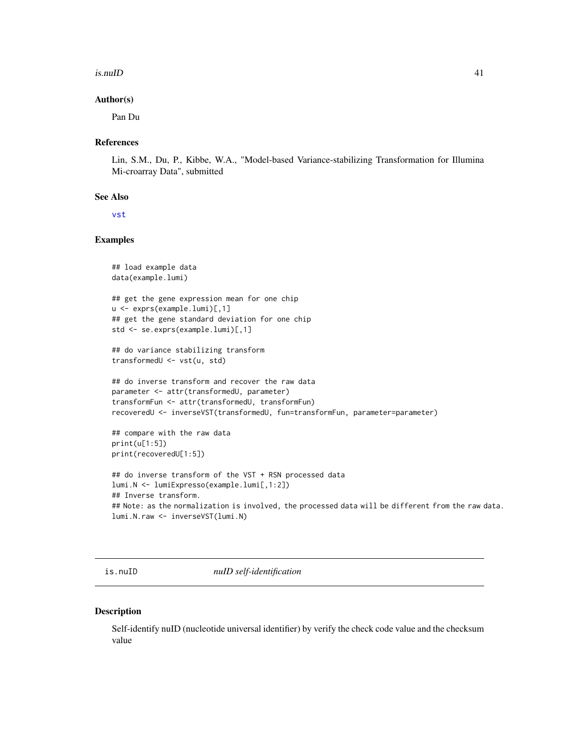### Author(s)

Pan Du

### References

Lin, S.M., Du, P., Kibbe, W.A., "Model-based Variance-stabilizing Transformation for Illumina Mi-croarray Data", submitted

### See Also

vst

### Examples

```
## load example data
data(example.lumi)

## get the gene expression mean for one chip
u <- exprs(example.lumi)[,1]
## get the gene standard deviation for one chip
std <- se.exprs(example.lumi)[,1]

## do variance stabilizing transform
transformedU <- vst(u, std)

## do inverse transform and recover the raw data
parameter <- attr(transformedU, parameter)
transformFun <- attr(transformedU, transformFun)
recoveredU <- inverseVST(transformedU, fun=transformFun, parameter=parameter)

## compare with the raw data
print(u[1:5])
print(recoveredU[1:5])

## do inverse transform of the VST + RSN processed data
lumi.N <- lumiExpresso(example.lumi[,1:2])
## Inverse transform.
## Note: as the normalization is involved, the processed data will be different from the raw data.
lumi.N.raw <- inverseVST(lumi.N)
```

---

## is.nuID *nuID self-identification*

### Description

Self-identify nuID (nucleotide universal identifier) by verify the check code value and the checksum value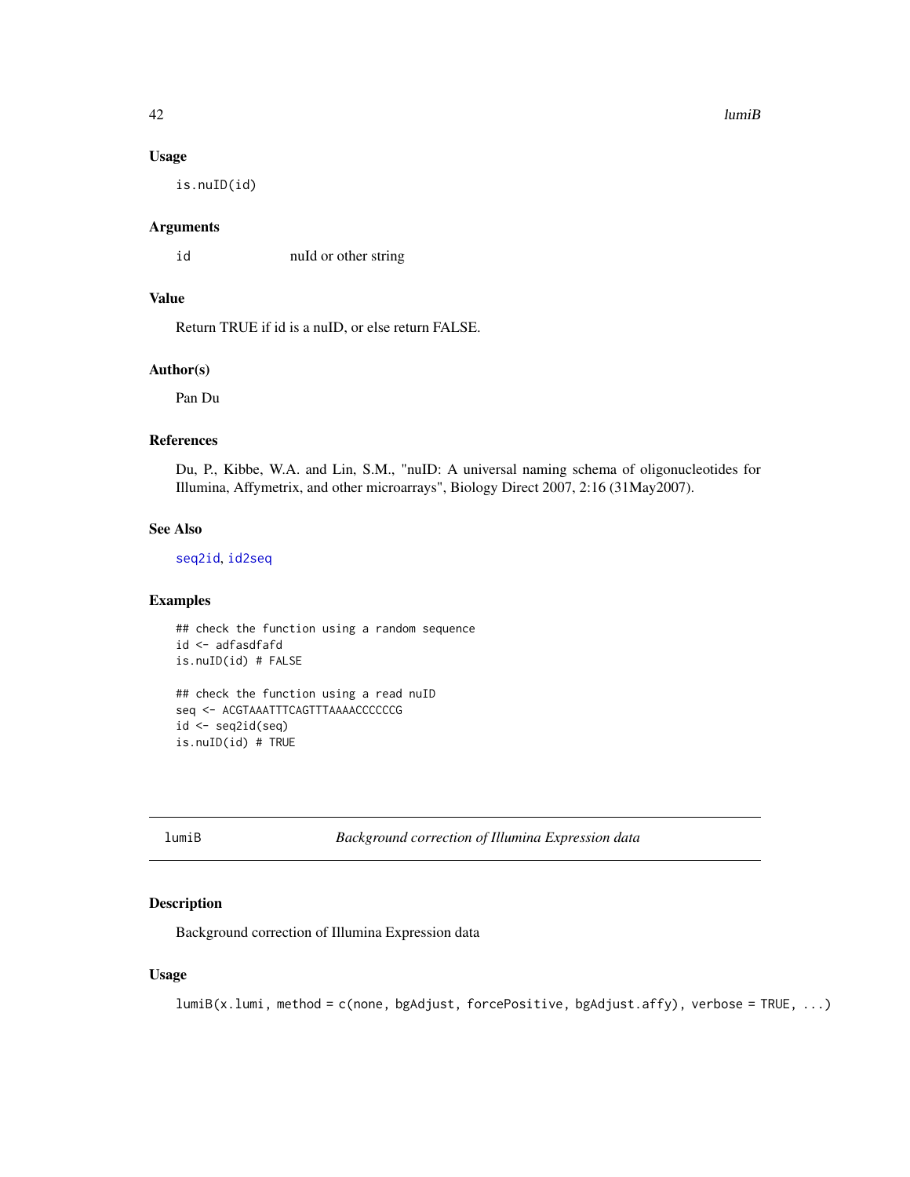## Usage

```
is.nuID(id)
```

## Arguments

| | |
|---|---|
| id | nuId or other string |

## Value

Return TRUE if id is a nuID, or else return FALSE.

## Author(s)

Pan Du

## References

Du, P., Kibbe, W.A. and Lin, S.M., "nuID: A universal naming schema of oligonucleotides for Illumina, Affymetrix, and other microarrays", Biology Direct 2007, 2:16 (31May2007).

## See Also

seq2id, id2seq

## Examples

```
## check the function using a random sequence
id <- adfasdfafd
is.nuID(id) # FALSE

## check the function using a read nuID
seq <- ACGTAAATTTCAGTTTAAAACCCCCCG
id <- seq2id(seq)
is.nuID(id) # TRUE
```

---

# lumiB — *Background correction of Illumina Expression data*

## Description

Background correction of Illumina Expression data

## Usage

```
lumiB(x.lumi, method = c(none, bgAdjust, forcePositive, bgAdjust.affy), verbose = TRUE, ...)
```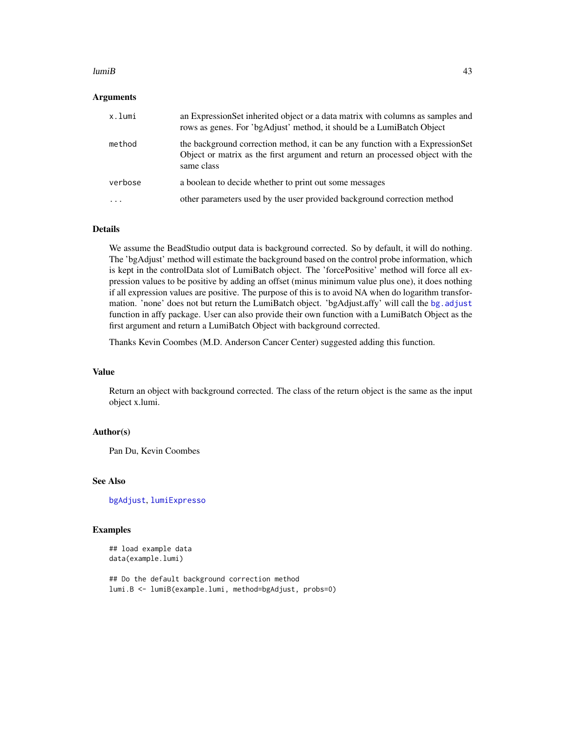## Arguments

| | |
|---|---|
| x.lumi | an ExpressionSet inherited object or a data matrix with columns as samples and rows as genes. For 'bgAdjust' method, it should be a LumiBatch Object |
| method | the background correction method, it can be any function with a ExpressionSet Object or matrix as the first argument and return an processed object with the same class |
| verbose | a boolean to decide whether to print out some messages |
| ... | other parameters used by the user provided background correction method |

## Details

We assume the BeadStudio output data is background corrected. So by default, it will do nothing. The 'bgAdjust' method will estimate the background based on the control probe information, which is kept in the controlData slot of LumiBatch object. The 'forcePositive' method will force all expression values to be positive by adding an offset (minus minimum value plus one), it does nothing if all expression values are positive. The purpose of this is to avoid NA when do logarithm transformation. 'none' does not but return the LumiBatch object. 'bgAdjust.affy' will call the `bg.adjust` function in affy package. User can also provide their own function with a LumiBatch Object as the first argument and return a LumiBatch Object with background corrected.

Thanks Kevin Coombes (M.D. Anderson Cancer Center) suggested adding this function.

## Value

Return an object with background corrected. The class of the return object is the same as the input object x.lumi.

## Author(s)

Pan Du, Kevin Coombes

## See Also

`bgAdjust`, `lumiExpresso`

## Examples

```
## load example data
data(example.lumi)

## Do the default background correction method
lumi.B <- lumiB(example.lumi, method=bgAdjust, probs=0)
```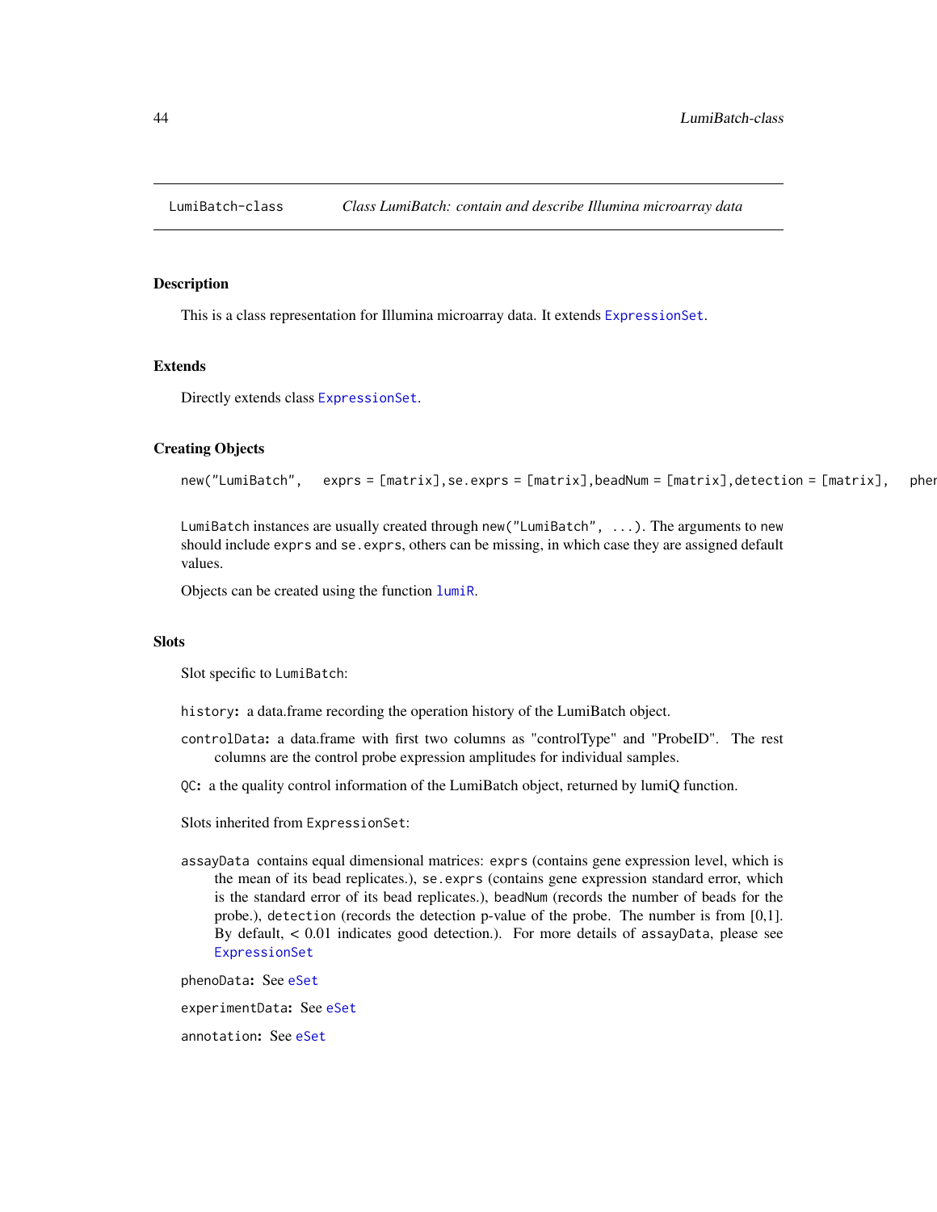LumiBatch-class    *Class LumiBatch: contain and describe Illumina microarray data*

## Description

This is a class representation for Illumina microarray data. It extends ExpressionSet.

## Extends

Directly extends class ExpressionSet.

## Creating Objects

```
new("LumiBatch",   exprs = [matrix],se.exprs = [matrix],beadNum = [matrix],detection = [matrix],   pher
```

LumiBatch instances are usually created through new("LumiBatch", ...). The arguments to new should include exprs and se.exprs, others can be missing, in which case they are assigned default values.

Objects can be created using the function lumiR.

## Slots

Slot specific to LumiBatch:

**history:** a data.frame recording the operation history of the LumiBatch object.

**controlData:** a data.frame with first two columns as "controlType" and "ProbeID". The rest columns are the control probe expression amplitudes for individual samples.

**QC:** a the quality control information of the LumiBatch object, returned by lumiQ function.

Slots inherited from ExpressionSet:

**assayData** contains equal dimensional matrices: exprs (contains gene expression level, which is the mean of its bead replicates.), se.exprs (contains gene expression standard error, which is the standard error of its bead replicates.), beadNum (records the number of beads for the probe.), detection (records the detection p-value of the probe. The number is from [0,1]. By default, < 0.01 indicates good detection.). For more details of assayData, please see ExpressionSet

**phenoData:** See eSet

**experimentData:** See eSet

**annotation:** See eSet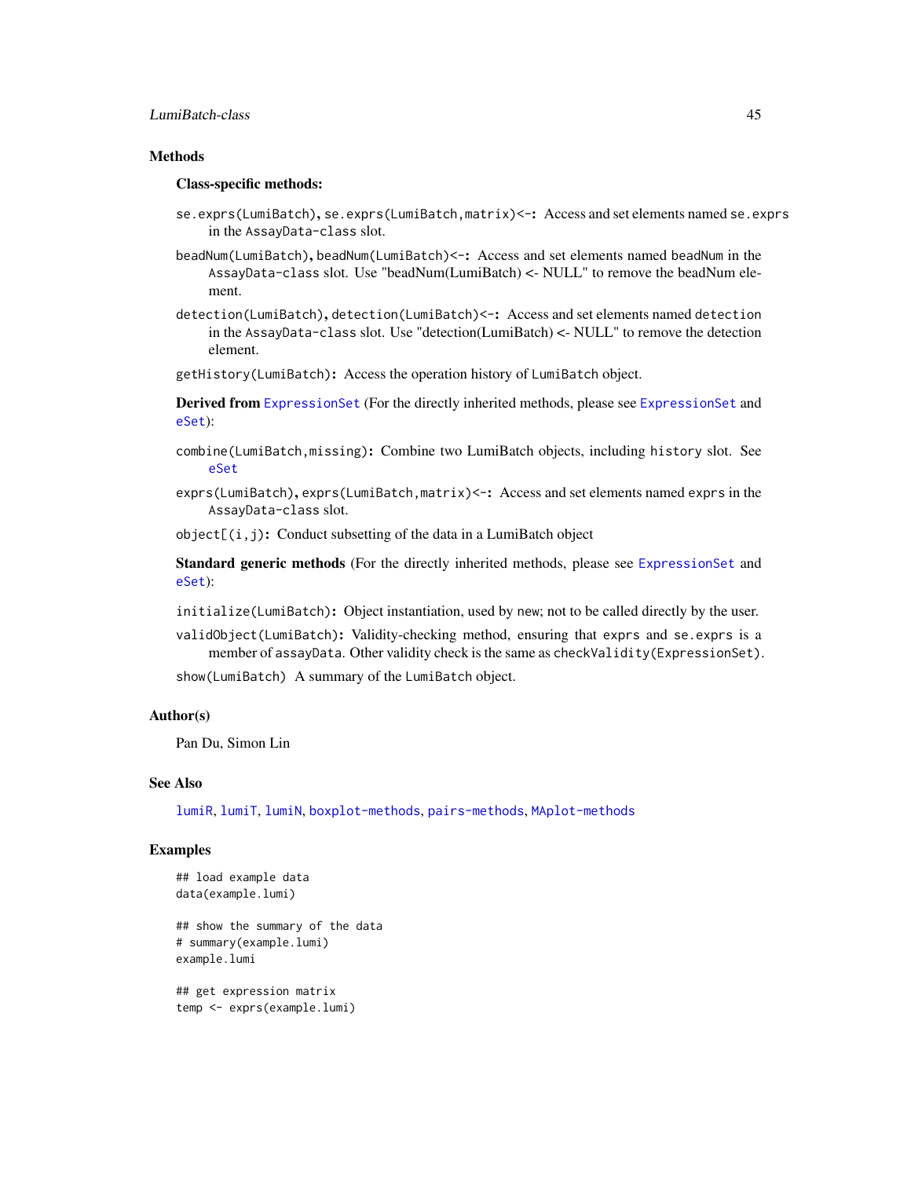## Methods

**Class-specific methods:**

`se.exprs(LumiBatch)`, `se.exprs(LumiBatch,matrix)<-`: Access and set elements named `se.exprs` in the `AssayData-class` slot.

`beadNum(LumiBatch)`, `beadNum(LumiBatch)<-`: Access and set elements named `beadNum` in the `AssayData-class` slot. Use "beadNum(LumiBatch) <- NULL" to remove the beadNum element.

`detection(LumiBatch)`, `detection(LumiBatch)<-`: Access and set elements named `detection` in the `AssayData-class` slot. Use "detection(LumiBatch) <- NULL" to remove the detection element.

`getHistory(LumiBatch)`: Access the operation history of `LumiBatch` object.

**Derived from** `ExpressionSet` (For the directly inherited methods, please see `ExpressionSet` and `eSet`):

`combine(LumiBatch,missing)`: Combine two LumiBatch objects, including `history` slot. See `eSet`

`exprs(LumiBatch)`, `exprs(LumiBatch,matrix)<-`: Access and set elements named `exprs` in the `AssayData-class` slot.

`object[(i,j)`: Conduct subsetting of the data in a LumiBatch object

**Standard generic methods** (For the directly inherited methods, please see `ExpressionSet` and `eSet`):

`initialize(LumiBatch)`: Object instantiation, used by `new`; not to be called directly by the user.

`validObject(LumiBatch)`: Validity-checking method, ensuring that `exprs` and `se.exprs` is a member of `assayData`. Other validity check is the same as `checkValidity(ExpressionSet)`.

`show(LumiBatch)` A summary of the `LumiBatch` object.

## Author(s)

Pan Du, Simon Lin

## See Also

`lumiR`, `lumiT`, `lumiN`, `boxplot-methods`, `pairs-methods`, `MAplot-methods`

## Examples

```
## load example data
data(example.lumi)

## show the summary of the data
# summary(example.lumi)
example.lumi

## get expression matrix
temp <- exprs(example.lumi)
```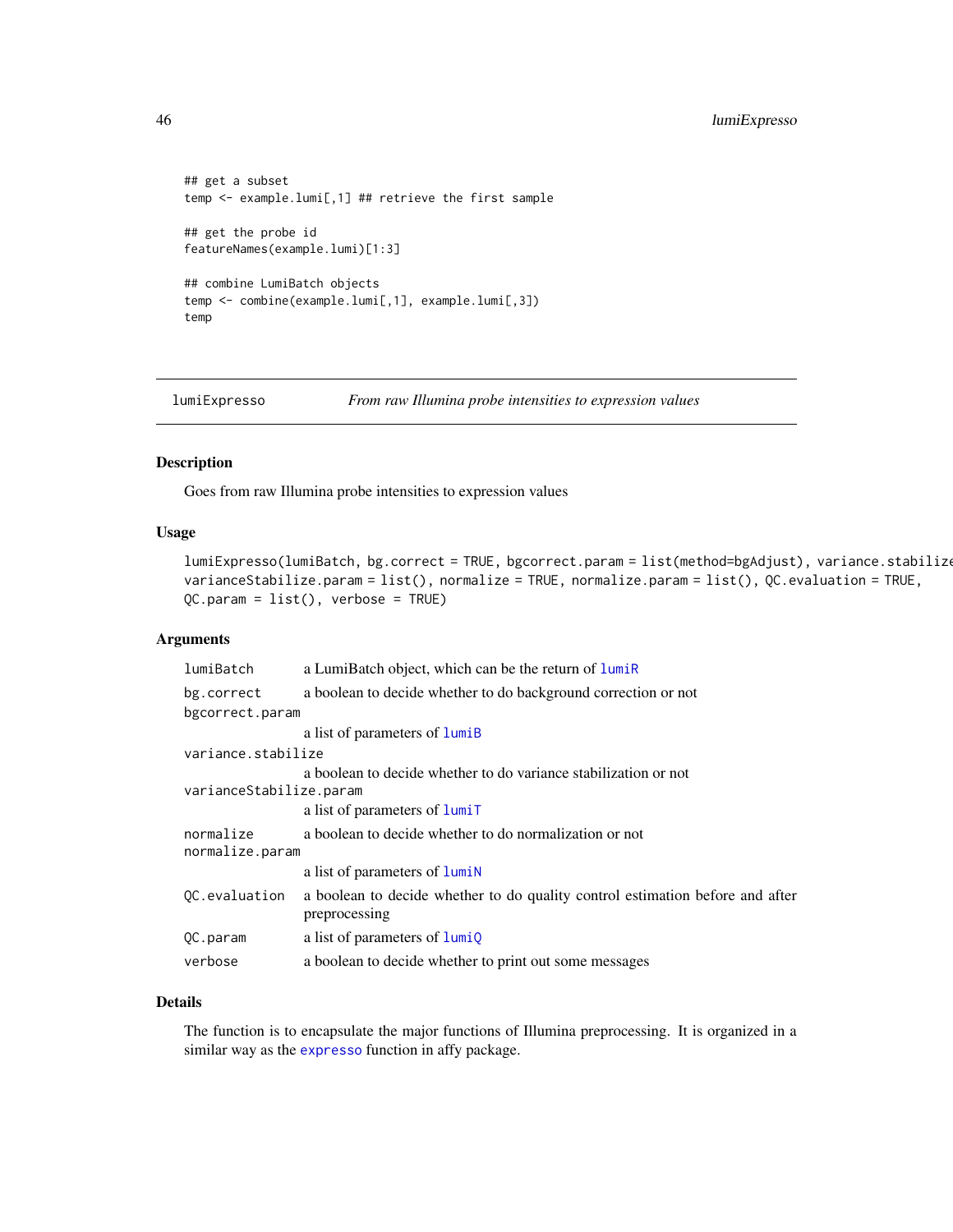```
## get a subset
temp <- example.lumi[,1] ## retrieve the first sample

## get the probe id
featureNames(example.lumi)[1:3]

## combine LumiBatch objects
temp <- combine(example.lumi[,1], example.lumi[,3])
temp
```

---

lumiExpresso *From raw Illumina probe intensities to expression values*

---

## Description

Goes from raw Illumina probe intensities to expression values

## Usage

```
lumiExpresso(lumiBatch, bg.correct = TRUE, bgcorrect.param = list(method=bgAdjust), variance.stabilize
varianceStabilize.param = list(), normalize = TRUE, normalize.param = list(), QC.evaluation = TRUE,
QC.param = list(), verbose = TRUE)
```

## Arguments

| | |
|---|---|
| lumiBatch | a LumiBatch object, which can be the return of lumiR |
| bg.correct | a boolean to decide whether to do background correction or not |
| bgcorrect.param | a list of parameters of lumiB |
| variance.stabilize | a boolean to decide whether to do variance stabilization or not |
| varianceStabilize.param | a list of parameters of lumiT |
| normalize | a boolean to decide whether to do normalization or not |
| normalize.param | a list of parameters of lumiN |
| QC.evaluation | a boolean to decide whether to do quality control estimation before and after preprocessing |
| QC.param | a list of parameters of lumiQ |
| verbose | a boolean to decide whether to print out some messages |

## Details

The function is to encapsulate the major functions of Illumina preprocessing. It is organized in a similar way as the expresso function in affy package.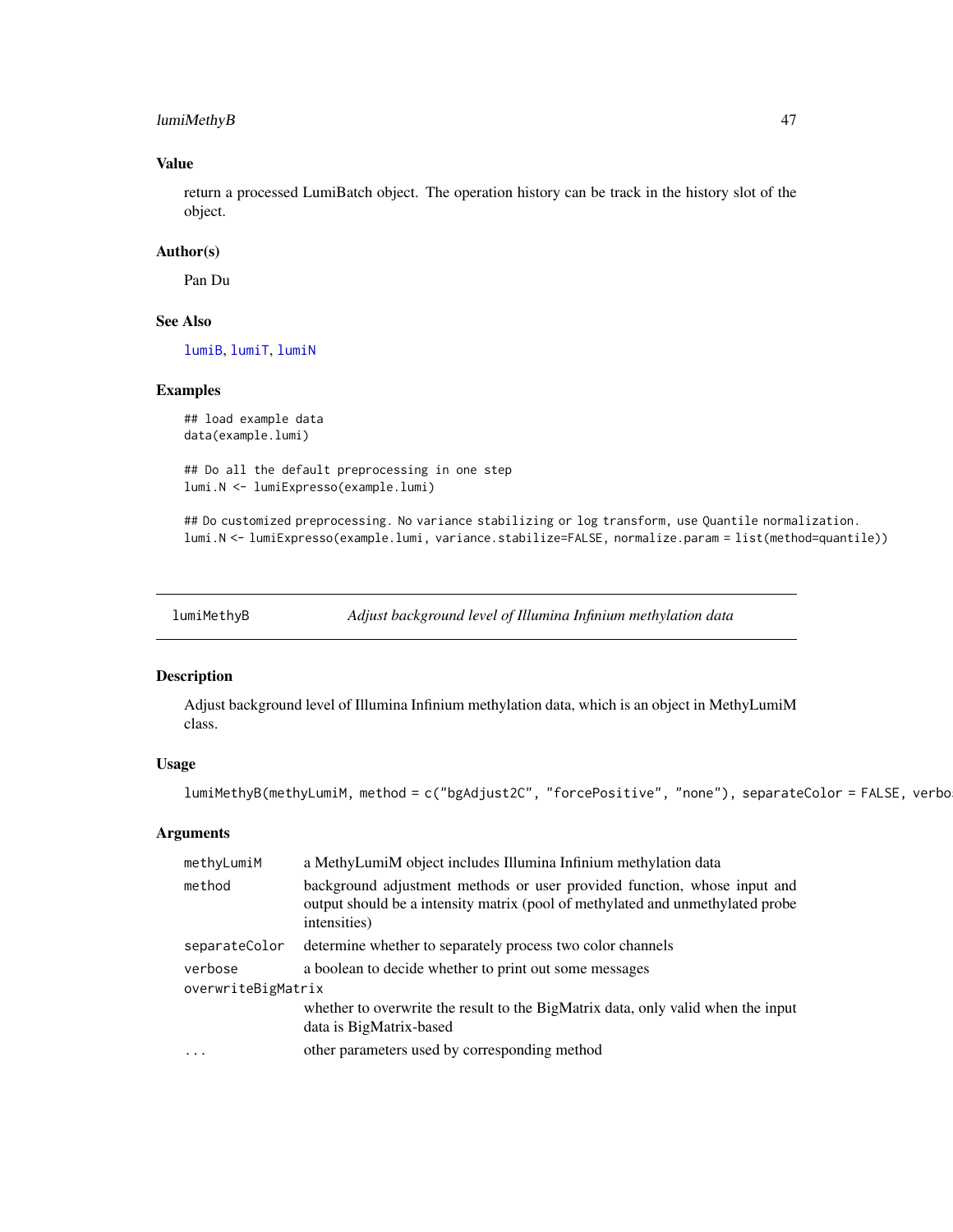## Value

return a processed LumiBatch object. The operation history can be track in the history slot of the object.

## Author(s)

Pan Du

## See Also

lumiB, lumiT, lumiN

## Examples

```
## load example data
data(example.lumi)

## Do all the default preprocessing in one step
lumi.N <- lumiExpresso(example.lumi)

## Do customized preprocessing. No variance stabilizing or log transform, use Quantile normalization.
lumi.N <- lumiExpresso(example.lumi, variance.stabilize=FALSE, normalize.param = list(method=quantile))
```

---

# lumiMethyB — *Adjust background level of Illumina Infinium methylation data*

## Description

Adjust background level of Illumina Infinium methylation data, which is an object in MethyLumiM class.

## Usage

```
lumiMethyB(methyLumiM, method = c("bgAdjust2C", "forcePositive", "none"), separateColor = FALSE, verbo
```

## Arguments

| | |
|---|---|
| `methyLumiM` | a MethyLumiM object includes Illumina Infinium methylation data |
| `method` | background adjustment methods or user provided function, whose input and output should be a intensity matrix (pool of methylated and unmethylated probe intensities) |
| `separateColor` | determine whether to separately process two color channels |
| `verbose` | a boolean to decide whether to print out some messages |
| `overwriteBigMatrix` | whether to overwrite the result to the BigMatrix data, only valid when the input data is BigMatrix-based |
| `...` | other parameters used by corresponding method |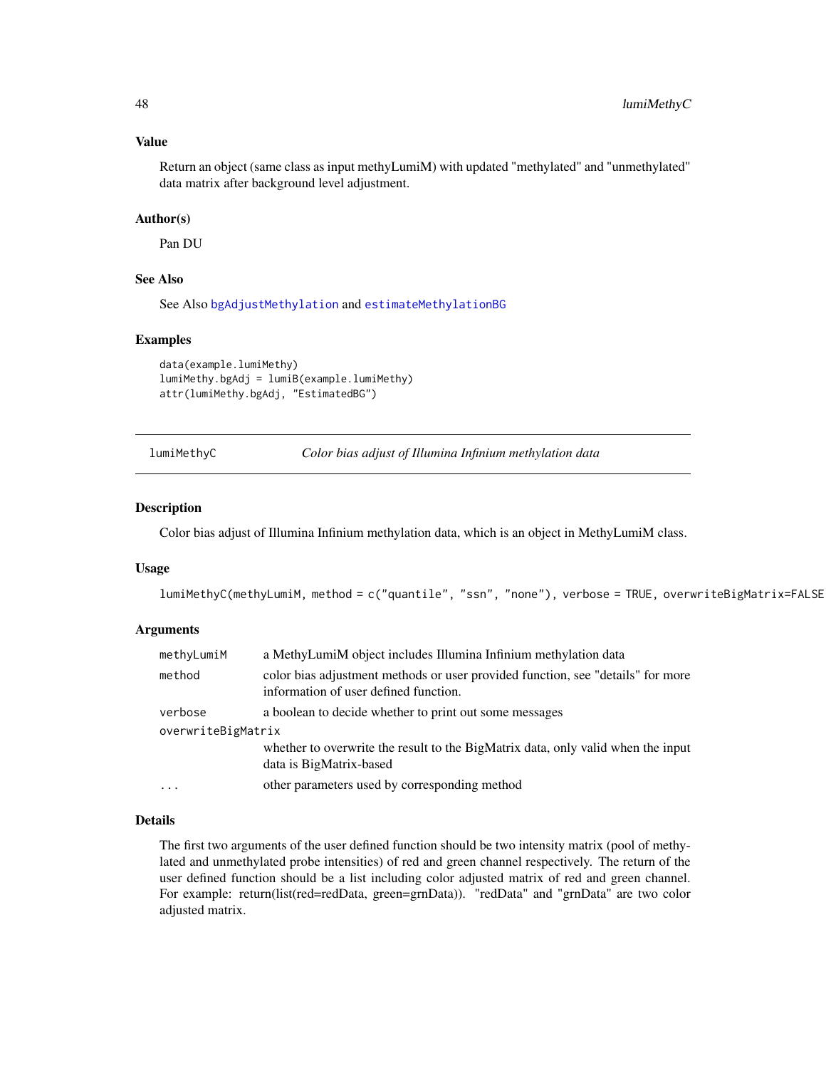### Value

Return an object (same class as input methyLumiM) with updated "methylated" and "unmethylated" data matrix after background level adjustment.

### Author(s)

Pan DU

### See Also

See Also `bgAdjustMethylation` and `estimateMethylationBG`

### Examples

```
data(example.lumiMethy)
lumiMethy.bgAdj = lumiB(example.lumiMethy)
attr(lumiMethy.bgAdj, "EstimatedBG")
```

---

## lumiMethyC *Color bias adjust of Illumina Infinium methylation data*

---

### Description

Color bias adjust of Illumina Infinium methylation data, which is an object in MethyLumiM class.

### Usage

```
lumiMethyC(methyLumiM, method = c("quantile", "ssn", "none"), verbose = TRUE, overwriteBigMatrix=FALSE
```

### Arguments

| | |
|---|---|
| `methyLumiM` | a MethyLumiM object includes Illumina Infinium methylation data |
| `method` | color bias adjustment methods or user provided function, see "details" for more information of user defined function. |
| `verbose` | a boolean to decide whether to print out some messages |
| `overwriteBigMatrix` | whether to overwrite the result to the BigMatrix data, only valid when the input data is BigMatrix-based |
| `...` | other parameters used by corresponding method |

### Details

The first two arguments of the user defined function should be two intensity matrix (pool of methylated and unmethylated probe intensities) of red and green channel respectively. The return of the user defined function should be a list including color adjusted matrix of red and green channel. For example: return(list(red=redData, green=grnData)). "redData" and "grnData" are two color adjusted matrix.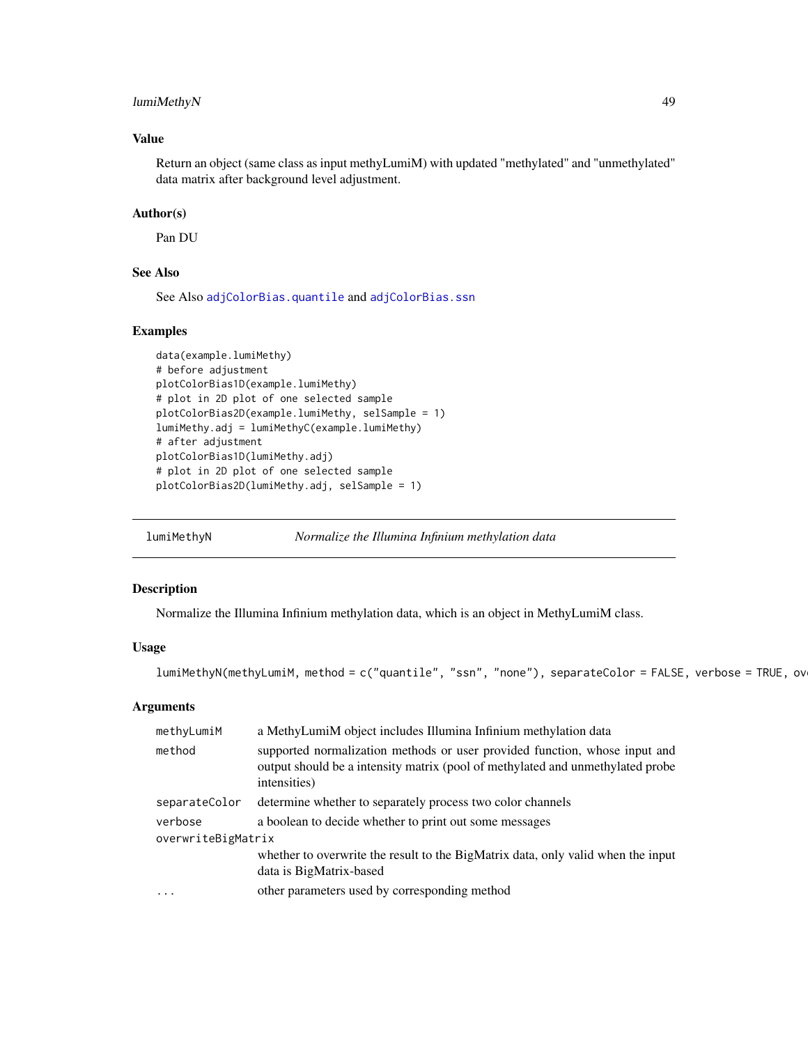## Value

Return an object (same class as input methyLumiM) with updated "methylated" and "unmethylated" data matrix after background level adjustment.

## Author(s)

Pan DU

## See Also

See Also adjColorBias.quantile and adjColorBias.ssn

## Examples

```
data(example.lumiMethy)
# before adjustment
plotColorBias1D(example.lumiMethy)
# plot in 2D plot of one selected sample
plotColorBias2D(example.lumiMethy, selSample = 1)
lumiMethy.adj = lumiMethyC(example.lumiMethy)
# after adjustment
plotColorBias1D(lumiMethy.adj)
# plot in 2D plot of one selected sample
plotColorBias2D(lumiMethy.adj, selSample = 1)
```

---

# lumiMethyN — *Normalize the Illumina Infinium methylation data*

## Description

Normalize the Illumina Infinium methylation data, which is an object in MethyLumiM class.

## Usage

```
lumiMethyN(methyLumiM, method = c("quantile", "ssn", "none"), separateColor = FALSE, verbose = TRUE, ov
```

## Arguments

| | |
|---|---|
| methyLumiM | a MethyLumiM object includes Illumina Infinium methylation data |
| method | supported normalization methods or user provided function, whose input and output should be a intensity matrix (pool of methylated and unmethylated probe intensities) |
| separateColor | determine whether to separately process two color channels |
| verbose | a boolean to decide whether to print out some messages |
| overwriteBigMatrix | whether to overwrite the result to the BigMatrix data, only valid when the input data is BigMatrix-based |
| ... | other parameters used by corresponding method |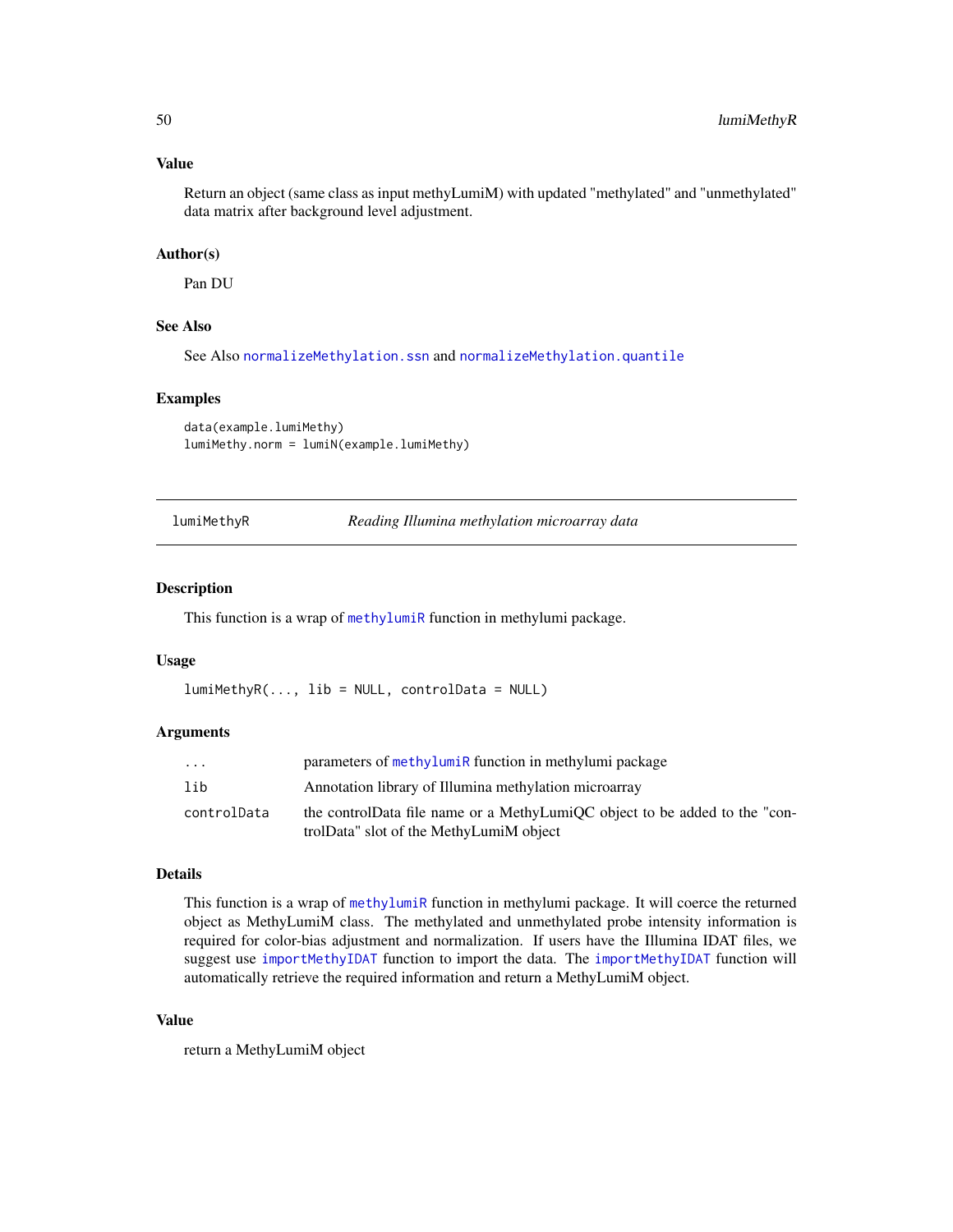### Value

Return an object (same class as input methyLumiM) with updated "methylated" and "unmethylated" data matrix after background level adjustment.

### Author(s)

Pan DU

### See Also

See Also normalizeMethylation.ssn and normalizeMethylation.quantile

### Examples

```
data(example.lumiMethy)
lumiMethy.norm = lumiN(example.lumiMethy)
```

---

## lumiMethyR — *Reading Illumina methylation microarray data*

---

### Description

This function is a wrap of methylumiR function in methylumi package.

### Usage

```
lumiMethyR(..., lib = NULL, controlData = NULL)
```

### Arguments

| | |
|---|---|
| ... | parameters of methylumiR function in methylumi package |
| lib | Annotation library of Illumina methylation microarray |
| controlData | the controlData file name or a MethyLumiQC object to be added to the "controlData" slot of the MethyLumiM object |

### Details

This function is a wrap of methylumiR function in methylumi package. It will coerce the returned object as MethyLumiM class. The methylated and unmethylated probe intensity information is required for color-bias adjustment and normalization. If users have the Illumina IDAT files, we suggest use importMethyIDAT function to import the data. The importMethyIDAT function will automatically retrieve the required information and return a MethyLumiM object.

### Value

return a MethyLumiM object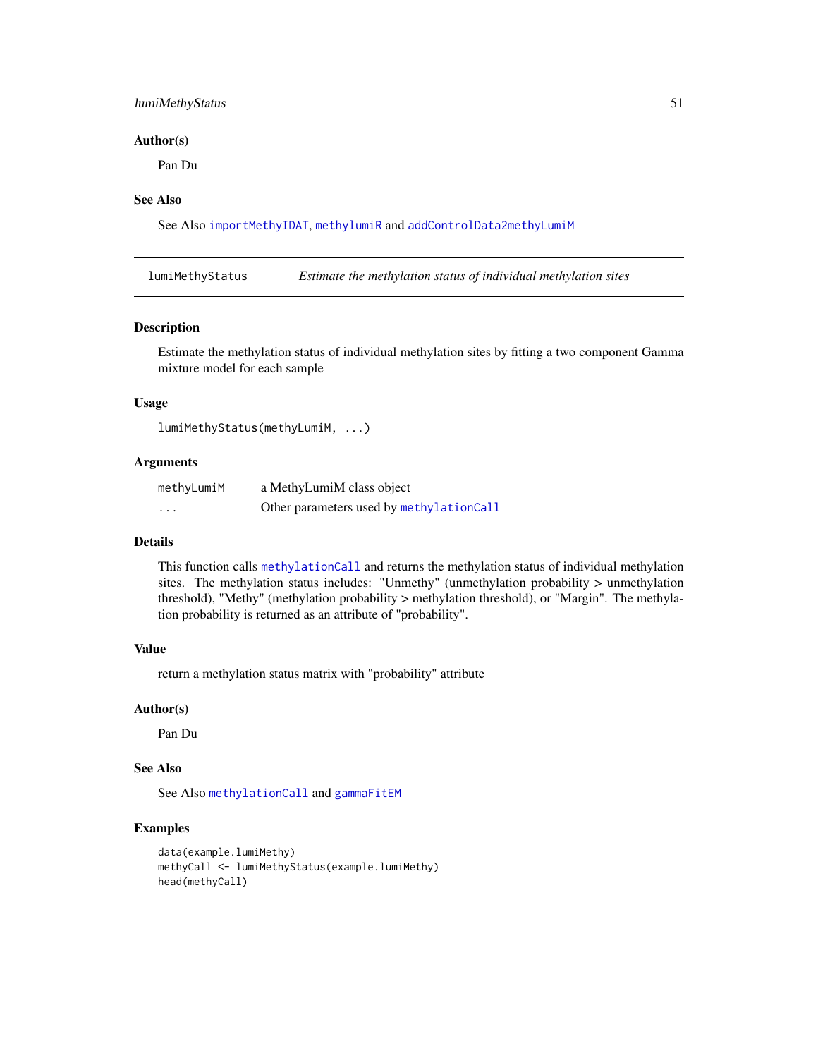### Author(s)

Pan Du

### See Also

See Also `importMethyIDAT`, `methylumiR` and `addControlData2methyLumiM`

---

## lumiMethyStatus — *Estimate the methylation status of individual methylation sites*

---

### Description

Estimate the methylation status of individual methylation sites by fitting a two component Gamma mixture model for each sample

### Usage

```
lumiMethyStatus(methyLumiM, ...)
```

### Arguments

| | |
|---|---|
| `methyLumiM` | a MethyLumiM class object |
| `...` | Other parameters used by `methylationCall` |

### Details

This function calls `methylationCall` and returns the methylation status of individual methylation sites. The methylation status includes: "Unmethy" (unmethylation probability > unmethylation threshold), "Methy" (methylation probability > methylation threshold), or "Margin". The methylation probability is returned as an attribute of "probability".

### Value

return a methylation status matrix with "probability" attribute

### Author(s)

Pan Du

### See Also

See Also `methylationCall` and `gammaFitEM`

### Examples

```
data(example.lumiMethy)
methyCall <- lumiMethyStatus(example.lumiMethy)
head(methyCall)
```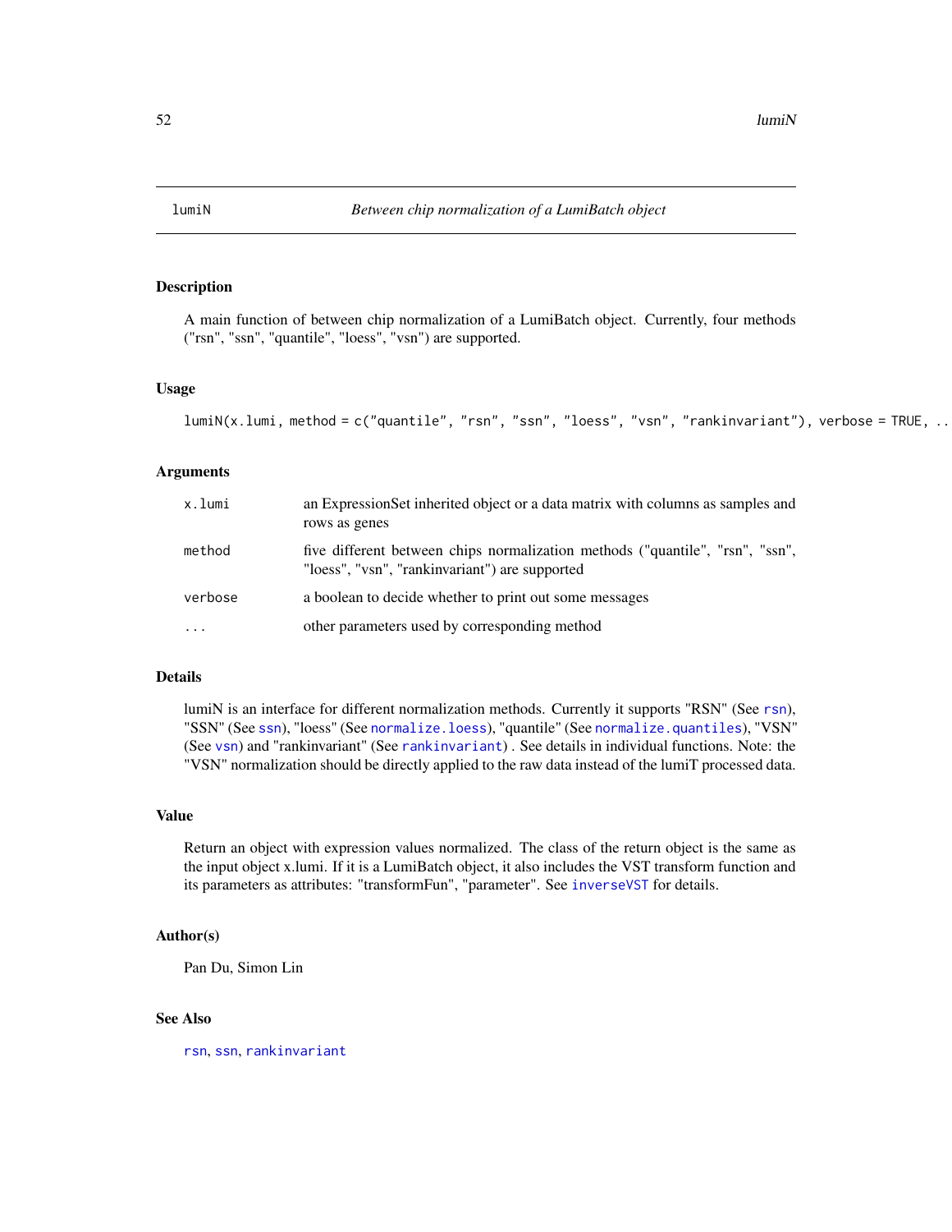# lumiN — *Between chip normalization of a LumiBatch object*

## Description

A main function of between chip normalization of a LumiBatch object. Currently, four methods ("rsn", "ssn", "quantile", "loess", "vsn") are supported.

## Usage

```
lumiN(x.lumi, method = c("quantile", "rsn", "ssn", "loess", "vsn", "rankinvariant"), verbose = TRUE, ..
```

## Arguments

| | |
|---|---|
| x.lumi | an ExpressionSet inherited object or a data matrix with columns as samples and rows as genes |
| method | five different between chips normalization methods ("quantile", "rsn", "ssn", "loess", "vsn", "rankinvariant") are supported |
| verbose | a boolean to decide whether to print out some messages |
| ... | other parameters used by corresponding method |

## Details

lumiN is an interface for different normalization methods. Currently it supports "RSN" (See `rsn`), "SSN" (See `ssn`), "loess" (See `normalize.loess`), "quantile" (See `normalize.quantiles`), "VSN" (See `vsn`) and "rankinvariant" (See `rankinvariant`) . See details in individual functions. Note: the "VSN" normalization should be directly applied to the raw data instead of the lumiT processed data.

## Value

Return an object with expression values normalized. The class of the return object is the same as the input object x.lumi. If it is a LumiBatch object, it also includes the VST transform function and its parameters as attributes: "transformFun", "parameter". See `inverseVST` for details.

## Author(s)

Pan Du, Simon Lin

## See Also

`rsn`, `ssn`, `rankinvariant`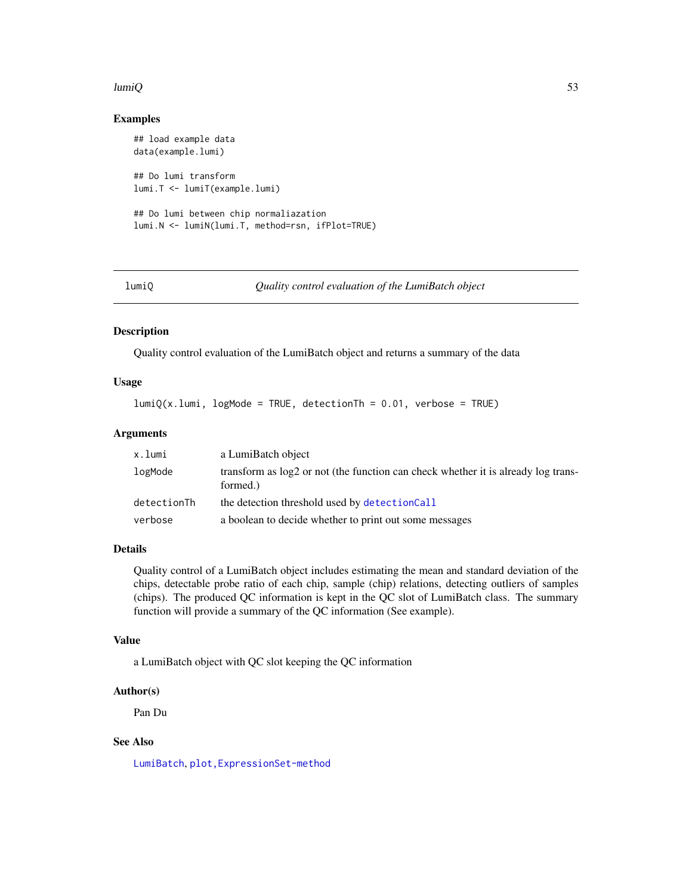## Examples

```
## load example data
data(example.lumi)

## Do lumi transform
lumi.T <- lumiT(example.lumi)

## Do lumi between chip normaliazation
lumi.N <- lumiN(lumi.T, method=rsn, ifPlot=TRUE)
```

---

# lumiQ — *Quality control evaluation of the LumiBatch object*

---

## Description

Quality control evaluation of the LumiBatch object and returns a summary of the data

## Usage

```
lumiQ(x.lumi, logMode = TRUE, detectionTh = 0.01, verbose = TRUE)
```

## Arguments

| | |
|---|---|
| `x.lumi` | a LumiBatch object |
| `logMode` | transform as log2 or not (the function can check whether it is already log transformed.) |
| `detectionTh` | the detection threshold used by `detectionCall` |
| `verbose` | a boolean to decide whether to print out some messages |

## Details

Quality control of a LumiBatch object includes estimating the mean and standard deviation of the chips, detectable probe ratio of each chip, sample (chip) relations, detecting outliers of samples (chips). The produced QC information is kept in the QC slot of LumiBatch class. The summary function will provide a summary of the QC information (See example).

## Value

a LumiBatch object with QC slot keeping the QC information

## Author(s)

Pan Du

## See Also

`LumiBatch`, `plot,ExpressionSet-method`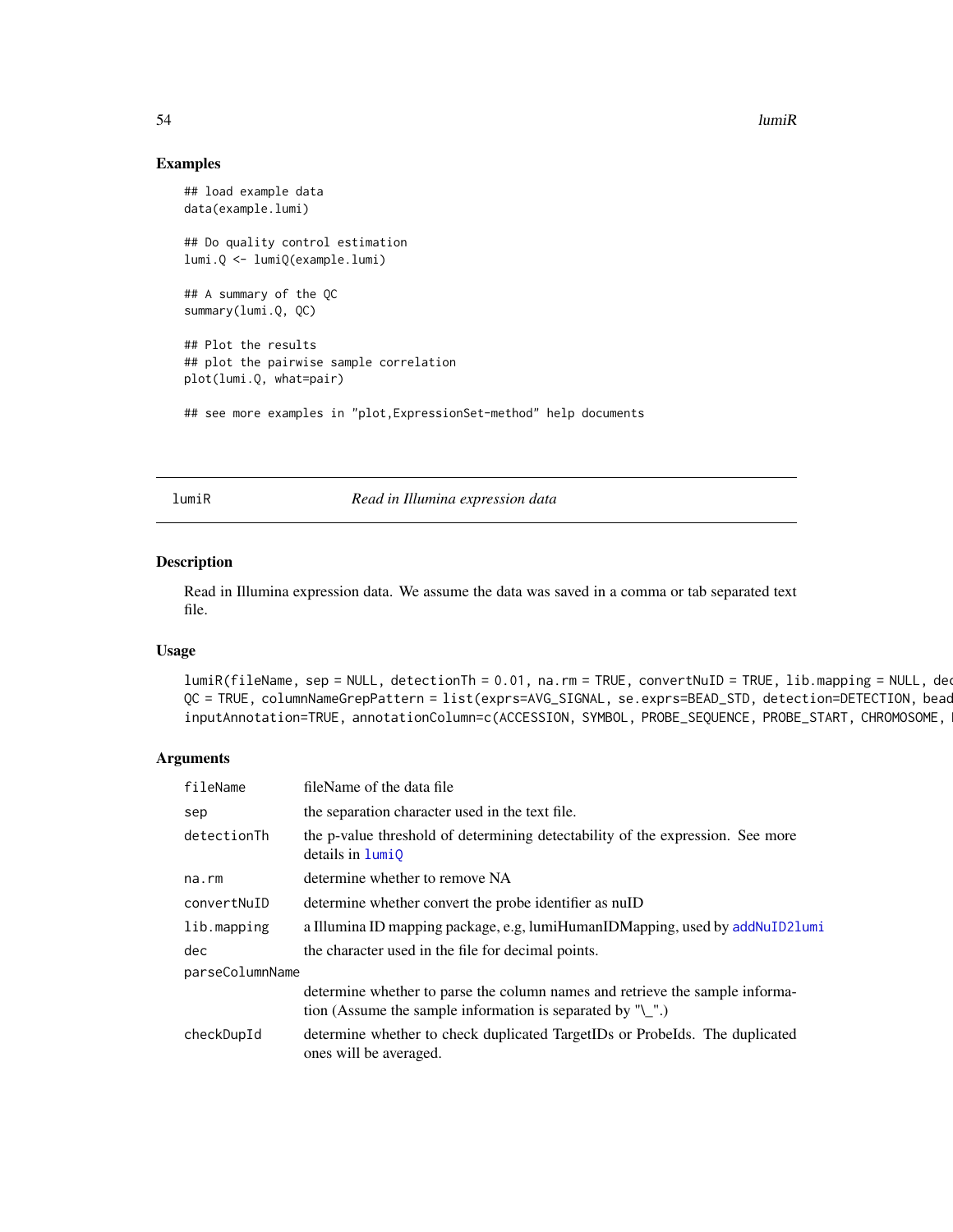## Examples

```
## load example data
data(example.lumi)

## Do quality control estimation
lumi.Q <- lumiQ(example.lumi)

## A summary of the QC
summary(lumi.Q, QC)

## Plot the results
## plot the pairwise sample correlation
plot(lumi.Q, what=pair)

## see more examples in "plot,ExpressionSet-method" help documents
```

---

lumiR *Read in Illumina expression data*

---

### Description

Read in Illumina expression data. We assume the data was saved in a comma or tab separated text file.

### Usage

```
lumiR(fileName, sep = NULL, detectionTh = 0.01, na.rm = TRUE, convertNuID = TRUE, lib.mapping = NULL, dec
QC = TRUE, columnNameGrepPattern = list(exprs=AVG_SIGNAL, se.exprs=BEAD_STD, detection=DETECTION, bead
inputAnnotation=TRUE, annotationColumn=c(ACCESSION, SYMBOL, PROBE_SEQUENCE, PROBE_START, CHROMOSOME, 
```

### Arguments

| | |
|---|---|
| fileName | fileName of the data file |
| sep | the separation character used in the text file. |
| detectionTh | the p-value threshold of determining detectability of the expression. See more details in lumiQ |
| na.rm | determine whether to remove NA |
| convertNuID | determine whether convert the probe identifier as nuID |
| lib.mapping | a Illumina ID mapping package, e.g, lumiHumanIDMapping, used by addNuID2lumi |
| dec | the character used in the file for decimal points. |
| parseColumnName | determine whether to parse the column names and retrieve the sample information (Assume the sample information is separated by "\_".) |
| checkDupId | determine whether to check duplicated TargetIDs or ProbeIds. The duplicated ones will be averaged. |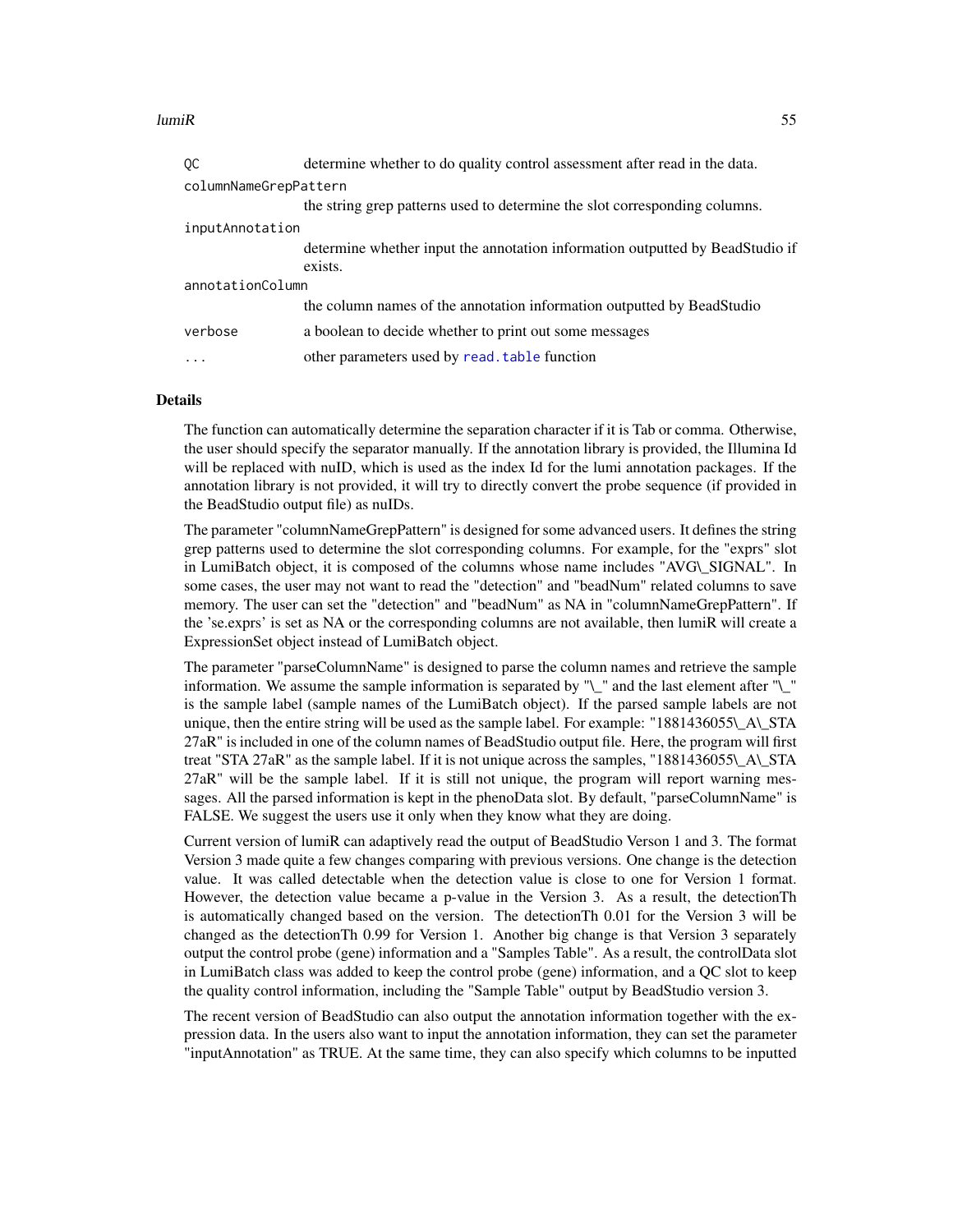| | |
|---|---|
| QC | determine whether to do quality control assessment after read in the data. |
| columnNameGrepPattern | the string grep patterns used to determine the slot corresponding columns. |
| inputAnnotation | determine whether input the annotation information outputted by BeadStudio if exists. |
| annotationColumn | the column names of the annotation information outputted by BeadStudio |
| verbose | a boolean to decide whether to print out some messages |
| ... | other parameters used by read.table function |

## Details

The function can automatically determine the separation character if it is Tab or comma. Otherwise, the user should specify the separator manually. If the annotation library is provided, the Illumina Id will be replaced with nuID, which is used as the index Id for the lumi annotation packages. If the annotation library is not provided, it will try to directly convert the probe sequence (if provided in the BeadStudio output file) as nuIDs.

The parameter "columnNameGrepPattern" is designed for some advanced users. It defines the string grep patterns used to determine the slot corresponding columns. For example, for the "exprs" slot in LumiBatch object, it is composed of the columns whose name includes "AVG\_SIGNAL". In some cases, the user may not want to read the "detection" and "beadNum" related columns to save memory. The user can set the "detection" and "beadNum" as NA in "columnNameGrepPattern". If the 'se.exprs' is set as NA or the corresponding columns are not available, then lumiR will create a ExpressionSet object instead of LumiBatch object.

The parameter "parseColumnName" is designed to parse the column names and retrieve the sample information. We assume the sample information is separated by "\_" and the last element after "\_" is the sample label (sample names of the LumiBatch object). If the parsed sample labels are not unique, then the entire string will be used as the sample label. For example: "1881436055\_A\_STA 27aR" is included in one of the column names of BeadStudio output file. Here, the program will first treat "STA 27aR" as the sample label. If it is not unique across the samples, "1881436055\_A\_STA 27aR" will be the sample label. If it is still not unique, the program will report warning messages. All the parsed information is kept in the phenoData slot. By default, "parseColumnName" is FALSE. We suggest the users use it only when they know what they are doing.

Current version of lumiR can adaptively read the output of BeadStudio Verson 1 and 3. The format Version 3 made quite a few changes comparing with previous versions. One change is the detection value. It was called detectable when the detection value is close to one for Version 1 format. However, the detection value became a p-value in the Version 3. As a result, the detectionTh is automatically changed based on the version. The detectionTh 0.01 for the Version 3 will be changed as the detectionTh 0.99 for Version 1. Another big change is that Version 3 separately output the control probe (gene) information and a "Samples Table". As a result, the controlData slot in LumiBatch class was added to keep the control probe (gene) information, and a QC slot to keep the quality control information, including the "Sample Table" output by BeadStudio version 3.

The recent version of BeadStudio can also output the annotation information together with the expression data. In the users also want to input the annotation information, they can set the parameter "inputAnnotation" as TRUE. At the same time, they can also specify which columns to be inputted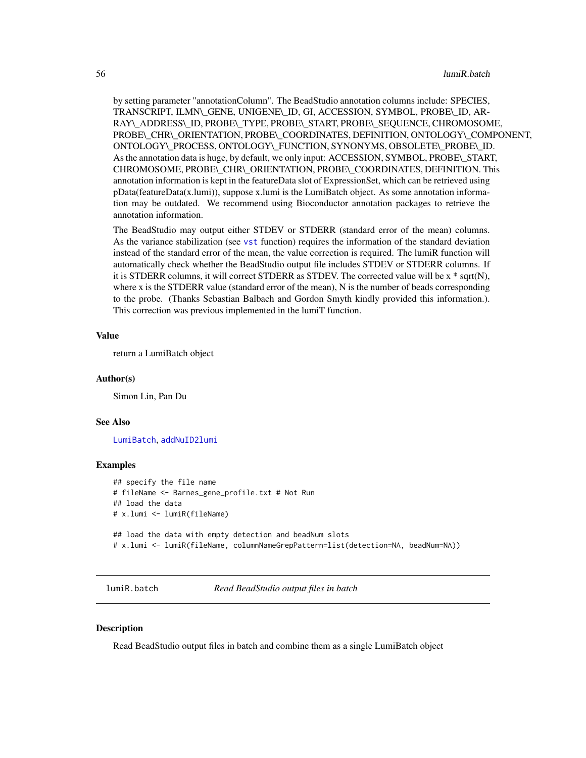by setting parameter "annotationColumn". The BeadStudio annotation columns include: SPECIES, TRANSCRIPT, ILMN_GENE, UNIGENE_ID, GI, ACCESSION, SYMBOL, PROBE_ID, ARRAY_ADDRESS_ID, PROBE_TYPE, PROBE_START, PROBE_SEQUENCE, CHROMOSOME, PROBE_CHR_ORIENTATION, PROBE_COORDINATES, DEFINITION, ONTOLOGY_COMPONENT, ONTOLOGY_PROCESS, ONTOLOGY_FUNCTION, SYNONYMS, OBSOLETE_PROBE_ID. As the annotation data is huge, by default, we only input: ACCESSION, SYMBOL, PROBE_START, CHROMOSOME, PROBE_CHR_ORIENTATION, PROBE_COORDINATES, DEFINITION. This annotation information is kept in the featureData slot of ExpressionSet, which can be retrieved using pData(featureData(x.lumi)), suppose x.lumi is the LumiBatch object. As some annotation information may be outdated. We recommend using Bioconductor annotation packages to retrieve the annotation information.

The BeadStudio may output either STDEV or STDERR (standard error of the mean) columns. As the variance stabilization (see `vst` function) requires the information of the standard deviation instead of the standard error of the mean, the value correction is required. The lumiR function will automatically check whether the BeadStudio output file includes STDEV or STDERR columns. If it is STDERR columns, it will correct STDERR as STDEV. The corrected value will be x * sqrt(N), where x is the STDERR value (standard error of the mean), N is the number of beads corresponding to the probe. (Thanks Sebastian Balbach and Gordon Smyth kindly provided this information.). This correction was previous implemented in the lumiT function.

### Value

return a LumiBatch object

### Author(s)

Simon Lin, Pan Du

### See Also

`LumiBatch`, `addNuID2lumi`

### Examples

```
## specify the file name
# fileName <- Barnes_gene_profile.txt # Not Run
## load the data
# x.lumi <- lumiR(fileName)

## load the data with empty detection and beadNum slots
# x.lumi <- lumiR(fileName, columnNameGrepPattern=list(detection=NA, beadNum=NA))
```

---

## lumiR.batch — *Read BeadStudio output files in batch*

### Description

Read BeadStudio output files in batch and combine them as a single LumiBatch object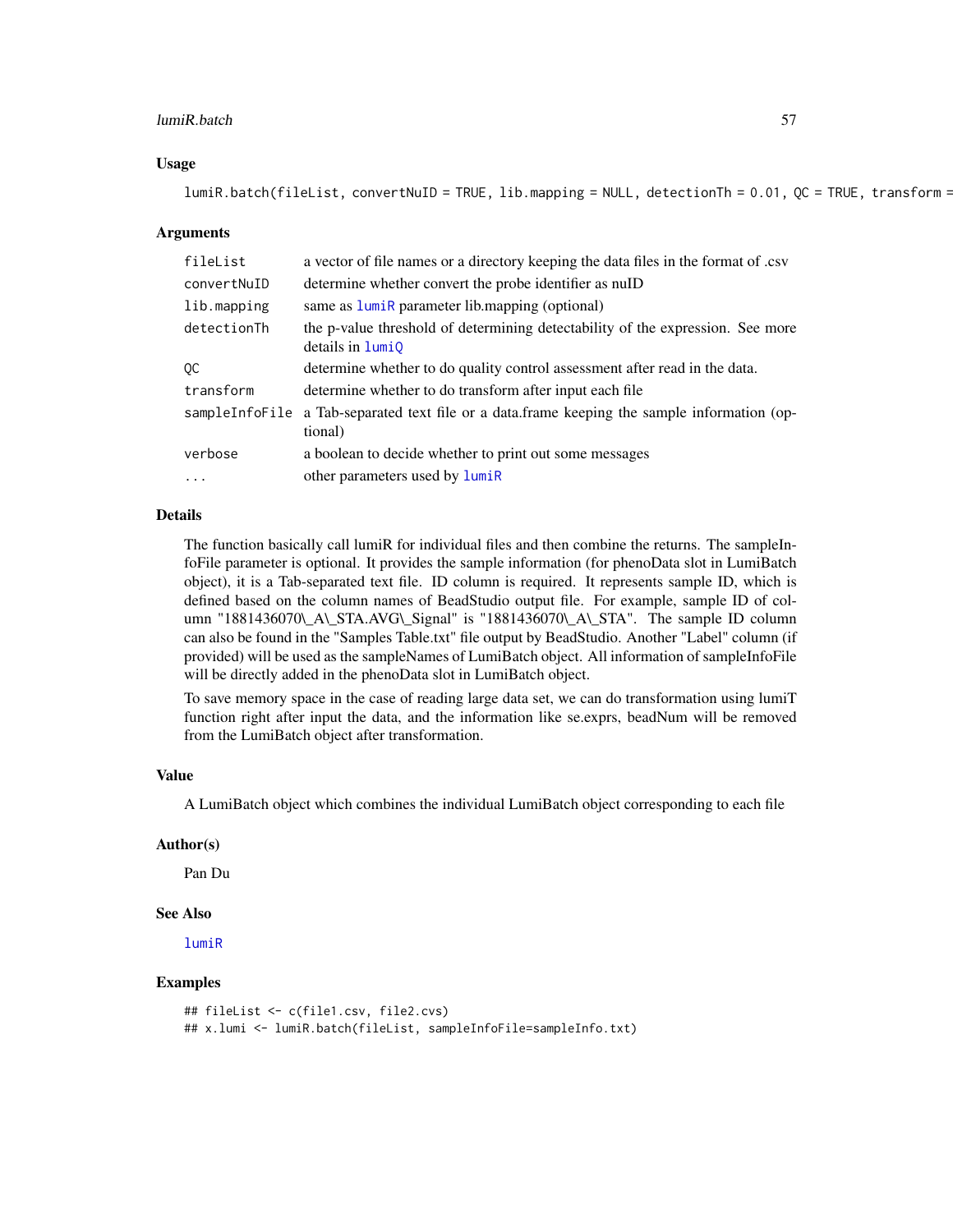### Usage

```
lumiR.batch(fileList, convertNuID = TRUE, lib.mapping = NULL, detectionTh = 0.01, QC = TRUE, transform =
```

### Arguments

| | |
|---|---|
| fileList | a vector of file names or a directory keeping the data files in the format of .csv |
| convertNuID | determine whether convert the probe identifier as nuID |
| lib.mapping | same as lumiR parameter lib.mapping (optional) |
| detectionTh | the p-value threshold of determining detectability of the expression. See more details in lumiQ |
| QC | determine whether to do quality control assessment after read in the data. |
| transform | determine whether to do transform after input each file |
| sampleInfoFile | a Tab-separated text file or a data.frame keeping the sample information (optional) |
| verbose | a boolean to decide whether to print out some messages |
| ... | other parameters used by lumiR |

### Details

The function basically call lumiR for individual files and then combine the returns. The sampleInfoFile parameter is optional. It provides the sample information (for phenoData slot in LumiBatch object), it is a Tab-separated text file. ID column is required. It represents sample ID, which is defined based on the column names of BeadStudio output file. For example, sample ID of column "1881436070\_A\_STA.AVG\_Signal" is "1881436070\_A\_STA". The sample ID column can also be found in the "Samples Table.txt" file output by BeadStudio. Another "Label" column (if provided) will be used as the sampleNames of LumiBatch object. All information of sampleInfoFile will be directly added in the phenoData slot in LumiBatch object.

To save memory space in the case of reading large data set, we can do transformation using lumiT function right after input the data, and the information like se.exprs, beadNum will be removed from the LumiBatch object after transformation.

### Value

A LumiBatch object which combines the individual LumiBatch object corresponding to each file

### Author(s)

Pan Du

### See Also

lumiR

### Examples

```
## fileList <- c(file1.csv, file2.cvs)
## x.lumi <- lumiR.batch(fileList, sampleInfoFile=sampleInfo.txt)
```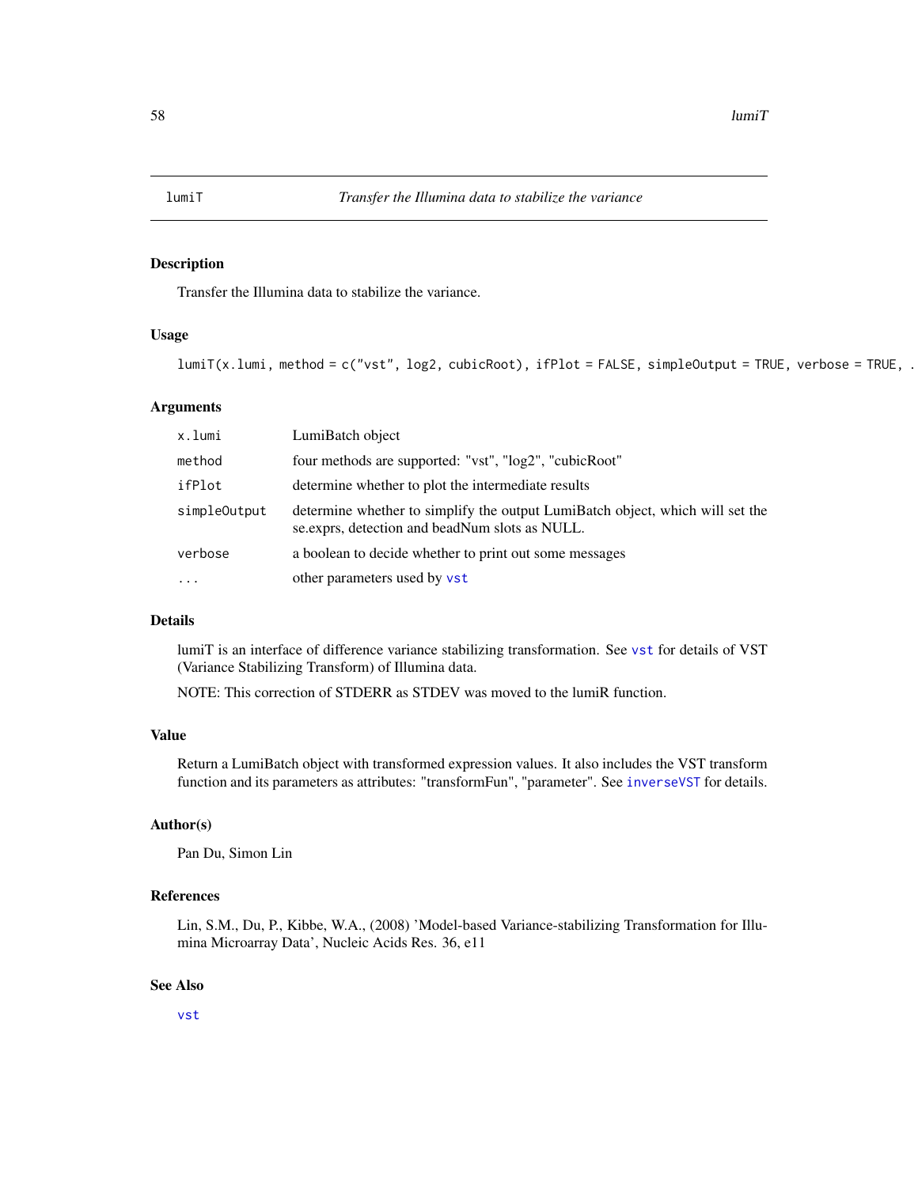## lumiT — *Transfer the Illumina data to stabilize the variance*

### Description

Transfer the Illumina data to stabilize the variance.

### Usage

```
lumiT(x.lumi, method = c("vst", log2, cubicRoot), ifPlot = FALSE, simpleOutput = TRUE, verbose = TRUE, .
```

### Arguments

| | |
|---|---|
| `x.lumi` | LumiBatch object |
| `method` | four methods are supported: "vst", "log2", "cubicRoot" |
| `ifPlot` | determine whether to plot the intermediate results |
| `simpleOutput` | determine whether to simplify the output LumiBatch object, which will set the se.exprs, detection and beadNum slots as NULL. |
| `verbose` | a boolean to decide whether to print out some messages |
| `...` | other parameters used by `vst` |

### Details

lumiT is an interface of difference variance stabilizing transformation. See `vst` for details of VST (Variance Stabilizing Transform) of Illumina data.

NOTE: This correction of STDERR as STDEV was moved to the lumiR function.

### Value

Return a LumiBatch object with transformed expression values. It also includes the VST transform function and its parameters as attributes: "transformFun", "parameter". See `inverseVST` for details.

### Author(s)

Pan Du, Simon Lin

### References

Lin, S.M., Du, P., Kibbe, W.A., (2008) 'Model-based Variance-stabilizing Transformation for Illumina Microarray Data', Nucleic Acids Res. 36, e11

### See Also

`vst`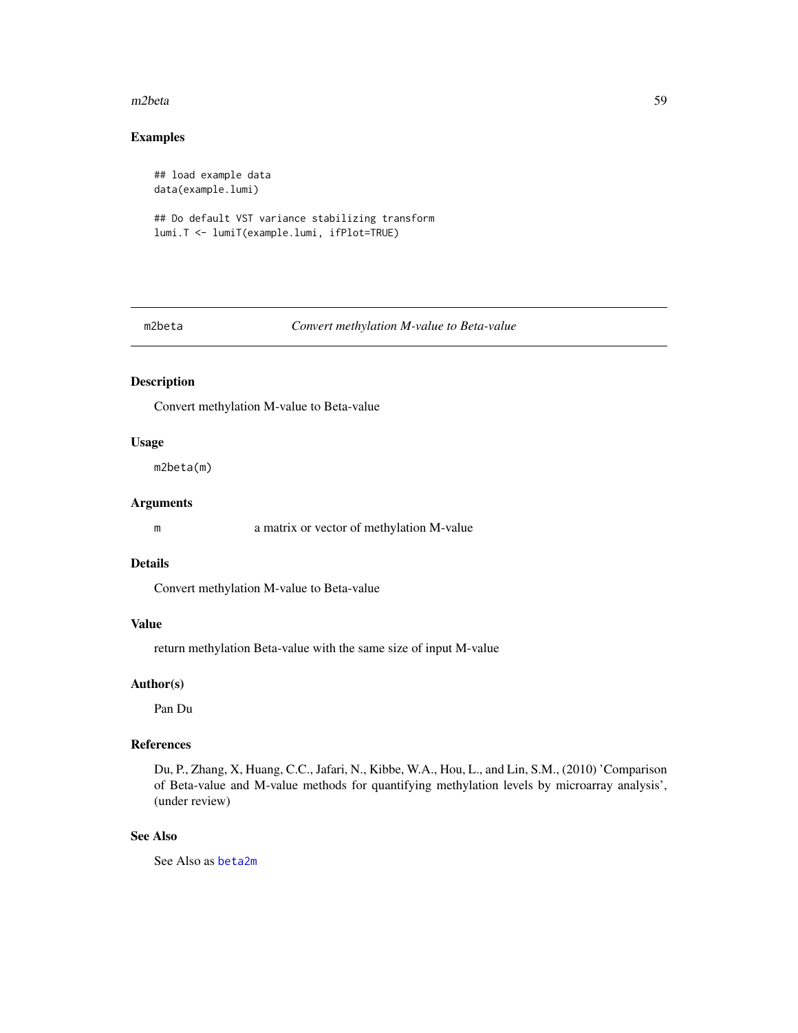### Examples

```
## load example data
data(example.lumi)

## Do default VST variance stabilizing transform
lumi.T <- lumiT(example.lumi, ifPlot=TRUE)
```

## m2beta — *Convert methylation M-value to Beta-value*

### Description

Convert methylation M-value to Beta-value

### Usage

```
m2beta(m)
```

### Arguments

| | |
|---|---|
| m | a matrix or vector of methylation M-value |

### Details

Convert methylation M-value to Beta-value

### Value

return methylation Beta-value with the same size of input M-value

### Author(s)

Pan Du

### References

Du, P., Zhang, X, Huang, C.C., Jafari, N., Kibbe, W.A., Hou, L., and Lin, S.M., (2010) 'Comparison of Beta-value and M-value methods for quantifying methylation levels by microarray analysis', (under review)

### See Also

See Also as beta2m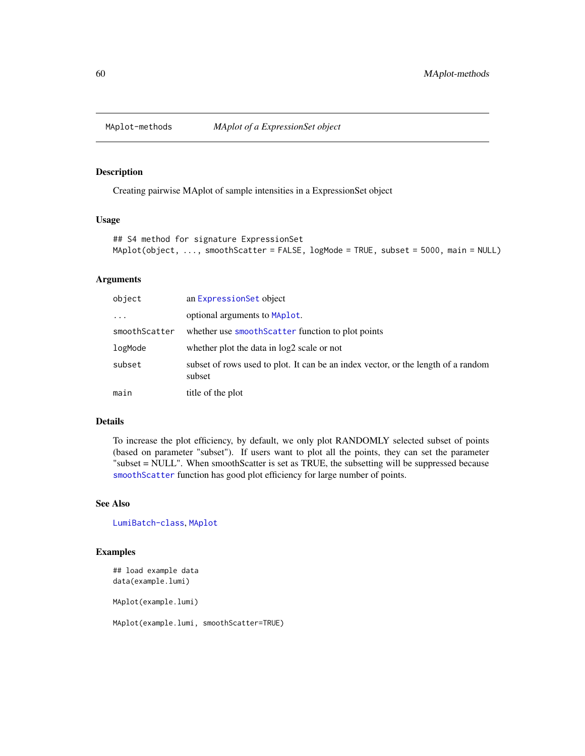MAplot-methods *MAplot of a ExpressionSet object*

## Description

Creating pairwise MAplot of sample intensities in a ExpressionSet object

## Usage

```
## S4 method for signature ExpressionSet
MAplot(object, ..., smoothScatter = FALSE, logMode = TRUE, subset = 5000, main = NULL)
```

## Arguments

| | |
|---|---|
| object | an ExpressionSet object |
| ... | optional arguments to MAplot. |
| smoothScatter | whether use smoothScatter function to plot points |
| logMode | whether plot the data in log2 scale or not |
| subset | subset of rows used to plot. It can be an index vector, or the length of a random subset |
| main | title of the plot |

## Details

To increase the plot efficiency, by default, we only plot RANDOMLY selected subset of points (based on parameter "subset"). If users want to plot all the points, they can set the parameter "subset = NULL". When smoothScatter is set as TRUE, the subsetting will be suppressed because smoothScatter function has good plot efficiency for large number of points.

## See Also

LumiBatch-class, MAplot

## Examples

```
## load example data
data(example.lumi)

MAplot(example.lumi)

MAplot(example.lumi, smoothScatter=TRUE)
```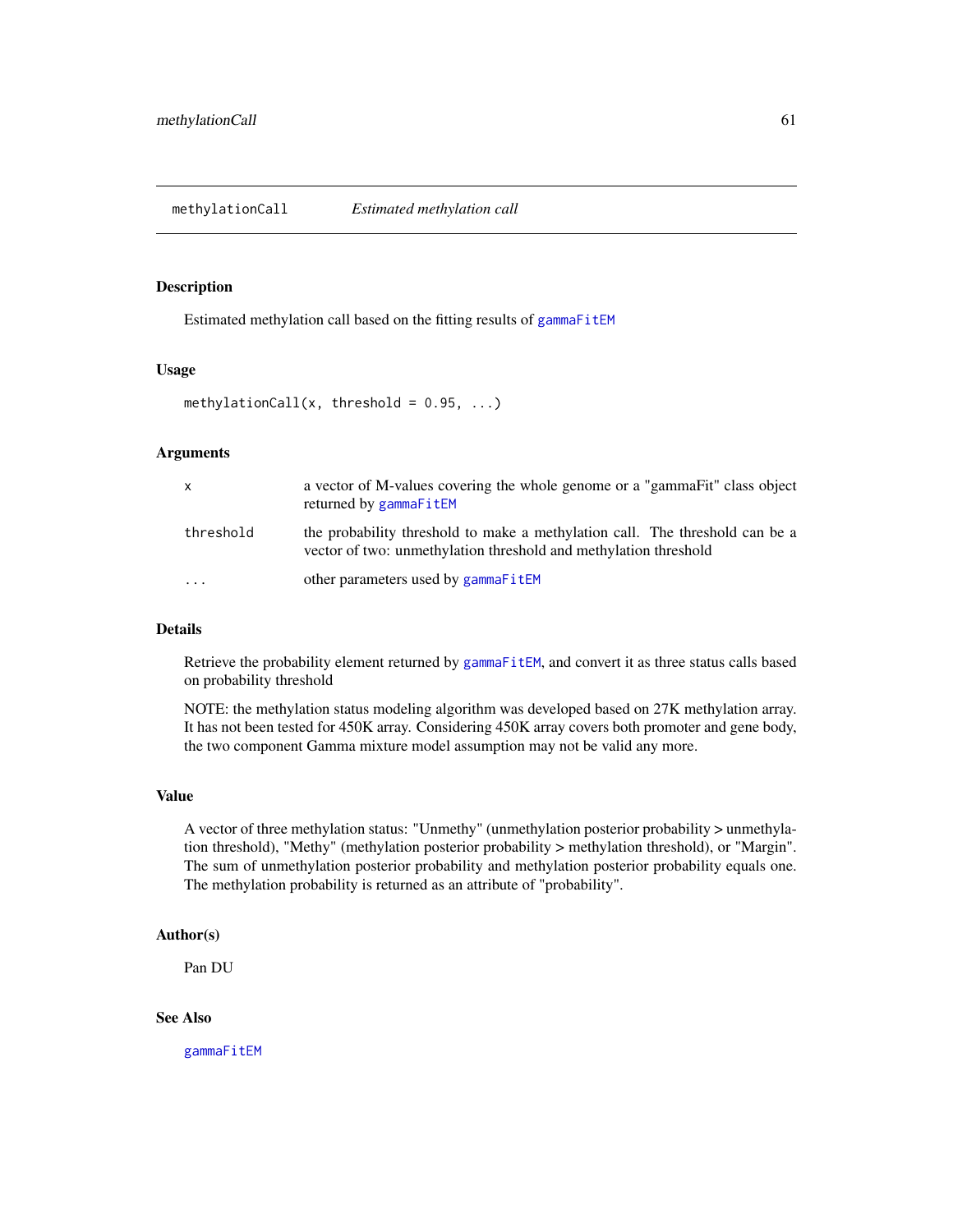## methylationCall — *Estimated methylation call*

### Description

Estimated methylation call based on the fitting results of `gammaFitEM`

### Usage

```
methylationCall(x, threshold = 0.95, ...)
```

### Arguments

| | |
|---|---|
| x | a vector of M-values covering the whole genome or a "gammaFit" class object returned by `gammaFitEM` |
| threshold | the probability threshold to make a methylation call. The threshold can be a vector of two: unmethylation threshold and methylation threshold |
| ... | other parameters used by `gammaFitEM` |

### Details

Retrieve the probability element returned by `gammaFitEM`, and convert it as three status calls based on probability threshold

NOTE: the methylation status modeling algorithm was developed based on 27K methylation array. It has not been tested for 450K array. Considering 450K array covers both promoter and gene body, the two component Gamma mixture model assumption may not be valid any more.

### Value

A vector of three methylation status: "Unmethy" (unmethylation posterior probability > unmethylation threshold), "Methy" (methylation posterior probability > methylation threshold), or "Margin". The sum of unmethylation posterior probability and methylation posterior probability equals one. The methylation probability is returned as an attribute of "probability".

### Author(s)

Pan DU

### See Also

`gammaFitEM`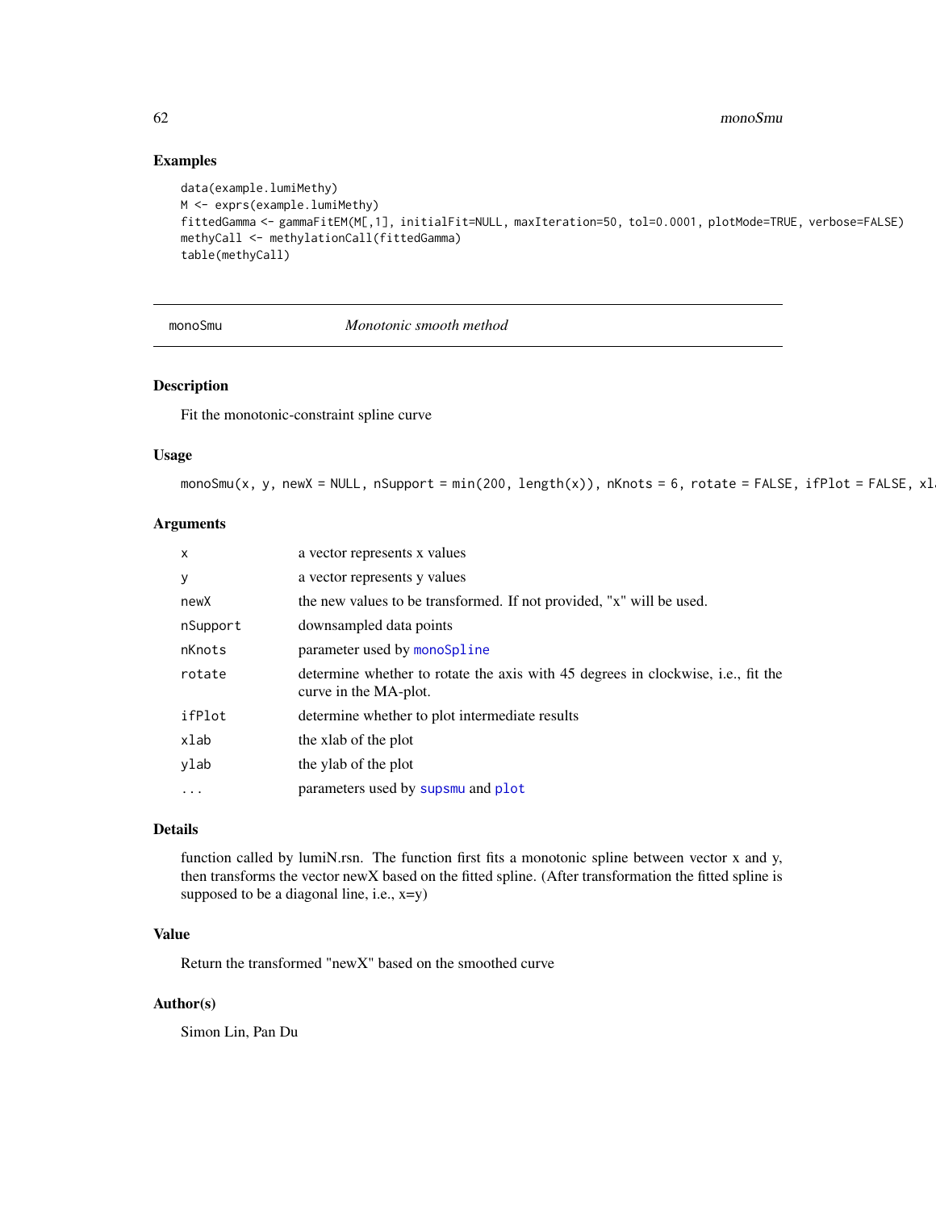## Examples

```
data(example.lumiMethy)
M <- exprs(example.lumiMethy)
fittedGamma <- gammaFitEM(M[,1], initialFit=NULL, maxIteration=50, tol=0.0001, plotMode=TRUE, verbose=FALSE)
methyCall <- methylationCall(fittedGamma)
table(methyCall)
```

---

# monoSmu — *Monotonic smooth method*

## Description

Fit the monotonic-constraint spline curve

## Usage

```
monoSmu(x, y, newX = NULL, nSupport = min(200, length(x)), nKnots = 6, rotate = FALSE, ifPlot = FALSE, xl
```

## Arguments

| | |
|---|---|
| x | a vector represents x values |
| y | a vector represents y values |
| newX | the new values to be transformed. If not provided, "x" will be used. |
| nSupport | downsampled data points |
| nKnots | parameter used by monoSpline |
| rotate | determine whether to rotate the axis with 45 degrees in clockwise, i.e., fit the curve in the MA-plot. |
| ifPlot | determine whether to plot intermediate results |
| xlab | the xlab of the plot |
| ylab | the ylab of the plot |
| ... | parameters used by supsmu and plot |

## Details

function called by lumiN.rsn. The function first fits a monotonic spline between vector x and y, then transforms the vector newX based on the fitted spline. (After transformation the fitted spline is supposed to be a diagonal line, i.e., x=y)

## Value

Return the transformed "newX" based on the smoothed curve

## Author(s)

Simon Lin, Pan Du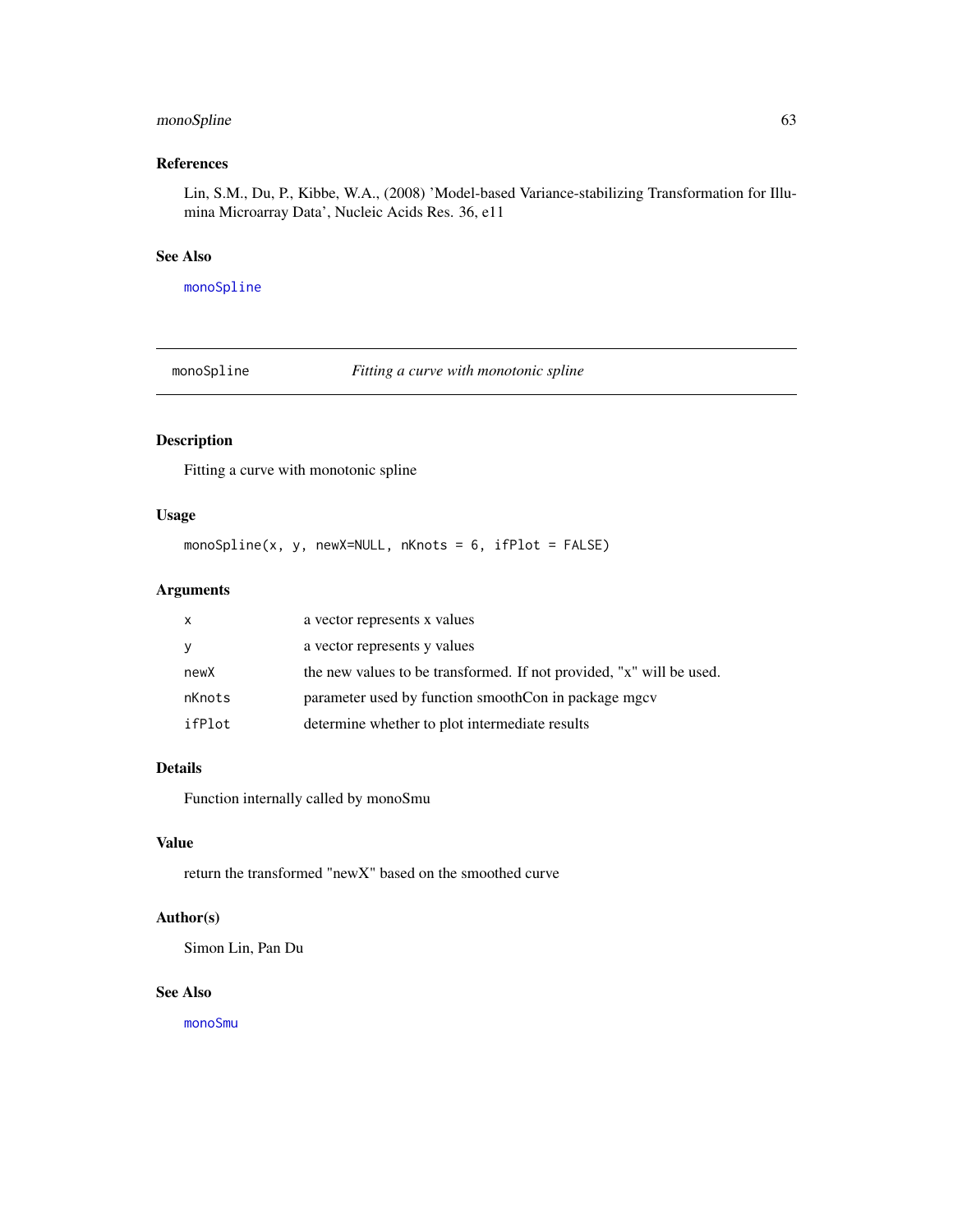### References

Lin, S.M., Du, P., Kibbe, W.A., (2008) 'Model-based Variance-stabilizing Transformation for Illumina Microarray Data', Nucleic Acids Res. 36, e11

### See Also

monoSpline

---

## monoSpline — *Fitting a curve with monotonic spline*

---

### Description

Fitting a curve with monotonic spline

### Usage

```
monoSpline(x, y, newX=NULL, nKnots = 6, ifPlot = FALSE)
```

### Arguments

| | |
|---|---|
| x | a vector represents x values |
| y | a vector represents y values |
| newX | the new values to be transformed. If not provided, "x" will be used. |
| nKnots | parameter used by function smoothCon in package mgcv |
| ifPlot | determine whether to plot intermediate results |

### Details

Function internally called by monoSmu

### Value

return the transformed "newX" based on the smoothed curve

### Author(s)

Simon Lin, Pan Du

### See Also

monoSmu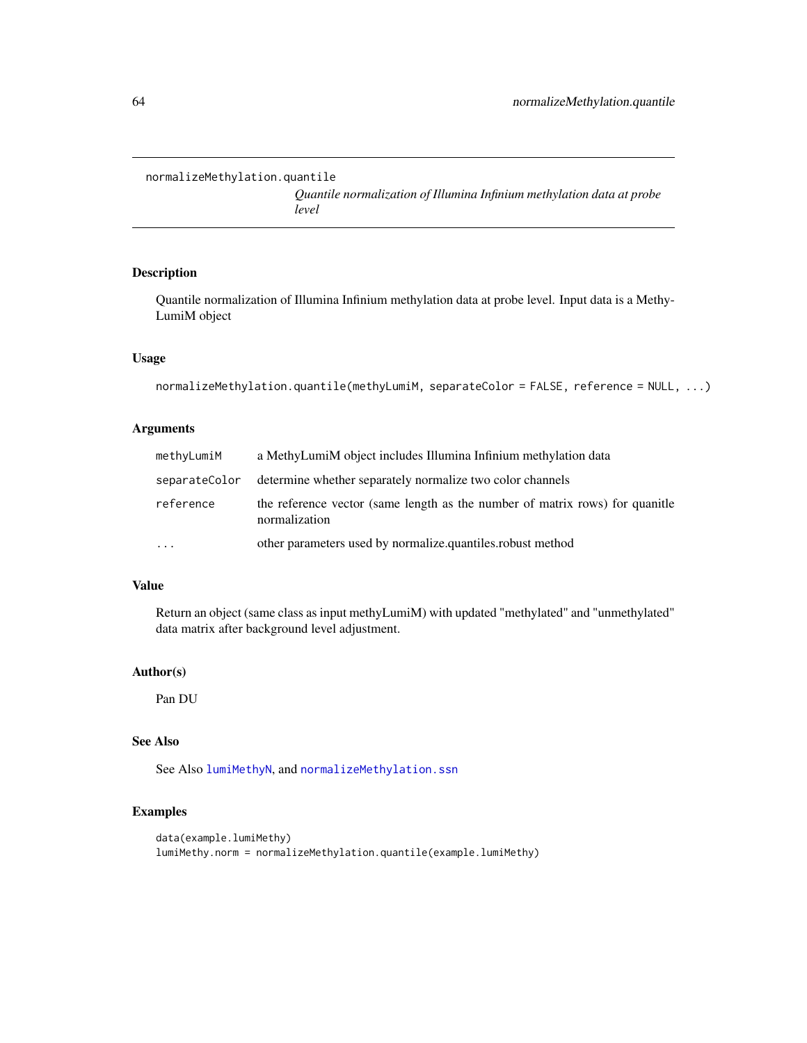normalizeMethylation.quantile

*Quantile normalization of Illumina Infinium methylation data at probe level*

## Description

Quantile normalization of Illumina Infinium methylation data at probe level. Input data is a MethyLumiM object

## Usage

```
normalizeMethylation.quantile(methyLumiM, separateColor = FALSE, reference = NULL, ...)
```

## Arguments

| | |
|---|---|
| methyLumiM | a MethyLumiM object includes Illumina Infinium methylation data |
| separateColor | determine whether separately normalize two color channels |
| reference | the reference vector (same length as the number of matrix rows) for quanitle normalization |
| ... | other parameters used by normalize.quantiles.robust method |

## Value

Return an object (same class as input methyLumiM) with updated "methylated" and "unmethylated" data matrix after background level adjustment.

## Author(s)

Pan DU

## See Also

See Also lumiMethyN, and normalizeMethylation.ssn

## Examples

```
data(example.lumiMethy)
lumiMethy.norm = normalizeMethylation.quantile(example.lumiMethy)
```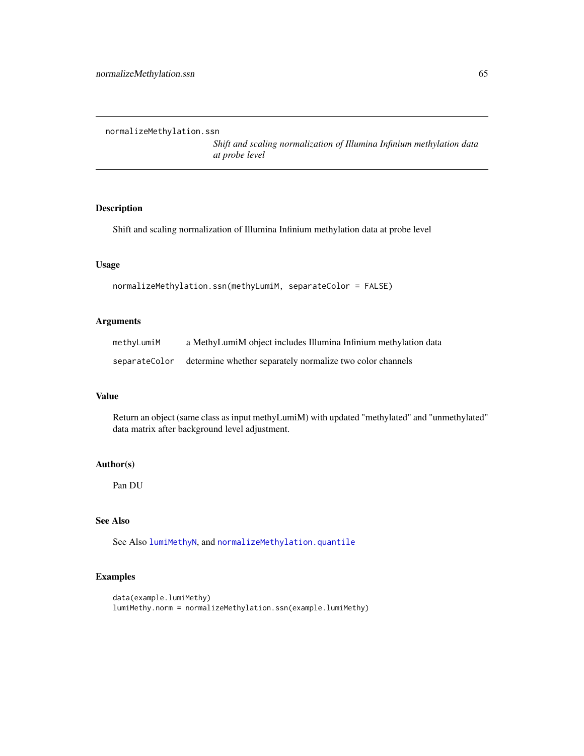normalizeMethylation.ssn

*Shift and scaling normalization of Illumina Infinium methylation data at probe level*

## Description

Shift and scaling normalization of Illumina Infinium methylation data at probe level

## Usage

```
normalizeMethylation.ssn(methyLumiM, separateColor = FALSE)
```

## Arguments

| | |
|---|---|
| `methyLumiM` | a MethyLumiM object includes Illumina Infinium methylation data |
| `separateColor` | determine whether separately normalize two color channels |

## Value

Return an object (same class as input methyLumiM) with updated "methylated" and "unmethylated" data matrix after background level adjustment.

## Author(s)

Pan DU

## See Also

See Also `lumiMethyN`, and `normalizeMethylation.quantile`

## Examples

```
data(example.lumiMethy)
lumiMethy.norm = normalizeMethylation.ssn(example.lumiMethy)
```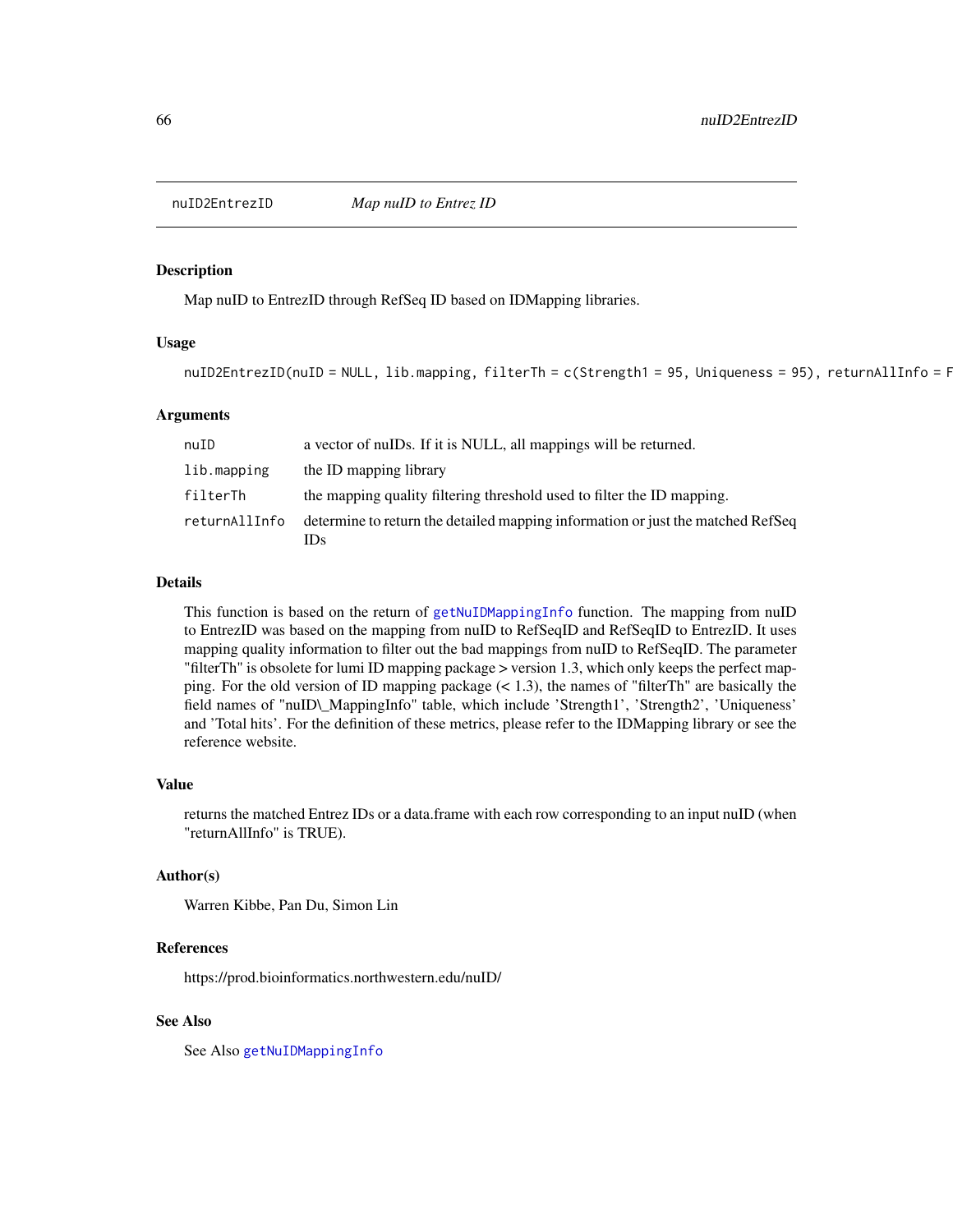nuID2EntrezID *Map nuID to Entrez ID*

## Description

Map nuID to EntrezID through RefSeq ID based on IDMapping libraries.

## Usage

```
nuID2EntrezID(nuID = NULL, lib.mapping, filterTh = c(Strength1 = 95, Uniqueness = 95), returnAllInfo = F
```

## Arguments

| | |
|---|---|
| nuID | a vector of nuIDs. If it is NULL, all mappings will be returned. |
| lib.mapping | the ID mapping library |
| filterTh | the mapping quality filtering threshold used to filter the ID mapping. |
| returnAllInfo | determine to return the detailed mapping information or just the matched RefSeq IDs |

## Details

This function is based on the return of getNuIDMappingInfo function. The mapping from nuID to EntrezID was based on the mapping from nuID to RefSeqID and RefSeqID to EntrezID. It uses mapping quality information to filter out the bad mappings from nuID to RefSeqID. The parameter "filterTh" is obsolete for lumi ID mapping package > version 1.3, which only keeps the perfect mapping. For the old version of ID mapping package (< 1.3), the names of "filterTh" are basically the field names of "nuID\_MappingInfo" table, which include 'Strength1', 'Strength2', 'Uniqueness' and 'Total hits'. For the definition of these metrics, please refer to the IDMapping library or see the reference website.

## Value

returns the matched Entrez IDs or a data.frame with each row corresponding to an input nuID (when "returnAllInfo" is TRUE).

## Author(s)

Warren Kibbe, Pan Du, Simon Lin

## References

https://prod.bioinformatics.northwestern.edu/nuID/

## See Also

See Also getNuIDMappingInfo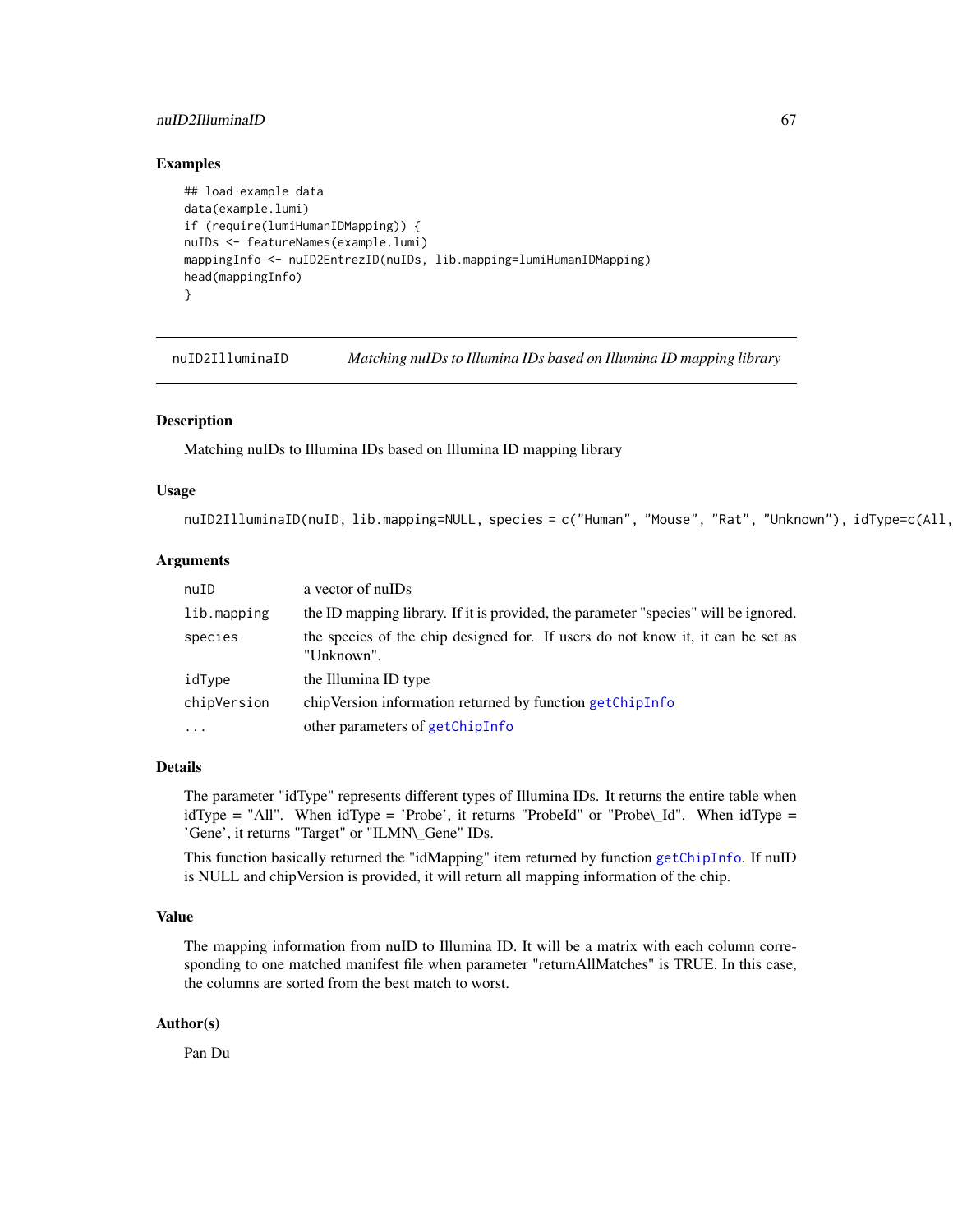## Examples

```
## load example data
data(example.lumi)
if (require(lumiHumanIDMapping)) {
nuIDs <- featureNames(example.lumi)
mappingInfo <- nuID2EntrezID(nuIDs, lib.mapping=lumiHumanIDMapping)
head(mappingInfo)
}
```

---

# nuID2IlluminaID *Matching nuIDs to Illumina IDs based on Illumina ID mapping library*

## Description

Matching nuIDs to Illumina IDs based on Illumina ID mapping library

## Usage

```
nuID2IlluminaID(nuID, lib.mapping=NULL, species = c("Human", "Mouse", "Rat", "Unknown"), idType=c(All,
```

## Arguments

| | |
|---|---|
| nuID | a vector of nuIDs |
| lib.mapping | the ID mapping library. If it is provided, the parameter "species" will be ignored. |
| species | the species of the chip designed for. If users do not know it, it can be set as "Unknown". |
| idType | the Illumina ID type |
| chipVersion | chipVersion information returned by function getChipInfo |
| ... | other parameters of getChipInfo |

## Details

The parameter "idType" represents different types of Illumina IDs. It returns the entire table when idType = "All". When idType = 'Probe', it returns "ProbeId" or "Probe\_Id". When idType = 'Gene', it returns "Target" or "ILMN\_Gene" IDs.

This function basically returned the "idMapping" item returned by function getChipInfo. If nuID is NULL and chipVersion is provided, it will return all mapping information of the chip.

## Value

The mapping information from nuID to Illumina ID. It will be a matrix with each column corresponding to one matched manifest file when parameter "returnAllMatches" is TRUE. In this case, the columns are sorted from the best match to worst.

## Author(s)

Pan Du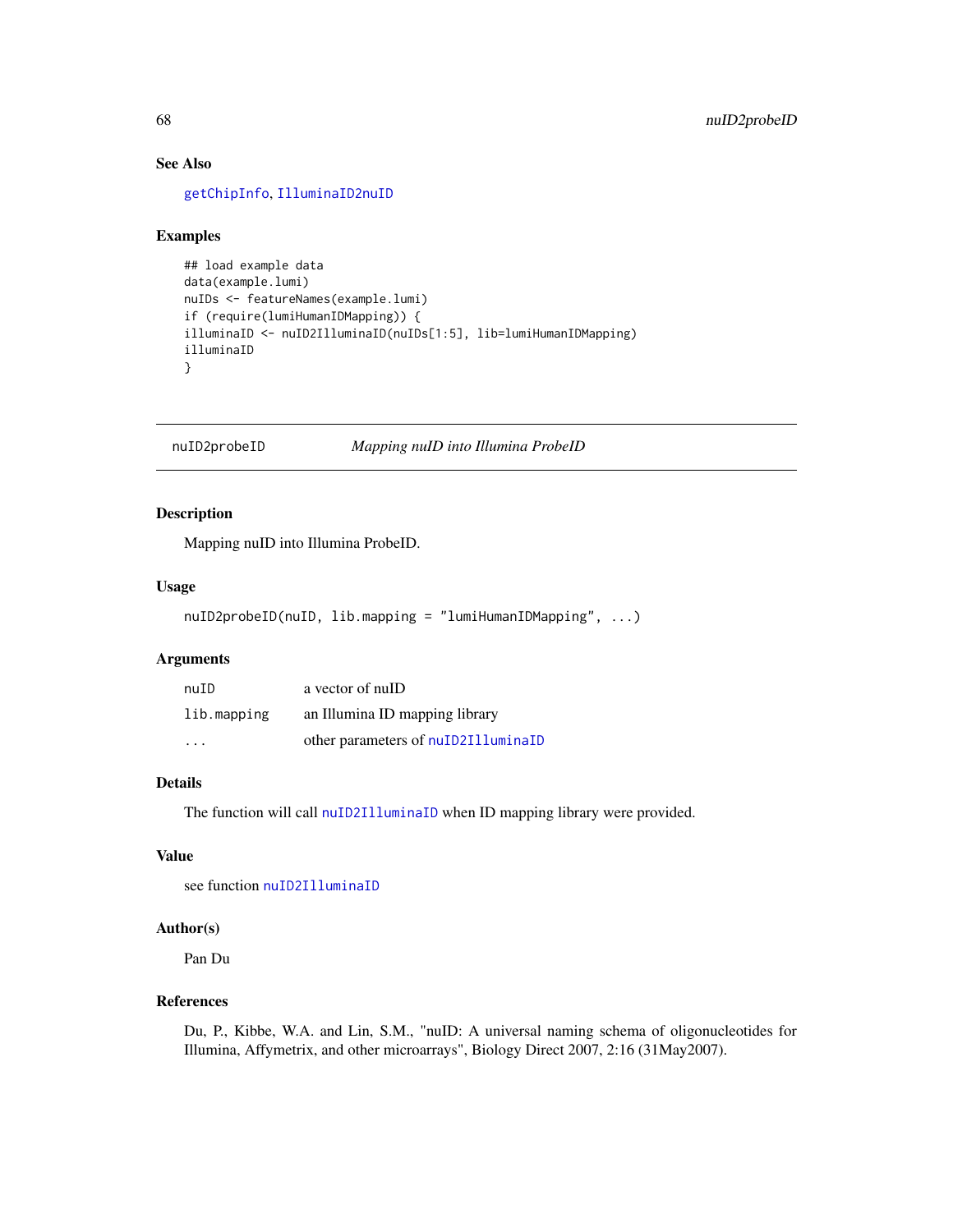### See Also

getChipInfo, IlluminaID2nuID

### Examples

```
## load example data
data(example.lumi)
nuIDs <- featureNames(example.lumi)
if (require(lumiHumanIDMapping)) {
illuminaID <- nuID2IlluminaID(nuIDs[1:5], lib=lumiHumanIDMapping)
illuminaID
}
```

---

## nuID2probeID *Mapping nuID into Illumina ProbeID*

---

### Description

Mapping nuID into Illumina ProbeID.

### Usage

```
nuID2probeID(nuID, lib.mapping = "lumiHumanIDMapping", ...)
```

### Arguments

| | |
|---|---|
| nuID | a vector of nuID |
| lib.mapping | an Illumina ID mapping library |
| ... | other parameters of nuID2IlluminaID |

### Details

The function will call nuID2IlluminaID when ID mapping library were provided.

### Value

see function nuID2IlluminaID

### Author(s)

Pan Du

### References

Du, P., Kibbe, W.A. and Lin, S.M., "nuID: A universal naming schema of oligonucleotides for Illumina, Affymetrix, and other microarrays", Biology Direct 2007, 2:16 (31May2007).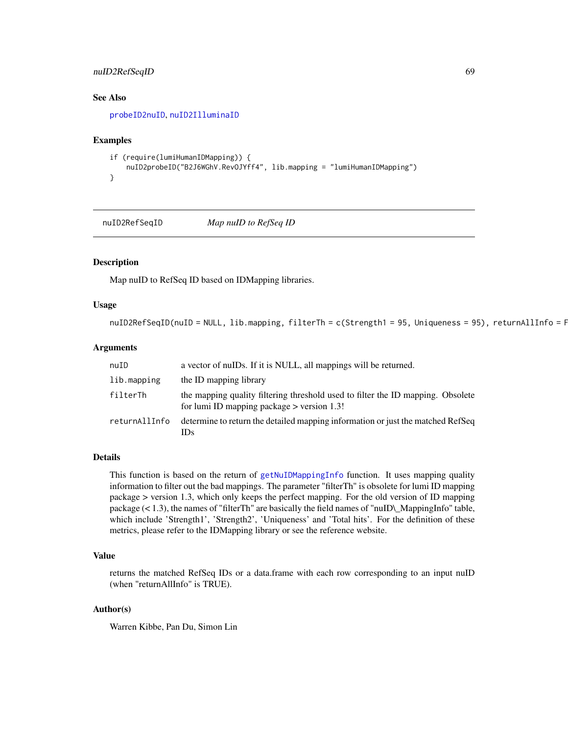## See Also

probeID2nuID, nuID2IlluminaID

## Examples

```
if (require(lumiHumanIDMapping)) {
    nuID2probeID("B2J6WGhV.RevOJYff4", lib.mapping = "lumiHumanIDMapping")
}
```

---

## nuID2RefSeqID *Map nuID to RefSeq ID*

### Description

Map nuID to RefSeq ID based on IDMapping libraries.

### Usage

```
nuID2RefSeqID(nuID = NULL, lib.mapping, filterTh = c(Strength1 = 95, Uniqueness = 95), returnAllInfo = F
```

### Arguments

| | |
|---|---|
| nuID | a vector of nuIDs. If it is NULL, all mappings will be returned. |
| lib.mapping | the ID mapping library |
| filterTh | the mapping quality filtering threshold used to filter the ID mapping. Obsolete for lumi ID mapping package > version 1.3! |
| returnAllInfo | determine to return the detailed mapping information or just the matched RefSeq IDs |

### Details

This function is based on the return of getNuIDMappingInfo function. It uses mapping quality information to filter out the bad mappings. The parameter "filterTh" is obsolete for lumi ID mapping package > version 1.3, which only keeps the perfect mapping. For the old version of ID mapping package (< 1.3), the names of "filterTh" are basically the field names of "nuID\_MappingInfo" table, which include 'Strength1', 'Strength2', 'Uniqueness' and 'Total hits'. For the definition of these metrics, please refer to the IDMapping library or see the reference website.

### Value

returns the matched RefSeq IDs or a data.frame with each row corresponding to an input nuID (when "returnAllInfo" is TRUE).

### Author(s)

Warren Kibbe, Pan Du, Simon Lin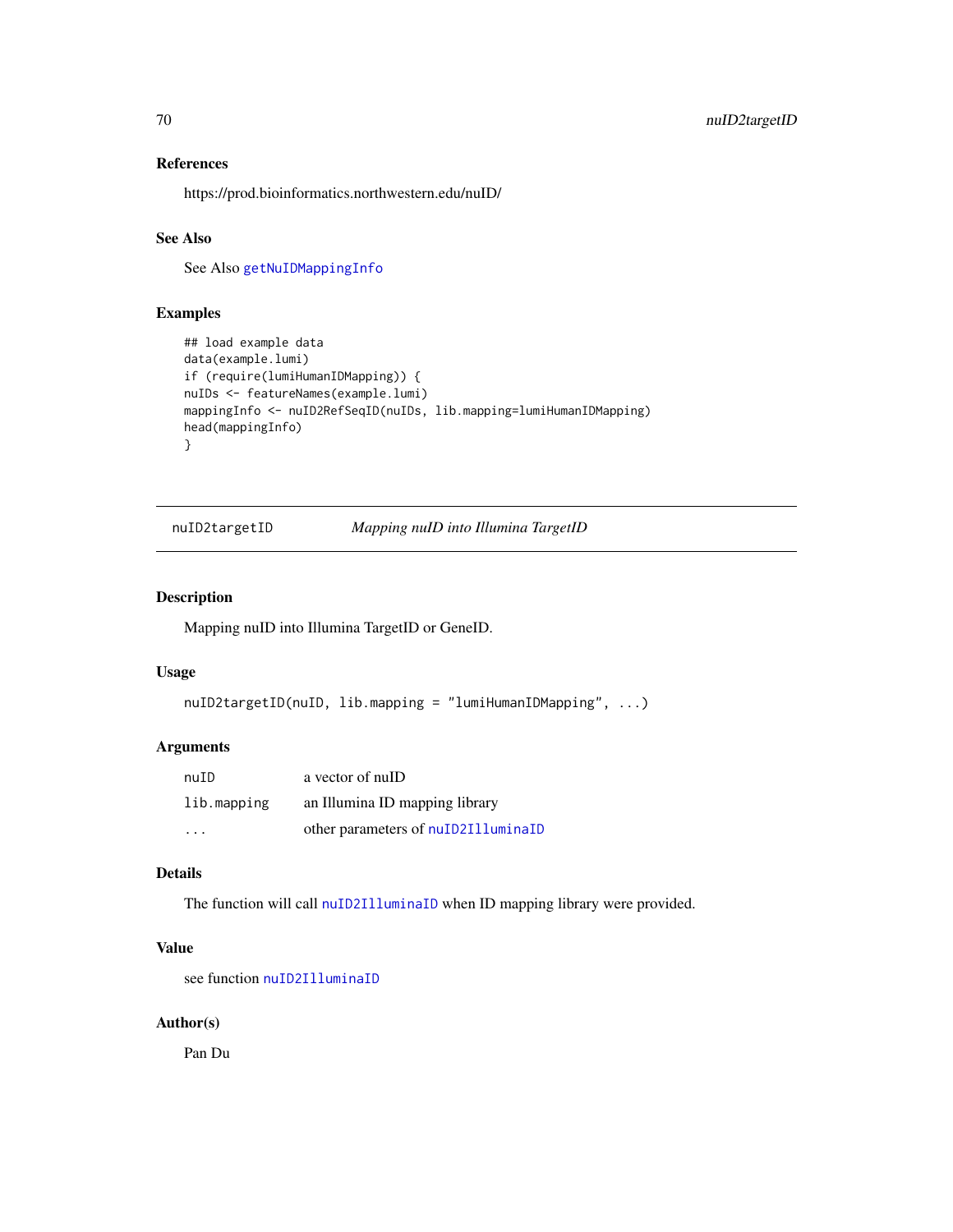### References

https://prod.bioinformatics.northwestern.edu/nuID/

### See Also

See Also getNuIDMappingInfo

### Examples

```
## load example data
data(example.lumi)
if (require(lumiHumanIDMapping)) {
nuIDs <- featureNames(example.lumi)
mappingInfo <- nuID2RefSeqID(nuIDs, lib.mapping=lumiHumanIDMapping)
head(mappingInfo)
}
```

---

## nuID2targetID — *Mapping nuID into Illumina TargetID*

### Description

Mapping nuID into Illumina TargetID or GeneID.

### Usage

```
nuID2targetID(nuID, lib.mapping = "lumiHumanIDMapping", ...)
```

### Arguments

| | |
|---|---|
| `nuID` | a vector of nuID |
| `lib.mapping` | an Illumina ID mapping library |
| `...` | other parameters of `nuID2IlluminaID` |

### Details

The function will call `nuID2IlluminaID` when ID mapping library were provided.

### Value

see function `nuID2IlluminaID`

### Author(s)

Pan Du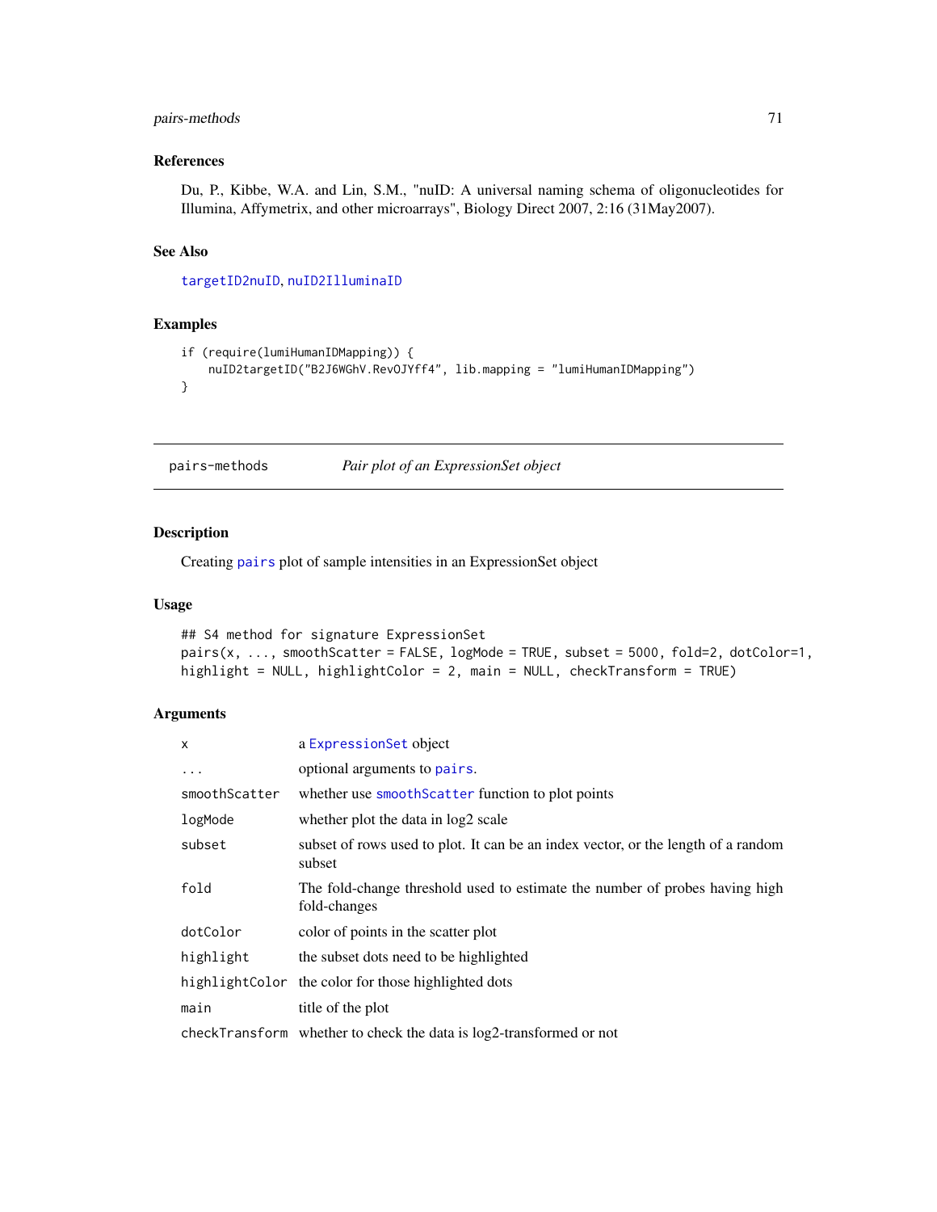### References

Du, P., Kibbe, W.A. and Lin, S.M., "nuID: A universal naming schema of oligonucleotides for Illumina, Affymetrix, and other microarrays", Biology Direct 2007, 2:16 (31May2007).

### See Also

`targetID2nuID`, `nuID2IlluminaID`

### Examples

```
if (require(lumiHumanIDMapping)) {
    nuID2targetID("B2J6WGhV.RevOJYff4", lib.mapping = "lumiHumanIDMapping")
}
```

---

## pairs-methods — *Pair plot of an ExpressionSet object*

---

### Description

Creating `pairs` plot of sample intensities in an ExpressionSet object

### Usage

```
## S4 method for signature ExpressionSet
pairs(x, ..., smoothScatter = FALSE, logMode = TRUE, subset = 5000, fold=2, dotColor=1,
highlight = NULL, highlightColor = 2, main = NULL, checkTransform = TRUE)
```

### Arguments

| | |
|---|---|
| `x` | a `ExpressionSet` object |
| `...` | optional arguments to `pairs`. |
| `smoothScatter` | whether use `smoothScatter` function to plot points |
| `logMode` | whether plot the data in log2 scale |
| `subset` | subset of rows used to plot. It can be an index vector, or the length of a random subset |
| `fold` | The fold-change threshold used to estimate the number of probes having high fold-changes |
| `dotColor` | color of points in the scatter plot |
| `highlight` | the subset dots need to be highlighted |
| `highlightColor` | the color for those highlighted dots |
| `main` | title of the plot |
| `checkTransform` | whether to check the data is log2-transformed or not |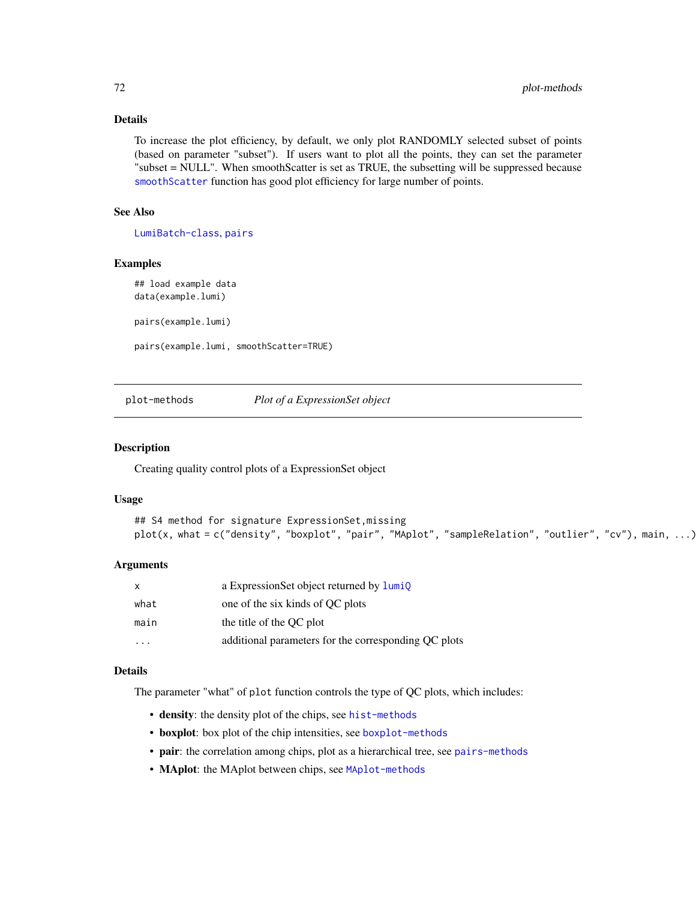### Details

To increase the plot efficiency, by default, we only plot RANDOMLY selected subset of points (based on parameter "subset"). If users want to plot all the points, they can set the parameter "subset = NULL". When smoothScatter is set as TRUE, the subsetting will be suppressed because `smoothScatter` function has good plot efficiency for large number of points.

### See Also

`LumiBatch-class`, `pairs`

### Examples

```
## load example data
data(example.lumi)

pairs(example.lumi)

pairs(example.lumi, smoothScatter=TRUE)
```

---

## plot-methods — *Plot of a ExpressionSet object*

---

### Description

Creating quality control plots of a ExpressionSet object

### Usage

```
## S4 method for signature ExpressionSet,missing
plot(x, what = c("density", "boxplot", "pair", "MAplot", "sampleRelation", "outlier", "cv"), main, ...)
```

### Arguments

| | |
|---|---|
| x | a ExpressionSet object returned by `lumiQ` |
| what | one of the six kinds of QC plots |
| main | the title of the QC plot |
| ... | additional parameters for the corresponding QC plots |

### Details

The parameter "what" of `plot` function controls the type of QC plots, which includes:

- **density**: the density plot of the chips, see `hist-methods`
- **boxplot**: box plot of the chip intensities, see `boxplot-methods`
- **pair**: the correlation among chips, plot as a hierarchical tree, see `pairs-methods`
- **MAplot**: the MAplot between chips, see `MAplot-methods`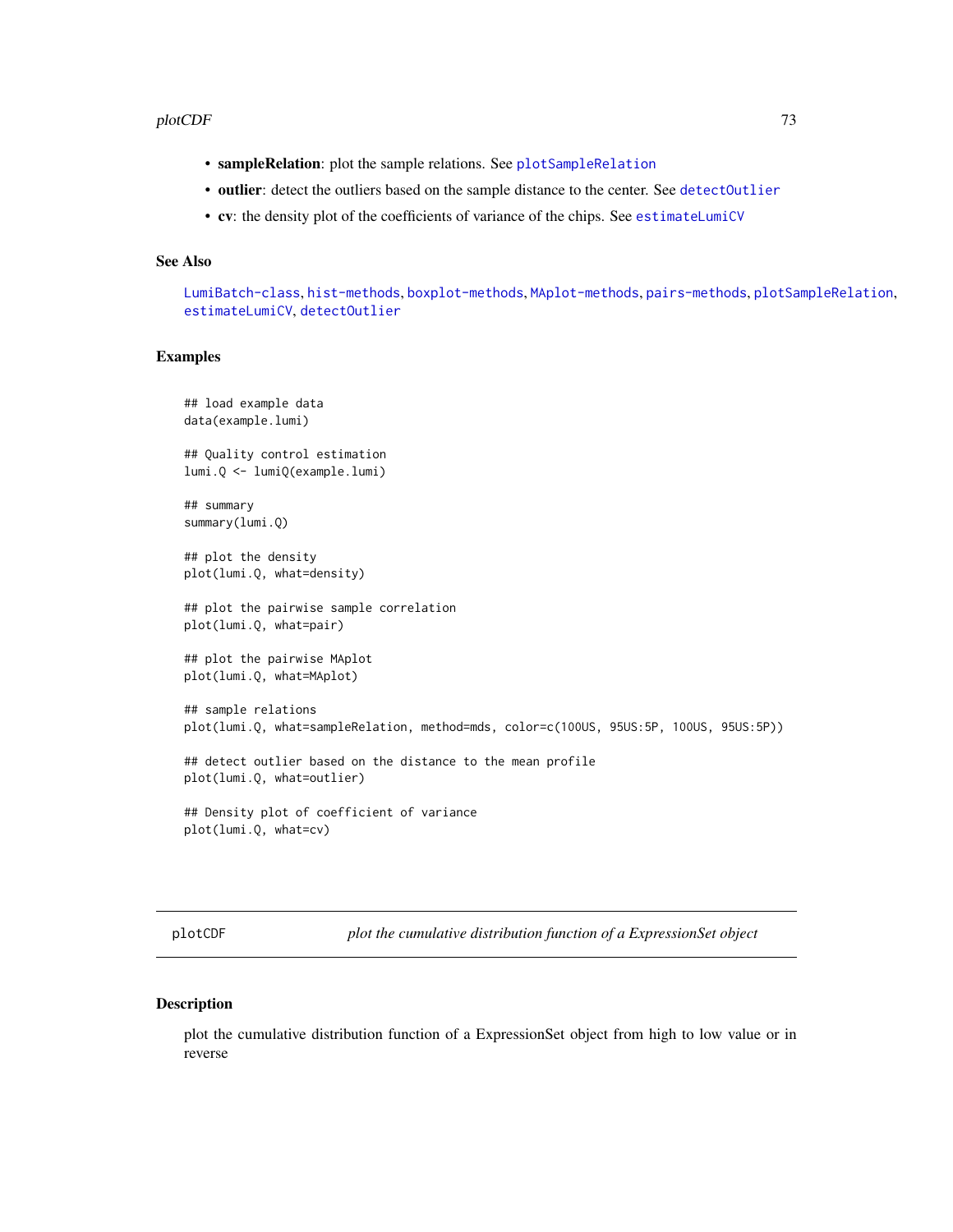- **sampleRelation**: plot the sample relations. See `plotSampleRelation`
- **outlier**: detect the outliers based on the sample distance to the center. See `detectOutlier`
- **cv**: the density plot of the coefficients of variance of the chips. See `estimateLumiCV`

## See Also

`LumiBatch-class`, `hist-methods`, `boxplot-methods`, `MAplot-methods`, `pairs-methods`, `plotSampleRelation`, `estimateLumiCV`, `detectOutlier`

## Examples

```
## load example data
data(example.lumi)

## Quality control estimation
lumi.Q <- lumiQ(example.lumi)

## summary
summary(lumi.Q)

## plot the density
plot(lumi.Q, what=density)

## plot the pairwise sample correlation
plot(lumi.Q, what=pair)

## plot the pairwise MAplot
plot(lumi.Q, what=MAplot)

## sample relations
plot(lumi.Q, what=sampleRelation, method=mds, color=c(100US, 95US:5P, 100US, 95US:5P))

## detect outlier based on the distance to the mean profile
plot(lumi.Q, what=outlier)

## Density plot of coefficient of variance
plot(lumi.Q, what=cv)
```

---

# plotCDF — *plot the cumulative distribution function of a ExpressionSet object*

## Description

plot the cumulative distribution function of a ExpressionSet object from high to low value or in reverse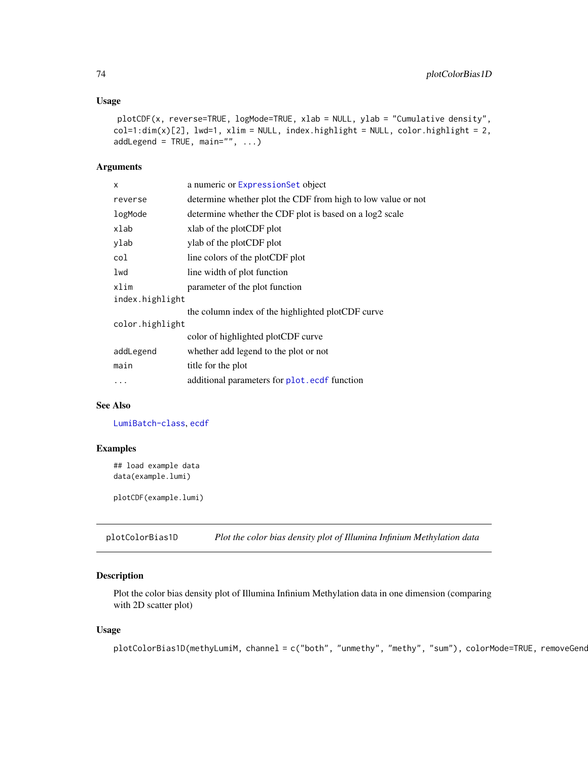## Usage

```
plotCDF(x, reverse=TRUE, logMode=TRUE, xlab = NULL, ylab = "Cumulative density",
col=1:dim(x)[2], lwd=1, xlim = NULL, index.highlight = NULL, color.highlight = 2,
addLegend = TRUE, main="", ...)
```

## Arguments

| | |
|---|---|
| x | a numeric or ExpressionSet object |
| reverse | determine whether plot the CDF from high to low value or not |
| logMode | determine whether the CDF plot is based on a log2 scale |
| xlab | xlab of the plotCDF plot |
| ylab | ylab of the plotCDF plot |
| col | line colors of the plotCDF plot |
| lwd | line width of plot function |
| xlim | parameter of the plot function |
| index.highlight | the column index of the highlighted plotCDF curve |
| color.highlight | color of highlighted plotCDF curve |
| addLegend | whether add legend to the plot or not |
| main | title for the plot |
| ... | additional parameters for plot.ecdf function |

## See Also

LumiBatch-class, ecdf

## Examples

```
## load example data
data(example.lumi)

plotCDF(example.lumi)
```

---

# plotColorBias1D — *Plot the color bias density plot of Illumina Infinium Methylation data*

## Description

Plot the color bias density plot of Illumina Infinium Methylation data in one dimension (comparing with 2D scatter plot)

## Usage

```
plotColorBias1D(methyLumiM, channel = c("both", "unmethy", "methy", "sum"), colorMode=TRUE, removeGend
```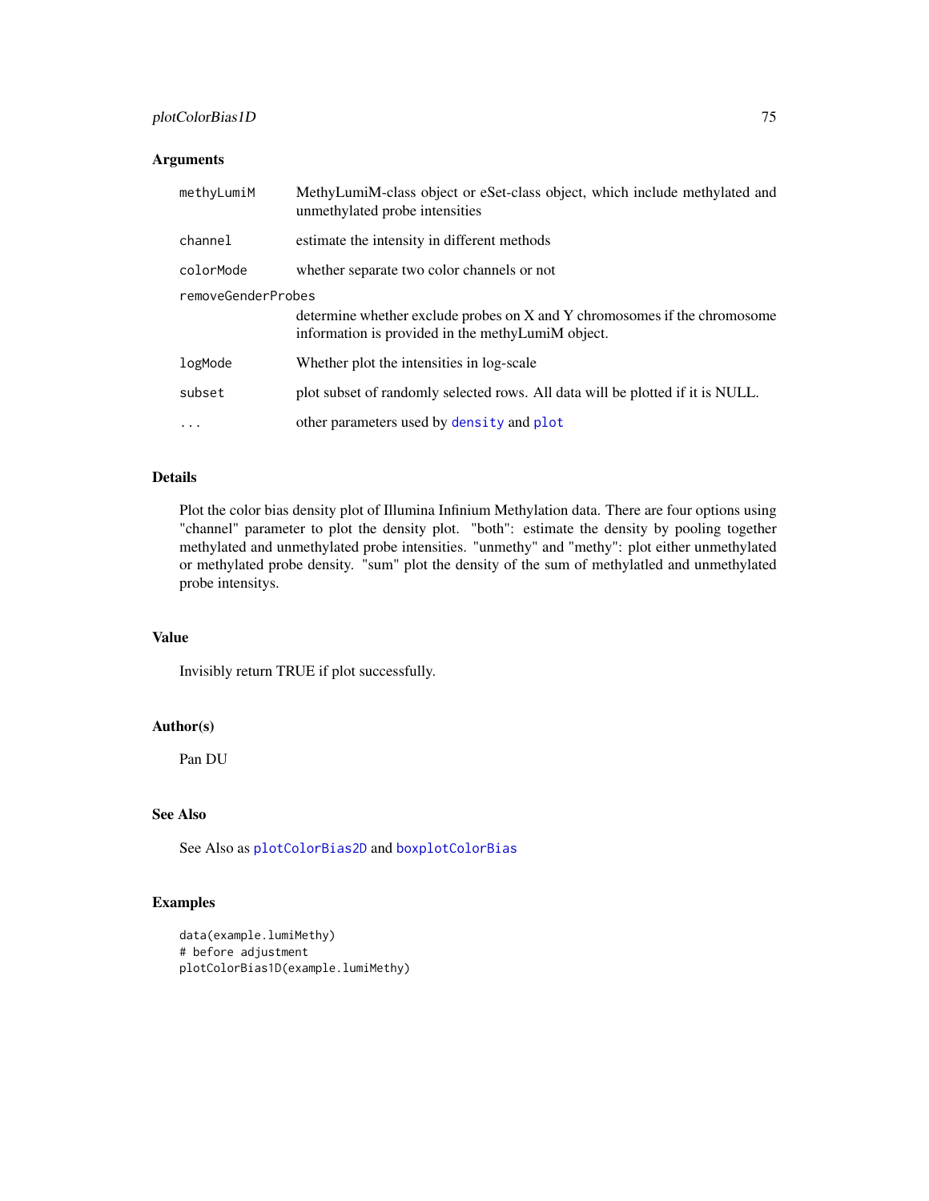## Arguments

| | |
|---|---|
| `methyLumiM` | MethyLumiM-class object or eSet-class object, which include methylated and unmethylated probe intensities |
| `channel` | estimate the intensity in different methods |
| `colorMode` | whether separate two color channels or not |
| `removeGenderProbes` | determine whether exclude probes on X and Y chromosomes if the chromosome information is provided in the methyLumiM object. |
| `logMode` | Whether plot the intensities in log-scale |
| `subset` | plot subset of randomly selected rows. All data will be plotted if it is NULL. |
| `...` | other parameters used by `density` and `plot` |

## Details

Plot the color bias density plot of Illumina Infinium Methylation data. There are four options using "channel" parameter to plot the density plot. "both": estimate the density by pooling together methylated and unmethylated probe intensities. "unmethy" and "methy": plot either unmethylated or methylated probe density. "sum" plot the density of the sum of methylatled and unmethylated probe intensitys.

## Value

Invisibly return TRUE if plot successfully.

## Author(s)

Pan DU

## See Also

See Also as `plotColorBias2D` and `boxplotColorBias`

## Examples

```
data(example.lumiMethy)
# before adjustment
plotColorBias1D(example.lumiMethy)
```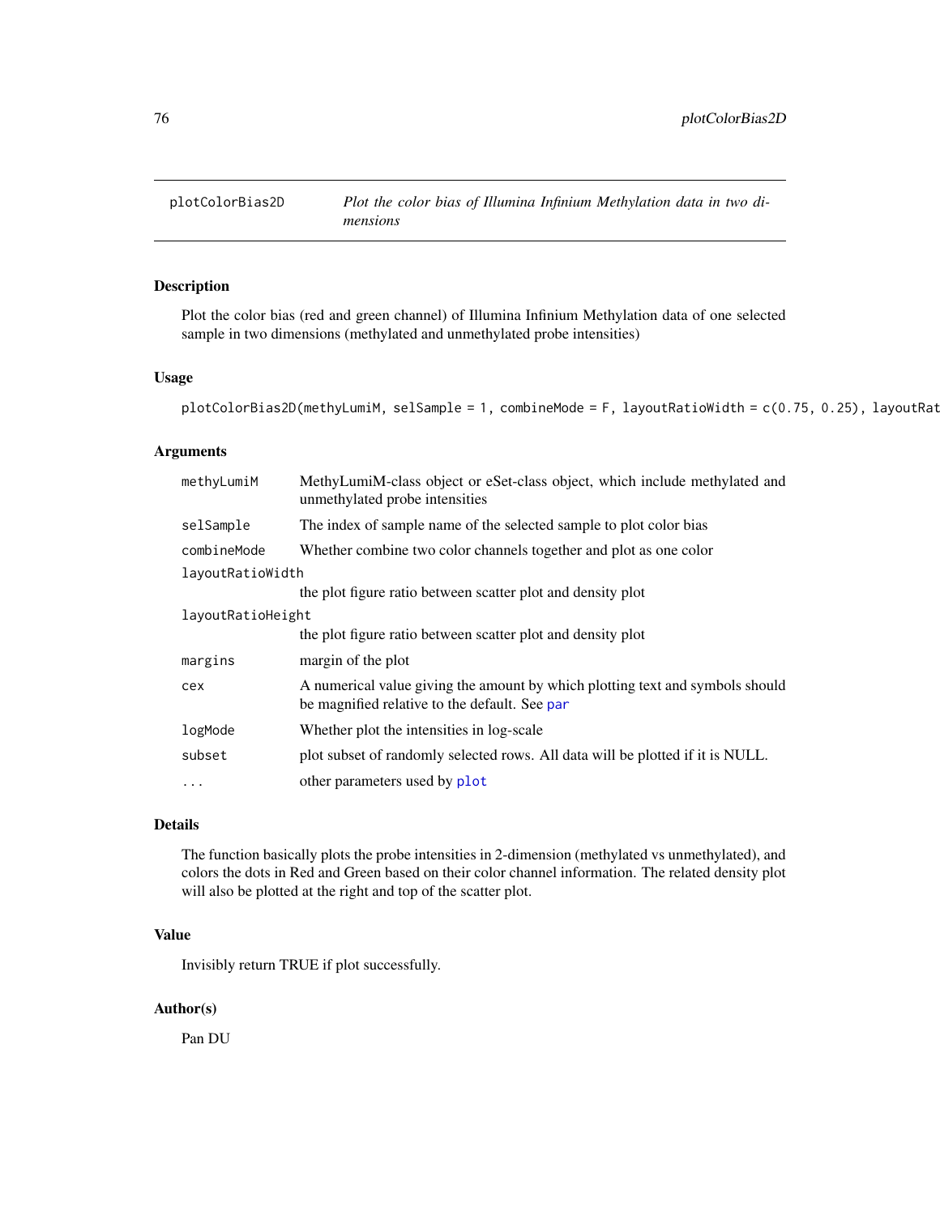# plotColorBias2D

*Plot the color bias of Illumina Infinium Methylation data in two dimensions*

## Description

Plot the color bias (red and green channel) of Illumina Infinium Methylation data of one selected sample in two dimensions (methylated and unmethylated probe intensities)

## Usage

```
plotColorBias2D(methyLumiM, selSample = 1, combineMode = F, layoutRatioWidth = c(0.75, 0.25), layoutRat
```

## Arguments

| | |
|---|---|
| methyLumiM | MethyLumiM-class object or eSet-class object, which include methylated and unmethylated probe intensities |
| selSample | The index of sample name of the selected sample to plot color bias |
| combineMode | Whether combine two color channels together and plot as one color |
| layoutRatioWidth | the plot figure ratio between scatter plot and density plot |
| layoutRatioHeight | the plot figure ratio between scatter plot and density plot |
| margins | margin of the plot |
| cex | A numerical value giving the amount by which plotting text and symbols should be magnified relative to the default. See par |
| logMode | Whether plot the intensities in log-scale |
| subset | plot subset of randomly selected rows. All data will be plotted if it is NULL. |
| ... | other parameters used by plot |

## Details

The function basically plots the probe intensities in 2-dimension (methylated vs unmethylated), and colors the dots in Red and Green based on their color channel information. The related density plot will also be plotted at the right and top of the scatter plot.

## Value

Invisibly return TRUE if plot successfully.

## Author(s)

Pan DU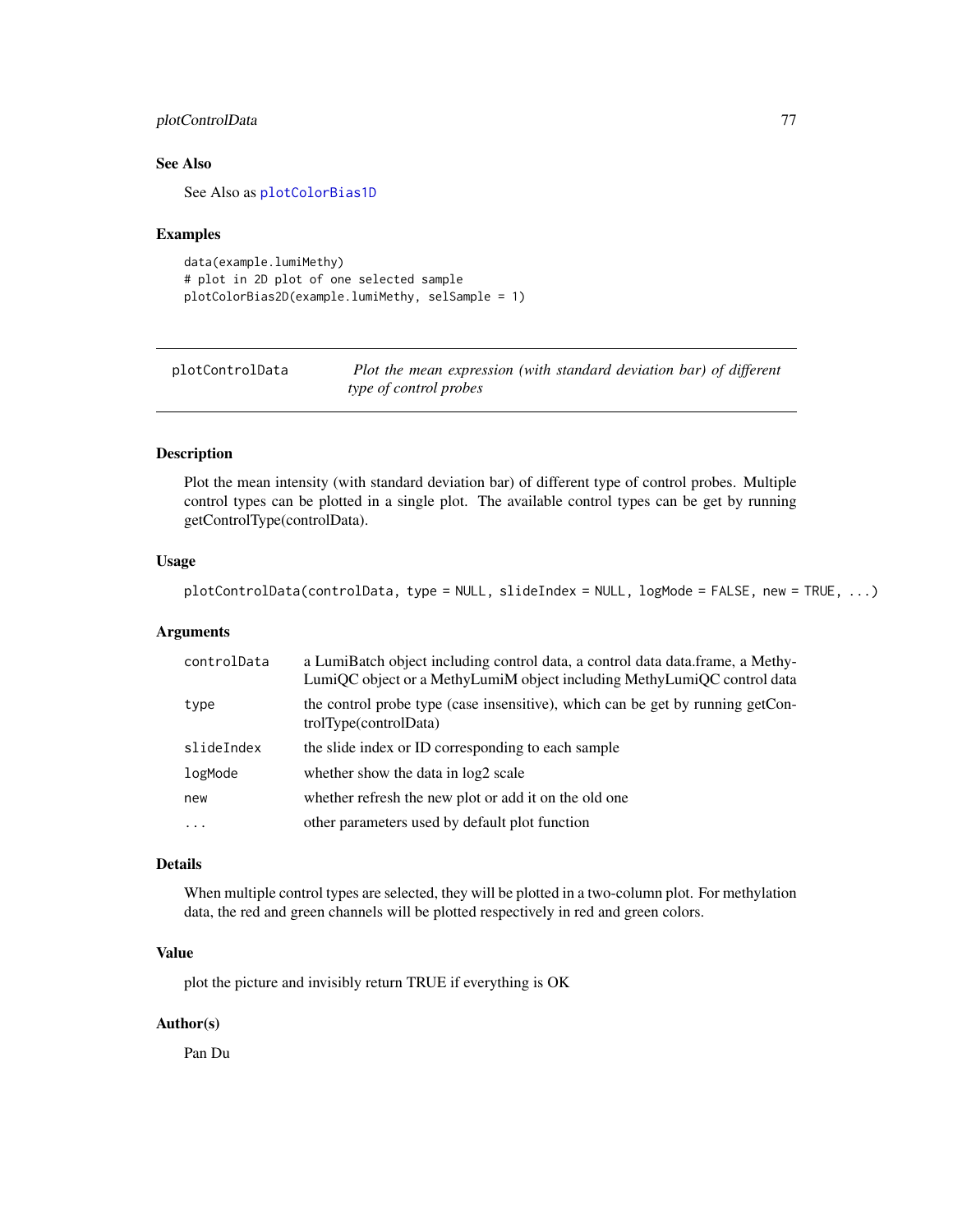### See Also

See Also as `plotColorBias1D`

### Examples

```
data(example.lumiMethy)
# plot in 2D plot of one selected sample
plotColorBias2D(example.lumiMethy, selSample = 1)
```

---

## plotControlData — *Plot the mean expression (with standard deviation bar) of different type of control probes*

---

### Description

Plot the mean intensity (with standard deviation bar) of different type of control probes. Multiple control types can be plotted in a single plot. The available control types can be get by running getControlType(controlData).

### Usage

```
plotControlData(controlData, type = NULL, slideIndex = NULL, logMode = FALSE, new = TRUE, ...)
```

### Arguments

| | |
|---|---|
| `controlData` | a LumiBatch object including control data, a control data data.frame, a MethyLumiQC object or a MethyLumiM object including MethyLumiQC control data |
| `type` | the control probe type (case insensitive), which can be get by running getControlType(controlData) |
| `slideIndex` | the slide index or ID corresponding to each sample |
| `logMode` | whether show the data in log2 scale |
| `new` | whether refresh the new plot or add it on the old one |
| `...` | other parameters used by default plot function |

### Details

When multiple control types are selected, they will be plotted in a two-column plot. For methylation data, the red and green channels will be plotted respectively in red and green colors.

### Value

plot the picture and invisibly return TRUE if everything is OK

### Author(s)

Pan Du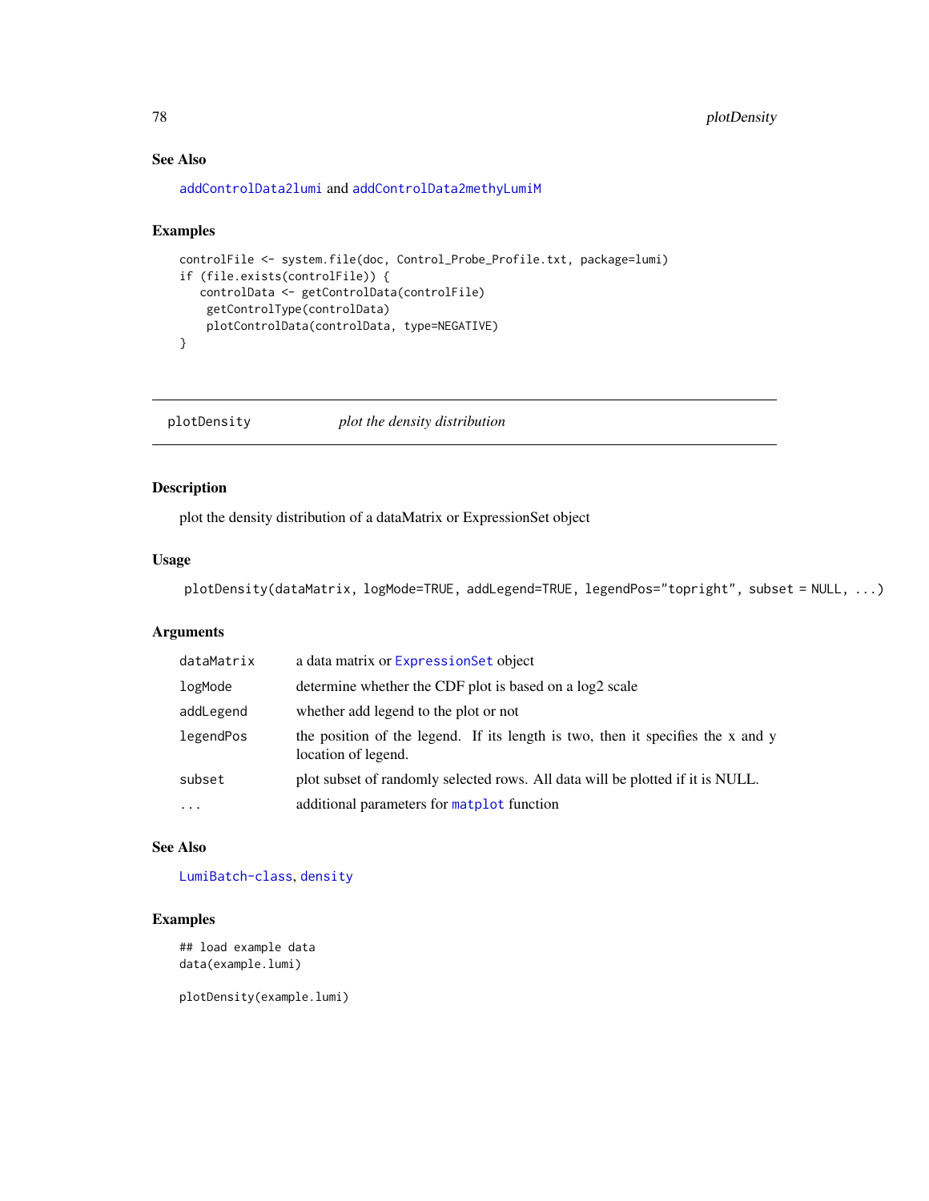## See Also

addControlData2lumi and addControlData2methyLumiM

## Examples

```
controlFile <- system.file(doc, Control_Probe_Profile.txt, package=lumi)
if (file.exists(controlFile)) {
   controlData <- getControlData(controlFile)
    getControlType(controlData)
    plotControlData(controlData, type=NEGATIVE)
}
```

---

# plotDensity — *plot the density distribution*

---

## Description

plot the density distribution of a dataMatrix or ExpressionSet object

## Usage

```
plotDensity(dataMatrix, logMode=TRUE, addLegend=TRUE, legendPos="topright", subset = NULL, ...)
```

## Arguments

| | |
|---|---|
| dataMatrix | a data matrix or ExpressionSet object |
| logMode | determine whether the CDF plot is based on a log2 scale |
| addLegend | whether add legend to the plot or not |
| legendPos | the position of the legend. If its length is two, then it specifies the x and y location of legend. |
| subset | plot subset of randomly selected rows. All data will be plotted if it is NULL. |
| ... | additional parameters for matplot function |

## See Also

LumiBatch-class, density

## Examples

```
## load example data
data(example.lumi)

plotDensity(example.lumi)
```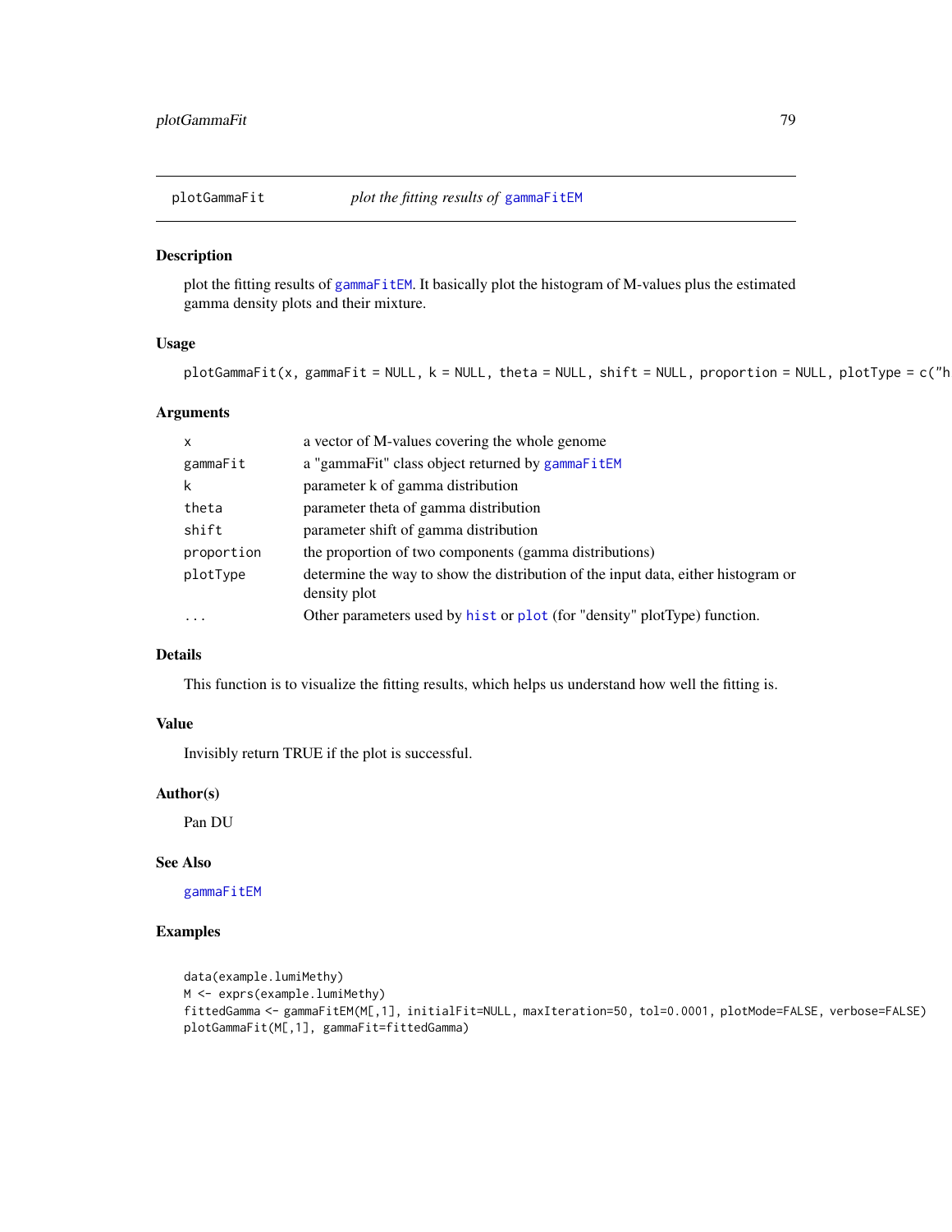## plotGammaFit — *plot the fitting results of* gammaFitEM

### Description

plot the fitting results of gammaFitEM. It basically plot the histogram of M-values plus the estimated gamma density plots and their mixture.

### Usage

```
plotGammaFit(x, gammaFit = NULL, k = NULL, theta = NULL, shift = NULL, proportion = NULL, plotType = c("h
```

### Arguments

| | |
|---|---|
| x | a vector of M-values covering the whole genome |
| gammaFit | a "gammaFit" class object returned by gammaFitEM |
| k | parameter k of gamma distribution |
| theta | parameter theta of gamma distribution |
| shift | parameter shift of gamma distribution |
| proportion | the proportion of two components (gamma distributions) |
| plotType | determine the way to show the distribution of the input data, either histogram or density plot |
| ... | Other parameters used by hist or plot (for "density" plotType) function. |

### Details

This function is to visualize the fitting results, which helps us understand how well the fitting is.

### Value

Invisibly return TRUE if the plot is successful.

### Author(s)

Pan DU

### See Also

gammaFitEM

### Examples

```
data(example.lumiMethy)
M <- exprs(example.lumiMethy)
fittedGamma <- gammaFitEM(M[,1], initialFit=NULL, maxIteration=50, tol=0.0001, plotMode=FALSE, verbose=FALSE)
plotGammaFit(M[,1], gammaFit=fittedGamma)
```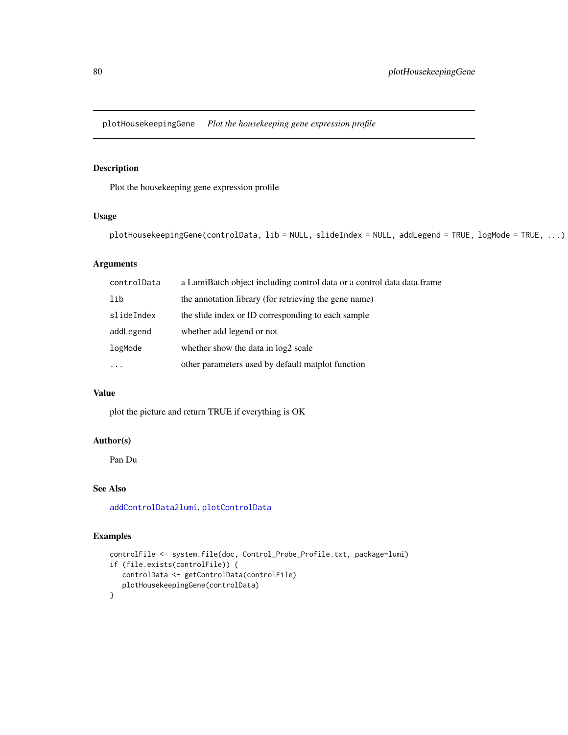## plotHousekeepingGene    *Plot the housekeeping gene expression profile*

### Description

Plot the housekeeping gene expression profile

### Usage

```
plotHousekeepingGene(controlData, lib = NULL, slideIndex = NULL, addLegend = TRUE, logMode = TRUE, ...)
```

### Arguments

| | |
|---|---|
| controlData | a LumiBatch object including control data or a control data data.frame |
| lib | the annotation library (for retrieving the gene name) |
| slideIndex | the slide index or ID corresponding to each sample |
| addLegend | whether add legend or not |
| logMode | whether show the data in log2 scale |
| ... | other parameters used by default matplot function |

### Value

plot the picture and return TRUE if everything is OK

### Author(s)

Pan Du

### See Also

addControlData2lumi, plotControlData

### Examples

```
controlFile <- system.file(doc, Control_Probe_Profile.txt, package=lumi)
if (file.exists(controlFile)) {
   controlData <- getControlData(controlFile)
   plotHousekeepingGene(controlData)
}
```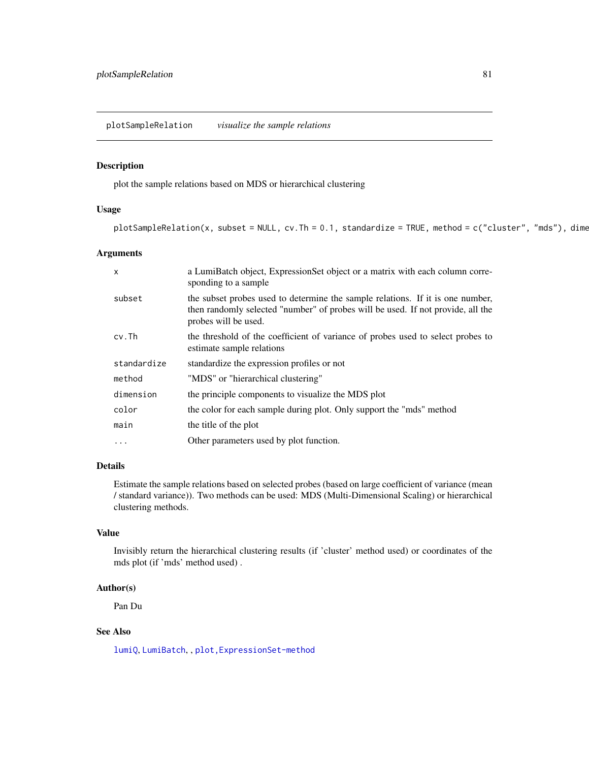plotSampleRelation *visualize the sample relations*

## Description

plot the sample relations based on MDS or hierarchical clustering

## Usage

```
plotSampleRelation(x, subset = NULL, cv.Th = 0.1, standardize = TRUE, method = c("cluster", "mds"), dime
```

## Arguments

| | |
|---|---|
| `x` | a LumiBatch object, ExpressionSet object or a matrix with each column corresponding to a sample |
| `subset` | the subset probes used to determine the sample relations. If it is one number, then randomly selected "number" of probes will be used. If not provide, all the probes will be used. |
| `cv.Th` | the threshold of the coefficient of variance of probes used to select probes to estimate sample relations |
| `standardize` | standardize the expression profiles or not |
| `method` | "MDS" or "hierarchical clustering" |
| `dimension` | the principle components to visualize the MDS plot |
| `color` | the color for each sample during plot. Only support the "mds" method |
| `main` | the title of the plot |
| `...` | Other parameters used by plot function. |

## Details

Estimate the sample relations based on selected probes (based on large coefficient of variance (mean / standard variance)). Two methods can be used: MDS (Multi-Dimensional Scaling) or hierarchical clustering methods.

## Value

Invisibly return the hierarchical clustering results (if 'cluster' method used) or coordinates of the mds plot (if 'mds' method used) .

## Author(s)

Pan Du

## See Also

`lumiQ`, `LumiBatch`, , `plot,ExpressionSet-method`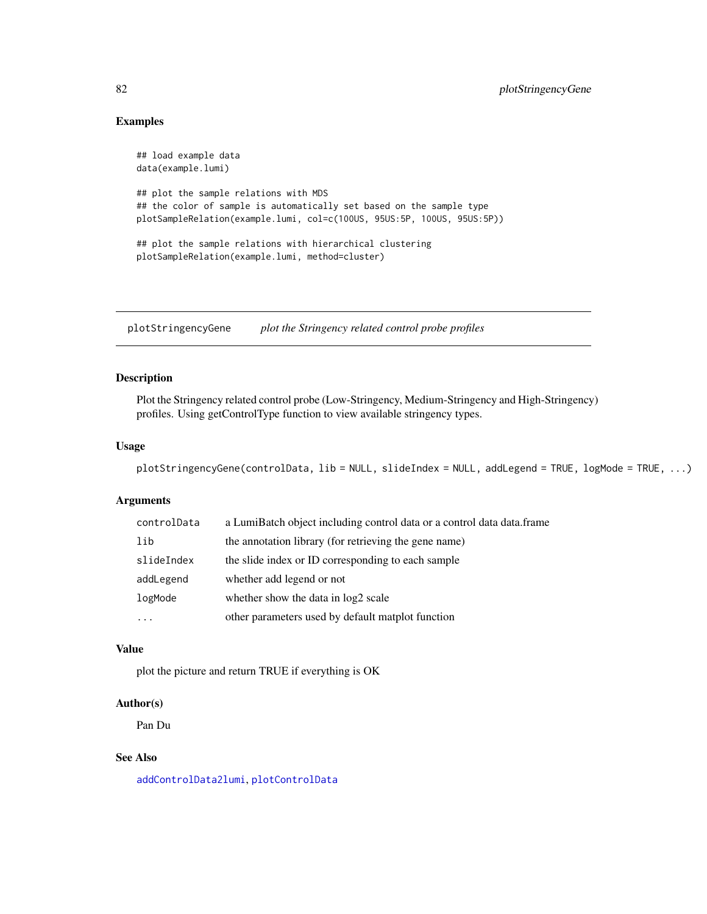## Examples

```
## load example data
data(example.lumi)

## plot the sample relations with MDS
## the color of sample is automatically set based on the sample type
plotSampleRelation(example.lumi, col=c(100US, 95US:5P, 100US, 95US:5P))

## plot the sample relations with hierarchical clustering
plotSampleRelation(example.lumi, method=cluster)
```

---

# plotStringencyGene *plot the Stringency related control probe profiles*

---

## Description

Plot the Stringency related control probe (Low-Stringency, Medium-Stringency and High-Stringency) profiles. Using getControlType function to view available stringency types.

## Usage

```
plotStringencyGene(controlData, lib = NULL, slideIndex = NULL, addLegend = TRUE, logMode = TRUE, ...)
```

## Arguments

| | |
|---|---|
| `controlData` | a LumiBatch object including control data or a control data data.frame |
| `lib` | the annotation library (for retrieving the gene name) |
| `slideIndex` | the slide index or ID corresponding to each sample |
| `addLegend` | whether add legend or not |
| `logMode` | whether show the data in log2 scale |
| `...` | other parameters used by default matplot function |

## Value

plot the picture and return TRUE if everything is OK

## Author(s)

Pan Du

## See Also

`addControlData2lumi`, `plotControlData`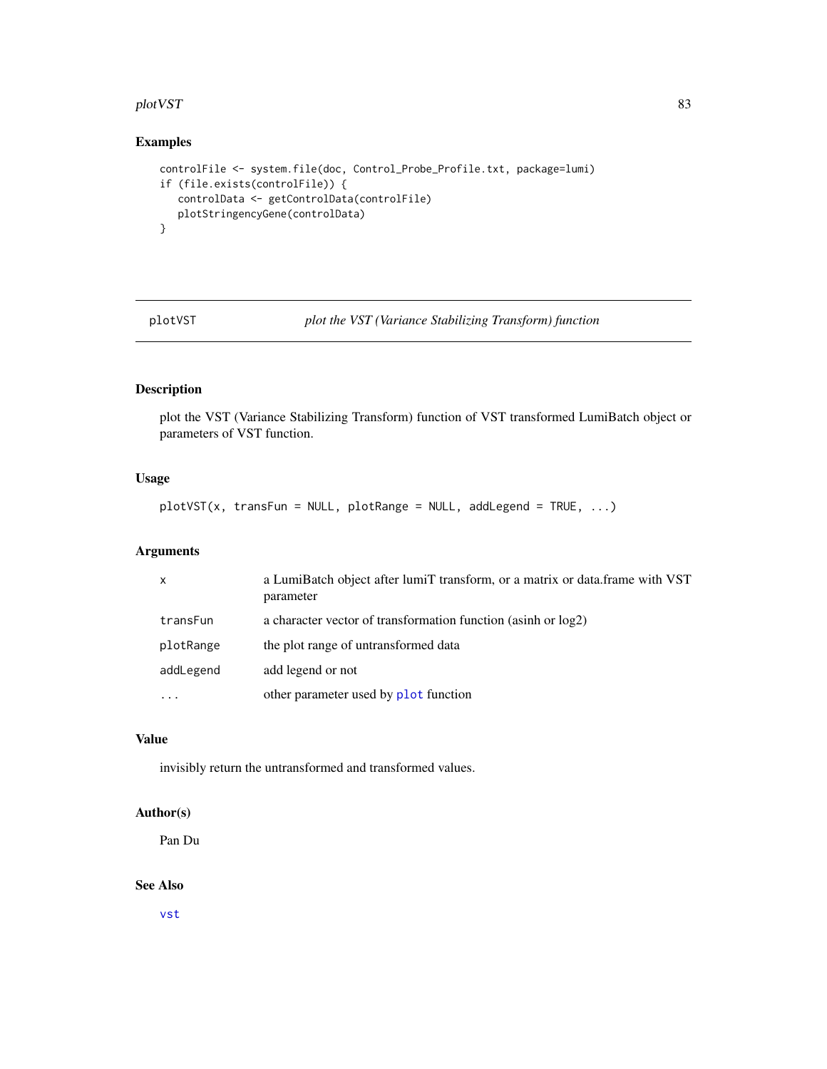## Examples

```
controlFile <- system.file(doc, Control_Probe_Profile.txt, package=lumi)
if (file.exists(controlFile)) {
   controlData <- getControlData(controlFile)
   plotStringencyGene(controlData)
}
```

---

# plotVST — *plot the VST (Variance Stabilizing Transform) function*

---

## Description

plot the VST (Variance Stabilizing Transform) function of VST transformed LumiBatch object or parameters of VST function.

## Usage

```
plotVST(x, transFun = NULL, plotRange = NULL, addLegend = TRUE, ...)
```

## Arguments

| | |
|---|---|
| `x` | a LumiBatch object after lumiT transform, or a matrix or data.frame with VST parameter |
| `transFun` | a character vector of transformation function (asinh or log2) |
| `plotRange` | the plot range of untransformed data |
| `addLegend` | add legend or not |
| `...` | other parameter used by `plot` function |

## Value

invisibly return the untransformed and transformed values.

## Author(s)

Pan Du

## See Also

`vst`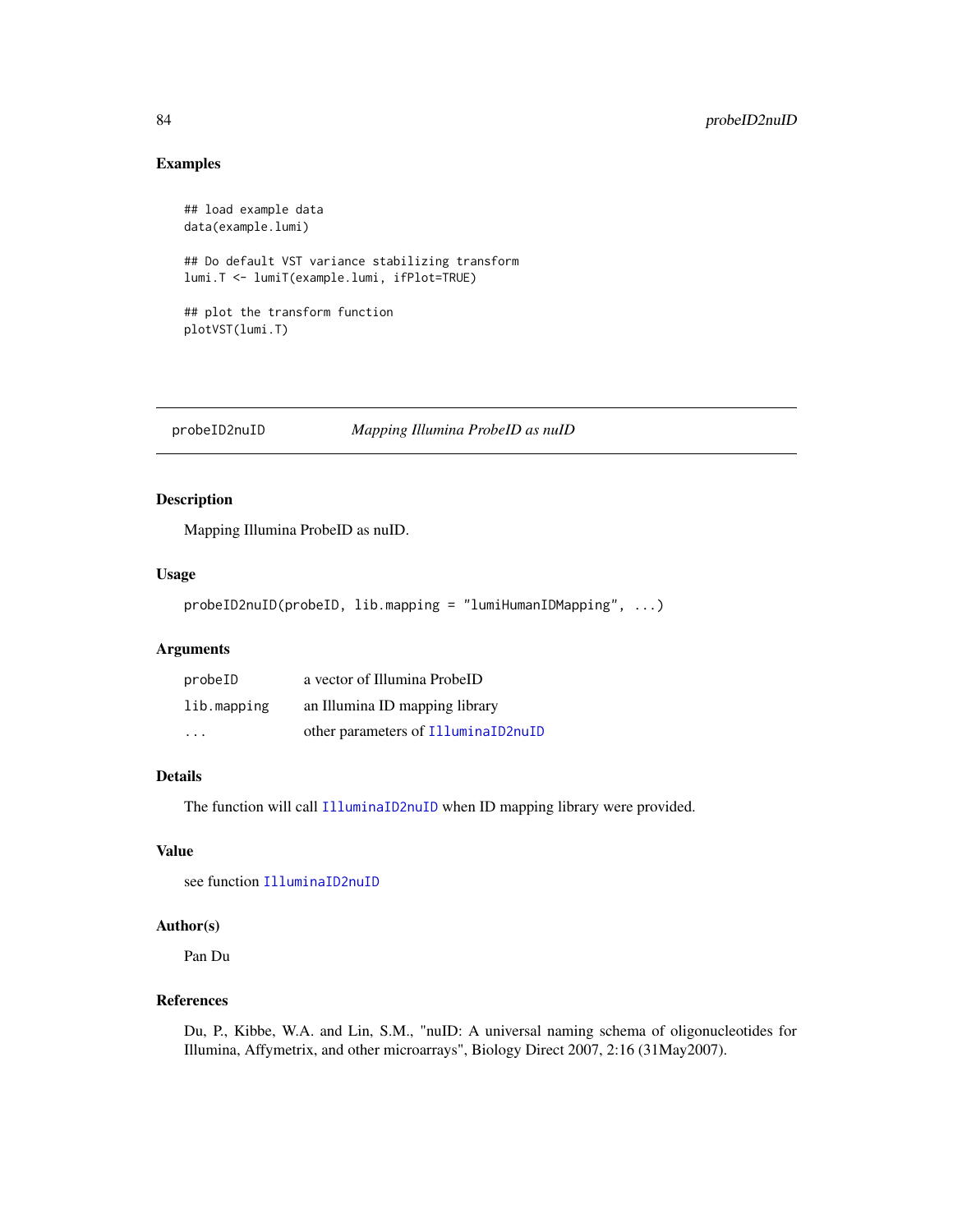## Examples

```
## load example data
data(example.lumi)

## Do default VST variance stabilizing transform
lumi.T <- lumiT(example.lumi, ifPlot=TRUE)

## plot the transform function
plotVST(lumi.T)
```

---

# probeID2nuID — *Mapping Illumina ProbeID as nuID*

## Description

Mapping Illumina ProbeID as nuID.

## Usage

```
probeID2nuID(probeID, lib.mapping = "lumiHumanIDMapping", ...)
```

## Arguments

| | |
|---|---|
| probeID | a vector of Illumina ProbeID |
| lib.mapping | an Illumina ID mapping library |
| ... | other parameters of IlluminaID2nuID |

## Details

The function will call IlluminaID2nuID when ID mapping library were provided.

## Value

see function IlluminaID2nuID

## Author(s)

Pan Du

## References

Du, P., Kibbe, W.A. and Lin, S.M., "nuID: A universal naming schema of oligonucleotides for Illumina, Affymetrix, and other microarrays", Biology Direct 2007, 2:16 (31May2007).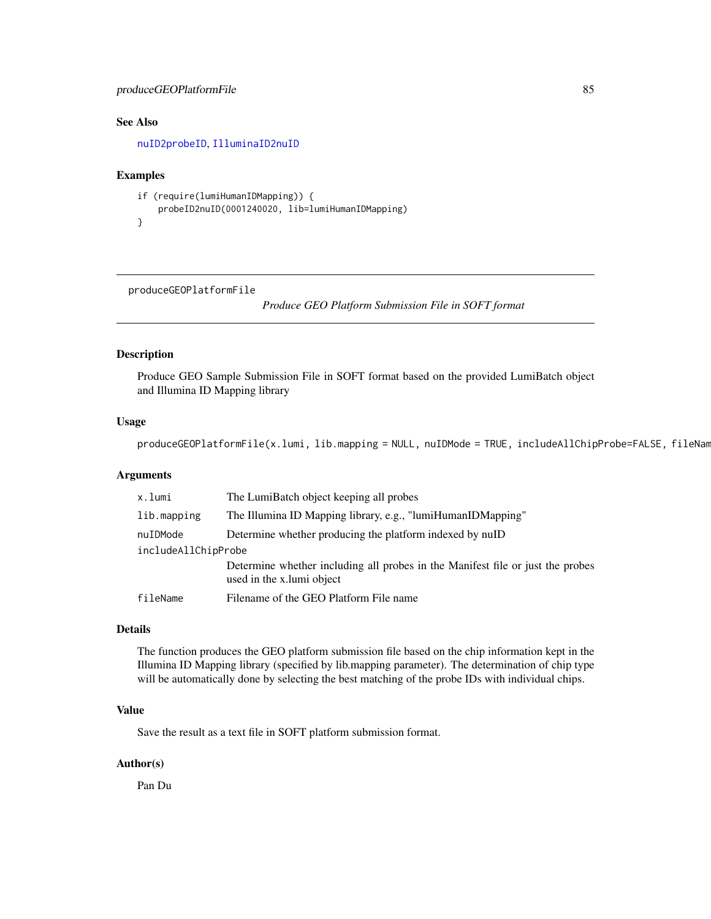## See Also

nuID2probeID, IlluminaID2nuID

## Examples

```
if (require(lumiHumanIDMapping)) {
    probeID2nuID(0001240020, lib=lumiHumanIDMapping)
}
```

---

produceGEOPlatformFile *Produce GEO Platform Submission File in SOFT format*

---

## Description

Produce GEO Sample Submission File in SOFT format based on the provided LumiBatch object and Illumina ID Mapping library

## Usage

```
produceGEOPlatformFile(x.lumi, lib.mapping = NULL, nuIDMode = TRUE, includeAllChipProbe=FALSE, fileNam
```

## Arguments

| | |
|---|---|
| x.lumi | The LumiBatch object keeping all probes |
| lib.mapping | The Illumina ID Mapping library, e.g., "lumiHumanIDMapping" |
| nuIDMode | Determine whether producing the platform indexed by nuID |
| includeAllChipProbe | Determine whether including all probes in the Manifest file or just the probes used in the x.lumi object |
| fileName | Filename of the GEO Platform File name |

## Details

The function produces the GEO platform submission file based on the chip information kept in the Illumina ID Mapping library (specified by lib.mapping parameter). The determination of chip type will be automatically done by selecting the best matching of the probe IDs with individual chips.

## Value

Save the result as a text file in SOFT platform submission format.

## Author(s)

Pan Du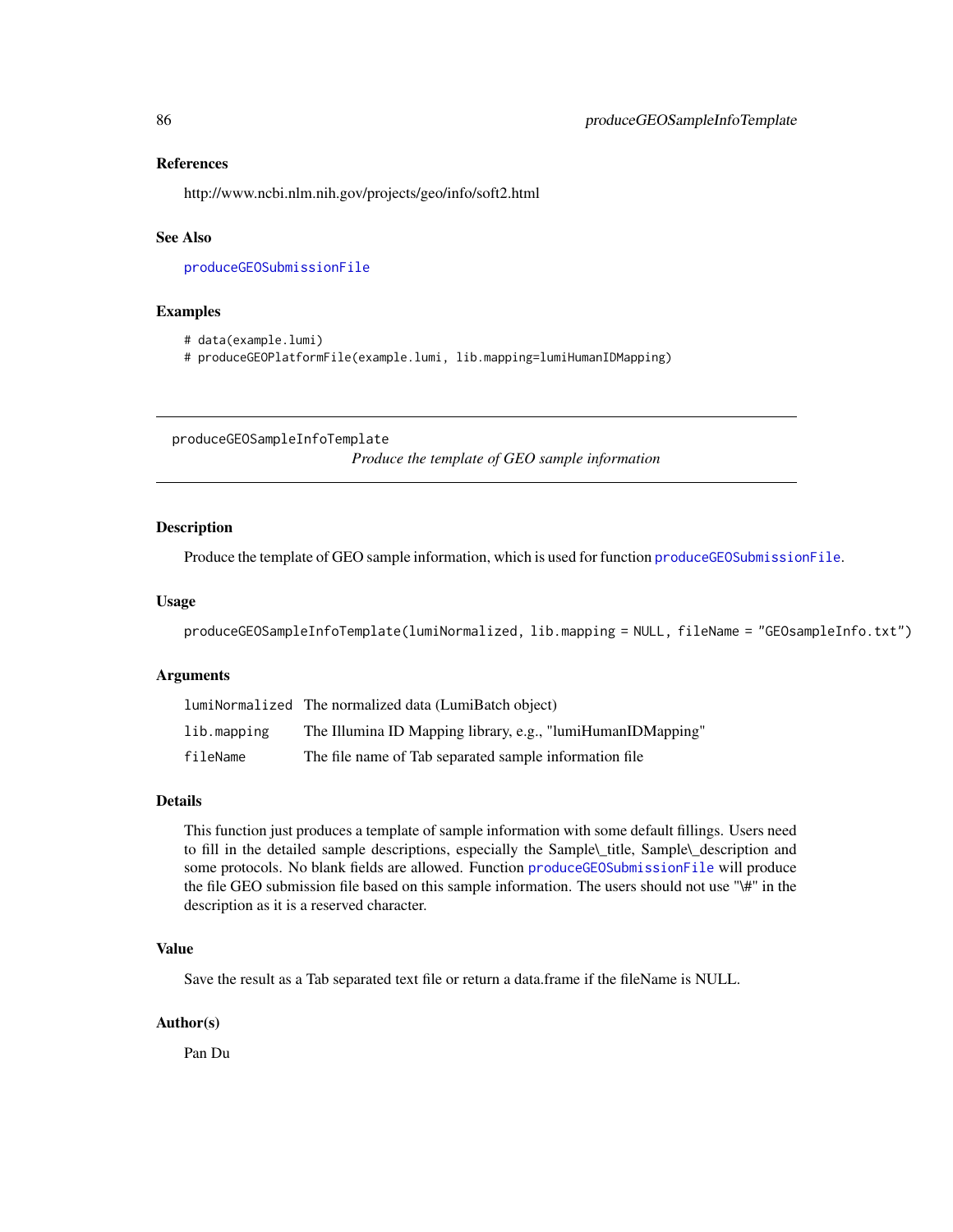### References

http://www.ncbi.nlm.nih.gov/projects/geo/info/soft2.html

### See Also

produceGEOSubmissionFile

### Examples

```
# data(example.lumi)
# produceGEOPlatformFile(example.lumi, lib.mapping=lumiHumanIDMapping)
```

---

## produceGEOSampleInfoTemplate

*Produce the template of GEO sample information*

---

### Description

Produce the template of GEO sample information, which is used for function produceGEOSubmissionFile.

### Usage

```
produceGEOSampleInfoTemplate(lumiNormalized, lib.mapping = NULL, fileName = "GEOsampleInfo.txt")
```

### Arguments

| | |
|---|---|
| lumiNormalized | The normalized data (LumiBatch object) |
| lib.mapping | The Illumina ID Mapping library, e.g., "lumiHumanIDMapping" |
| fileName | The file name of Tab separated sample information file |

### Details

This function just produces a template of sample information with some default fillings. Users need to fill in the detailed sample descriptions, especially the Sample\_title, Sample\_description and some protocols. No blank fields are allowed. Function produceGEOSubmissionFile will produce the file GEO submission file based on this sample information. The users should not use "\#" in the description as it is a reserved character.

### Value

Save the result as a Tab separated text file or return a data.frame if the fileName is NULL.

### Author(s)

Pan Du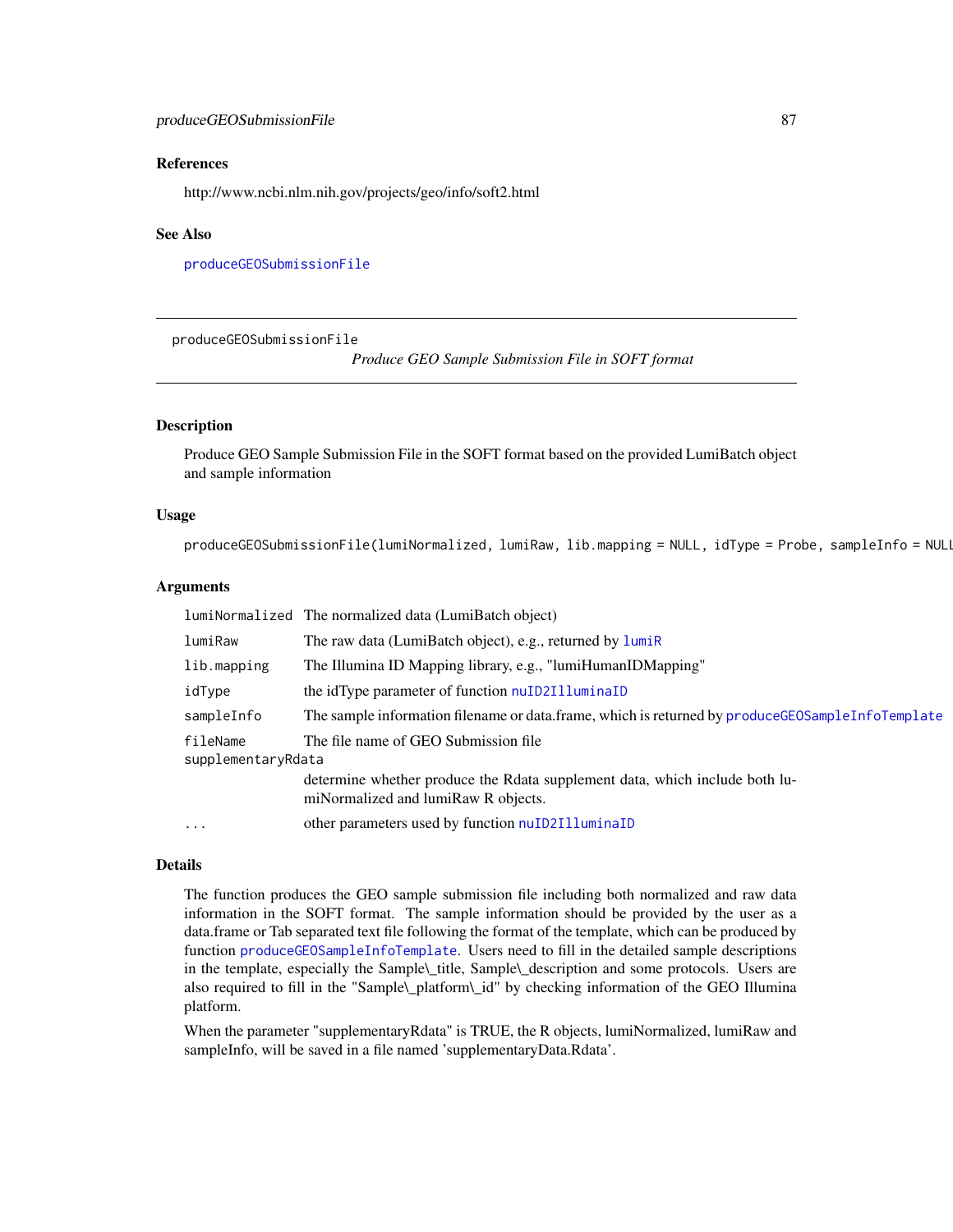## References

http://www.ncbi.nlm.nih.gov/projects/geo/info/soft2.html

## See Also

produceGEOSubmissionFile

---

produceGEOSubmissionFile *Produce GEO Sample Submission File in SOFT format*

---

## Description

Produce GEO Sample Submission File in the SOFT format based on the provided LumiBatch object and sample information

## Usage

```
produceGEOSubmissionFile(lumiNormalized, lumiRaw, lib.mapping = NULL, idType = Probe, sampleInfo = NULL
```

## Arguments

| | |
|---|---|
| lumiNormalized | The normalized data (LumiBatch object) |
| lumiRaw | The raw data (LumiBatch object), e.g., returned by lumiR |
| lib.mapping | The Illumina ID Mapping library, e.g., "lumiHumanIDMapping" |
| idType | the idType parameter of function nuID2IlluminaID |
| sampleInfo | The sample information filename or data.frame, which is returned by produceGEOSampleInfoTemplate |
| fileName | The file name of GEO Submission file |
| supplementaryRdata | determine whether produce the Rdata supplement data, which include both lumiNormalized and lumiRaw R objects. |
| ... | other parameters used by function nuID2IlluminaID |

## Details

The function produces the GEO sample submission file including both normalized and raw data information in the SOFT format. The sample information should be provided by the user as a data.frame or Tab separated text file following the format of the template, which can be produced by function produceGEOSampleInfoTemplate. Users need to fill in the detailed sample descriptions in the template, especially the Sample\_title, Sample\_description and some protocols. Users are also required to fill in the "Sample\_platform\_id" by checking information of the GEO Illumina platform.

When the parameter "supplementaryRdata" is TRUE, the R objects, lumiNormalized, lumiRaw and sampleInfo, will be saved in a file named 'supplementaryData.Rdata'.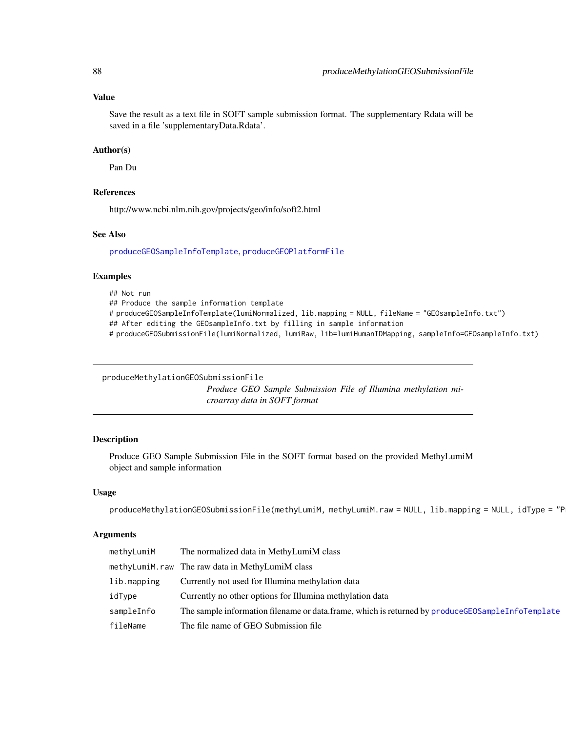### Value

Save the result as a text file in SOFT sample submission format. The supplementary Rdata will be saved in a file 'supplementaryData.Rdata'.

### Author(s)

Pan Du

### References

http://www.ncbi.nlm.nih.gov/projects/geo/info/soft2.html

### See Also

produceGEOSampleInfoTemplate, produceGEOPlatformFile

### Examples

```
## Not run
## Produce the sample information template
# produceGEOSampleInfoTemplate(lumiNormalized, lib.mapping = NULL, fileName = "GEOsampleInfo.txt")
## After editing the GEOsampleInfo.txt by filling in sample information
# produceGEOSubmissionFile(lumiNormalized, lumiRaw, lib=lumiHumanIDMapping, sampleInfo=GEOsampleInfo.txt)
```

---

## produceMethylationGEOSubmissionFile

*Produce GEO Sample Submission File of Illumina methylation microarray data in SOFT format*

---

### Description

Produce GEO Sample Submission File in the SOFT format based on the provided MethyLumiM object and sample information

### Usage

```
produceMethylationGEOSubmissionFile(methyLumiM, methyLumiM.raw = NULL, lib.mapping = NULL, idType = "P
```

### Arguments

| | |
|---|---|
| methyLumiM | The normalized data in MethyLumiM class |
| methyLumiM.raw | The raw data in MethyLumiM class |
| lib.mapping | Currently not used for Illumina methylation data |
| idType | Currently no other options for Illumina methylation data |
| sampleInfo | The sample information filename or data.frame, which is returned by produceGEOSampleInfoTemplate |
| fileName | The file name of GEO Submission file |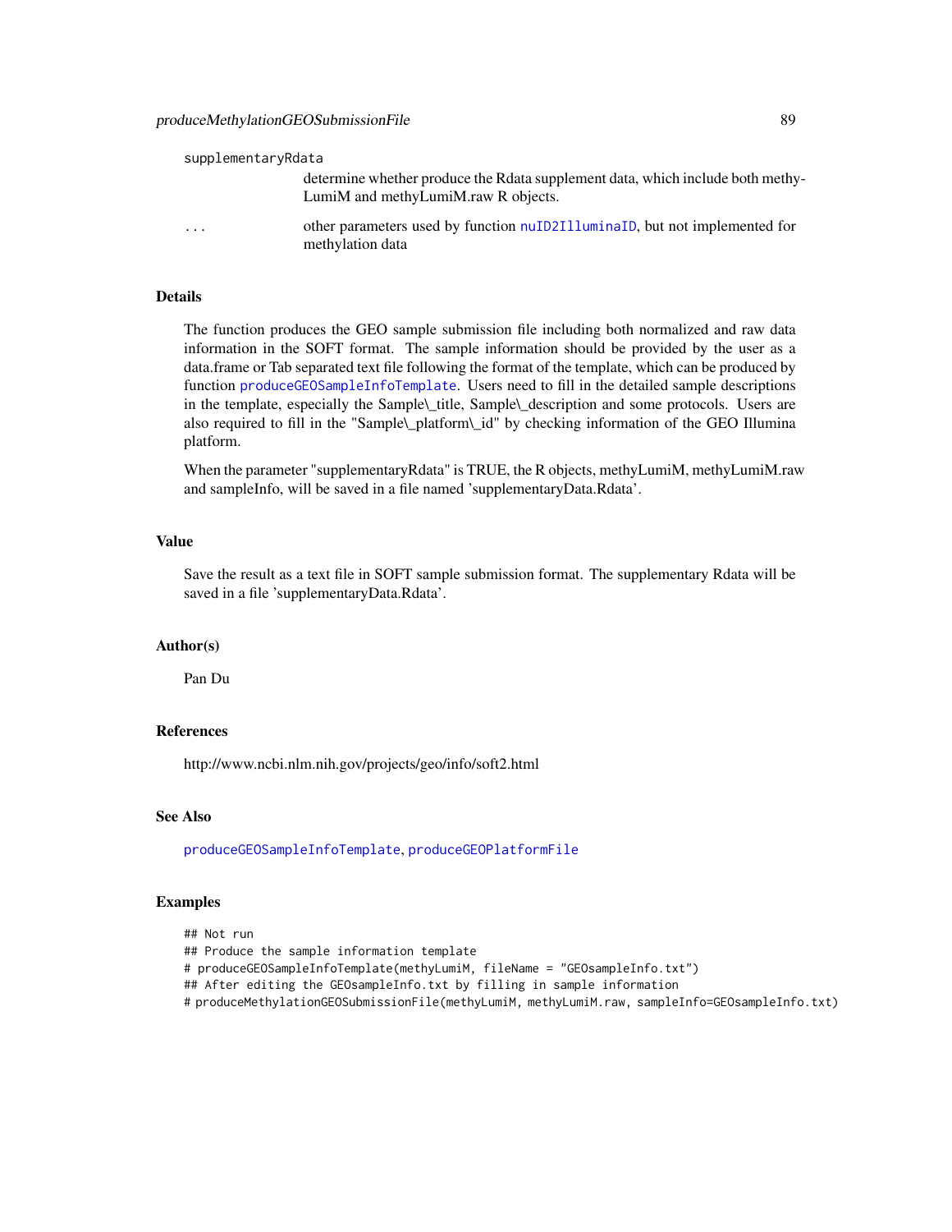supplementaryRdata
: determine whether produce the Rdata supplement data, which include both methyLumiM and methyLumiM.raw R objects.

...
: other parameters used by function nuID2IlluminaID, but not implemented for methylation data

### Details

The function produces the GEO sample submission file including both normalized and raw data information in the SOFT format. The sample information should be provided by the user as a data.frame or Tab separated text file following the format of the template, which can be produced by function produceGEOSampleInfoTemplate. Users need to fill in the detailed sample descriptions in the template, especially the Sample\_title, Sample\_description and some protocols. Users are also required to fill in the "Sample\_platform\_id" by checking information of the GEO Illumina platform.

When the parameter "supplementaryRdata" is TRUE, the R objects, methyLumiM, methyLumiM.raw and sampleInfo, will be saved in a file named 'supplementaryData.Rdata'.

### Value

Save the result as a text file in SOFT sample submission format. The supplementary Rdata will be saved in a file 'supplementaryData.Rdata'.

### Author(s)

Pan Du

### References

http://www.ncbi.nlm.nih.gov/projects/geo/info/soft2.html

### See Also

produceGEOSampleInfoTemplate, produceGEOPlatformFile

### Examples

```
## Not run
## Produce the sample information template
# produceGEOSampleInfoTemplate(methyLumiM, fileName = "GEOsampleInfo.txt")
## After editing the GEOsampleInfo.txt by filling in sample information
# produceMethylationGEOSubmissionFile(methyLumiM, methyLumiM.raw, sampleInfo=GEOsampleInfo.txt)
```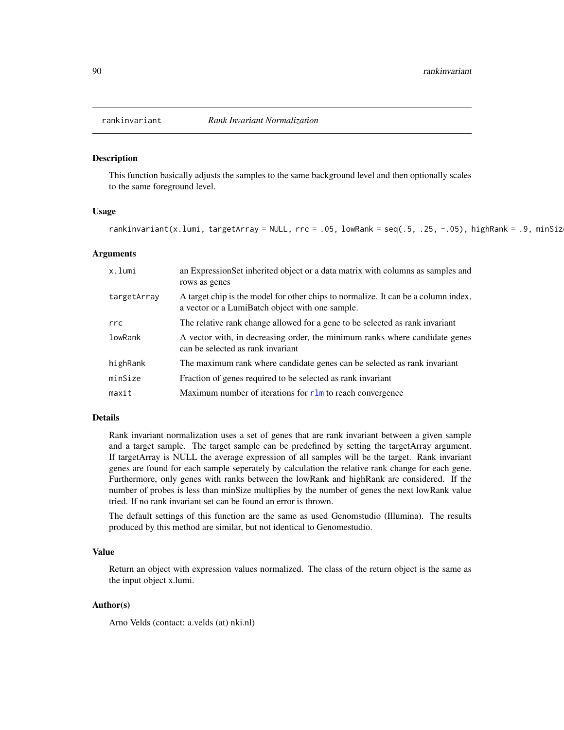rankinvariant *Rank Invariant Normalization*

## Description

This function basically adjusts the samples to the same background level and then optionally scales to the same foreground level.

## Usage

```
rankinvariant(x.lumi, targetArray = NULL, rrc = .05, lowRank = seq(.5, .25, -.05), highRank = .9, minSiz
```

## Arguments

| | |
|---|---|
| `x.lumi` | an ExpressionSet inherited object or a data matrix with columns as samples and rows as genes |
| `targetArray` | A target chip is the model for other chips to normalize. It can be a column index, a vector or a LumiBatch object with one sample. |
| `rrc` | The relative rank change allowed for a gene to be selected as rank invariant |
| `lowRank` | A vector with, in decreasing order, the minimum ranks where candidate genes can be selected as rank invariant |
| `highRank` | The maximum rank where candidate genes can be selected as rank invariant |
| `minSize` | Fraction of genes required to be selected as rank invariant |
| `maxit` | Maximum number of iterations for `rlm` to reach convergence |

## Details

Rank invariant normalization uses a set of genes that are rank invariant between a given sample and a target sample. The target sample can be predefined by setting the targetArray argument. If targetArray is NULL the average expression of all samples will be the target. Rank invariant genes are found for each sample seperately by calculation the relative rank change for each gene. Furthermore, only genes with ranks between the lowRank and highRank are considered. If the number of probes is less than minSize multiplies by the number of genes the next lowRank value tried. If no rank invariant set can be found an error is thrown.

The default settings of this function are the same as used Genomstudio (Illumina). The results produced by this method are similar, but not identical to Genomestudio.

## Value

Return an object with expression values normalized. The class of the return object is the same as the input object x.lumi.

## Author(s)

Arno Velds (contact: a.velds (at) nki.nl)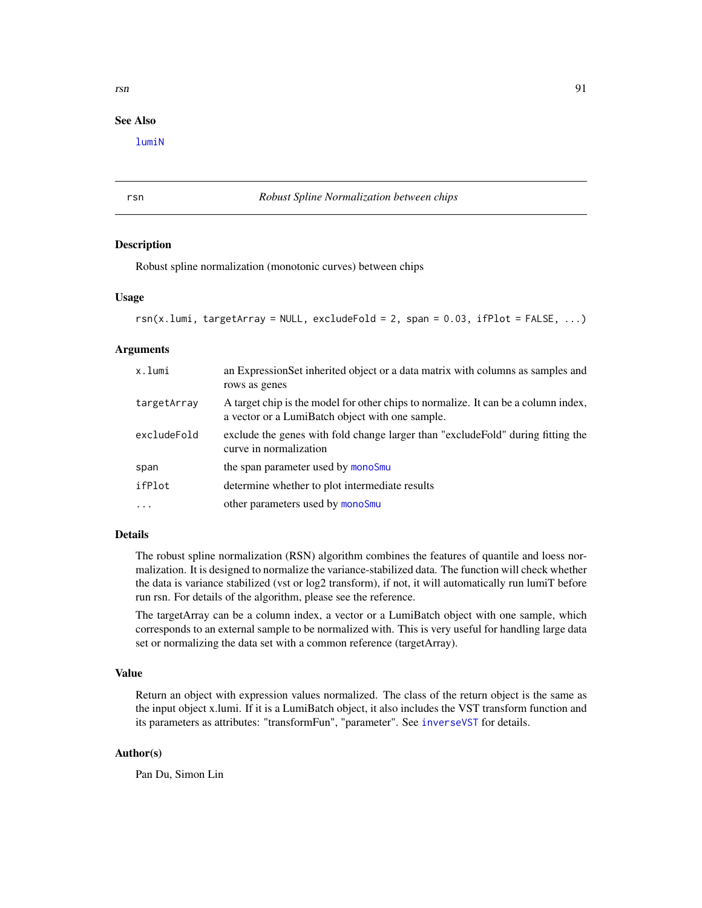## See Also

lumiN

---

rsn *Robust Spline Normalization between chips*

---

### Description

Robust spline normalization (monotonic curves) between chips

### Usage

```
rsn(x.lumi, targetArray = NULL, excludeFold = 2, span = 0.03, ifPlot = FALSE, ...)
```

### Arguments

| | |
|---|---|
| x.lumi | an ExpressionSet inherited object or a data matrix with columns as samples and rows as genes |
| targetArray | A target chip is the model for other chips to normalize. It can be a column index, a vector or a LumiBatch object with one sample. |
| excludeFold | exclude the genes with fold change larger than "excludeFold" during fitting the curve in normalization |
| span | the span parameter used by monoSmu |
| ifPlot | determine whether to plot intermediate results |
| ... | other parameters used by monoSmu |

### Details

The robust spline normalization (RSN) algorithm combines the features of quantile and loess normalization. It is designed to normalize the variance-stabilized data. The function will check whether the data is variance stabilized (vst or log2 transform), if not, it will automatically run lumiT before run rsn. For details of the algorithm, please see the reference.

The targetArray can be a column index, a vector or a LumiBatch object with one sample, which corresponds to an external sample to be normalized with. This is very useful for handling large data set or normalizing the data set with a common reference (targetArray).

### Value

Return an object with expression values normalized. The class of the return object is the same as the input object x.lumi. If it is a LumiBatch object, it also includes the VST transform function and its parameters as attributes: "transformFun", "parameter". See inverseVST for details.

### Author(s)

Pan Du, Simon Lin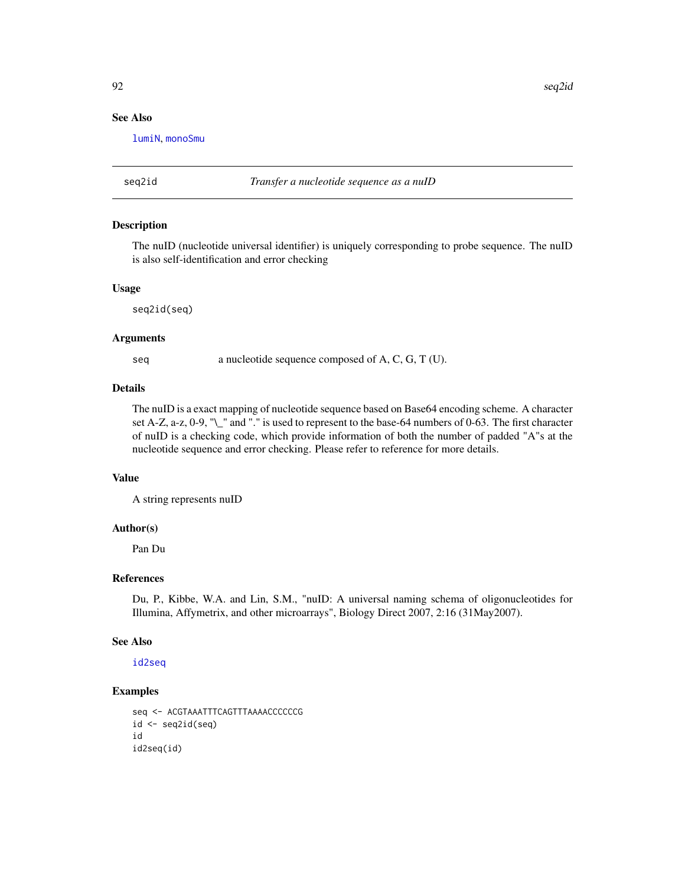## See Also

lumiN, monoSmu

---

## seq2id *Transfer a nucleotide sequence as a nuID*

### Description

The nuID (nucleotide universal identifier) is uniquely corresponding to probe sequence. The nuID is also self-identification and error checking

### Usage

```
seq2id(seq)
```

### Arguments

| | |
|---|---|
| seq | a nucleotide sequence composed of A, C, G, T (U). |

### Details

The nuID is a exact mapping of nucleotide sequence based on Base64 encoding scheme. A character set A-Z, a-z, 0-9, "\_" and "." is used to represent to the base-64 numbers of 0-63. The first character of nuID is a checking code, which provide information of both the number of padded "A"s at the nucleotide sequence and error checking. Please refer to reference for more details.

### Value

A string represents nuID

### Author(s)

Pan Du

### References

Du, P., Kibbe, W.A. and Lin, S.M., "nuID: A universal naming schema of oligonucleotides for Illumina, Affymetrix, and other microarrays", Biology Direct 2007, 2:16 (31May2007).

### See Also

id2seq

### Examples

```
seq <- ACGTAAATTTCAGTTTAAAACCCCCCG
id <- seq2id(seq)
id
id2seq(id)
```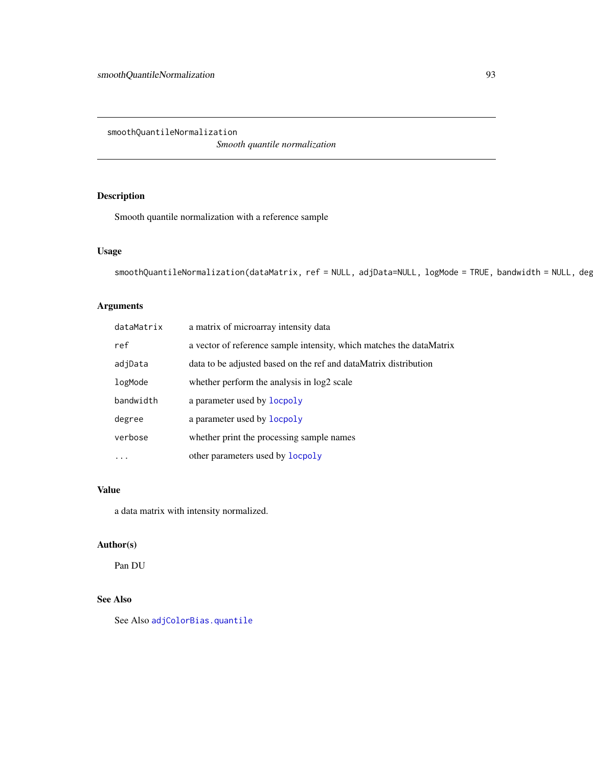smoothQuantileNormalization

*Smooth quantile normalization*

## Description

Smooth quantile normalization with a reference sample

## Usage

```
smoothQuantileNormalization(dataMatrix, ref = NULL, adjData=NULL, logMode = TRUE, bandwidth = NULL, deg
```

## Arguments

| | |
|---|---|
| `dataMatrix` | a matrix of microarray intensity data |
| `ref` | a vector of reference sample intensity, which matches the dataMatrix |
| `adjData` | data to be adjusted based on the ref and dataMatrix distribution |
| `logMode` | whether perform the analysis in log2 scale |
| `bandwidth` | a parameter used by `locpoly` |
| `degree` | a parameter used by `locpoly` |
| `verbose` | whether print the processing sample names |
| `...` | other parameters used by `locpoly` |

## Value

a data matrix with intensity normalized.

## Author(s)

Pan DU

## See Also

See Also `adjColorBias.quantile`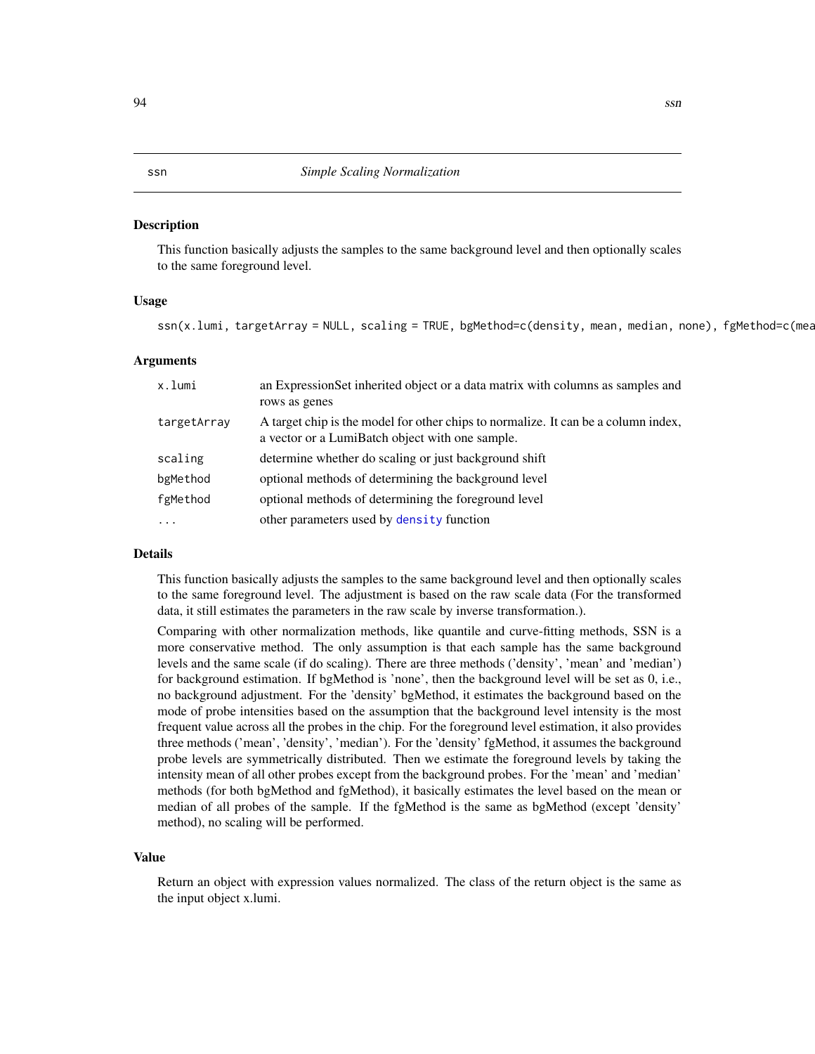## ssn — *Simple Scaling Normalization*

### Description

This function basically adjusts the samples to the same background level and then optionally scales to the same foreground level.

### Usage

```
ssn(x.lumi, targetArray = NULL, scaling = TRUE, bgMethod=c(density, mean, median, none), fgMethod=c(mea
```

### Arguments

| | |
|---|---|
| `x.lumi` | an ExpressionSet inherited object or a data matrix with columns as samples and rows as genes |
| `targetArray` | A target chip is the model for other chips to normalize. It can be a column index, a vector or a LumiBatch object with one sample. |
| `scaling` | determine whether do scaling or just background shift |
| `bgMethod` | optional methods of determining the background level |
| `fgMethod` | optional methods of determining the foreground level |
| `...` | other parameters used by `density` function |

### Details

This function basically adjusts the samples to the same background level and then optionally scales to the same foreground level. The adjustment is based on the raw scale data (For the transformed data, it still estimates the parameters in the raw scale by inverse transformation.).

Comparing with other normalization methods, like quantile and curve-fitting methods, SSN is a more conservative method. The only assumption is that each sample has the same background levels and the same scale (if do scaling). There are three methods ('density', 'mean' and 'median') for background estimation. If bgMethod is 'none', then the background level will be set as 0, i.e., no background adjustment. For the 'density' bgMethod, it estimates the background based on the mode of probe intensities based on the assumption that the background level intensity is the most frequent value across all the probes in the chip. For the foreground level estimation, it also provides three methods ('mean', 'density', 'median'). For the 'density' fgMethod, it assumes the background probe levels are symmetrically distributed. Then we estimate the foreground levels by taking the intensity mean of all other probes except from the background probes. For the 'mean' and 'median' methods (for both bgMethod and fgMethod), it basically estimates the level based on the mean or median of all probes of the sample. If the fgMethod is the same as bgMethod (except 'density' method), no scaling will be performed.

### Value

Return an object with expression values normalized. The class of the return object is the same as the input object x.lumi.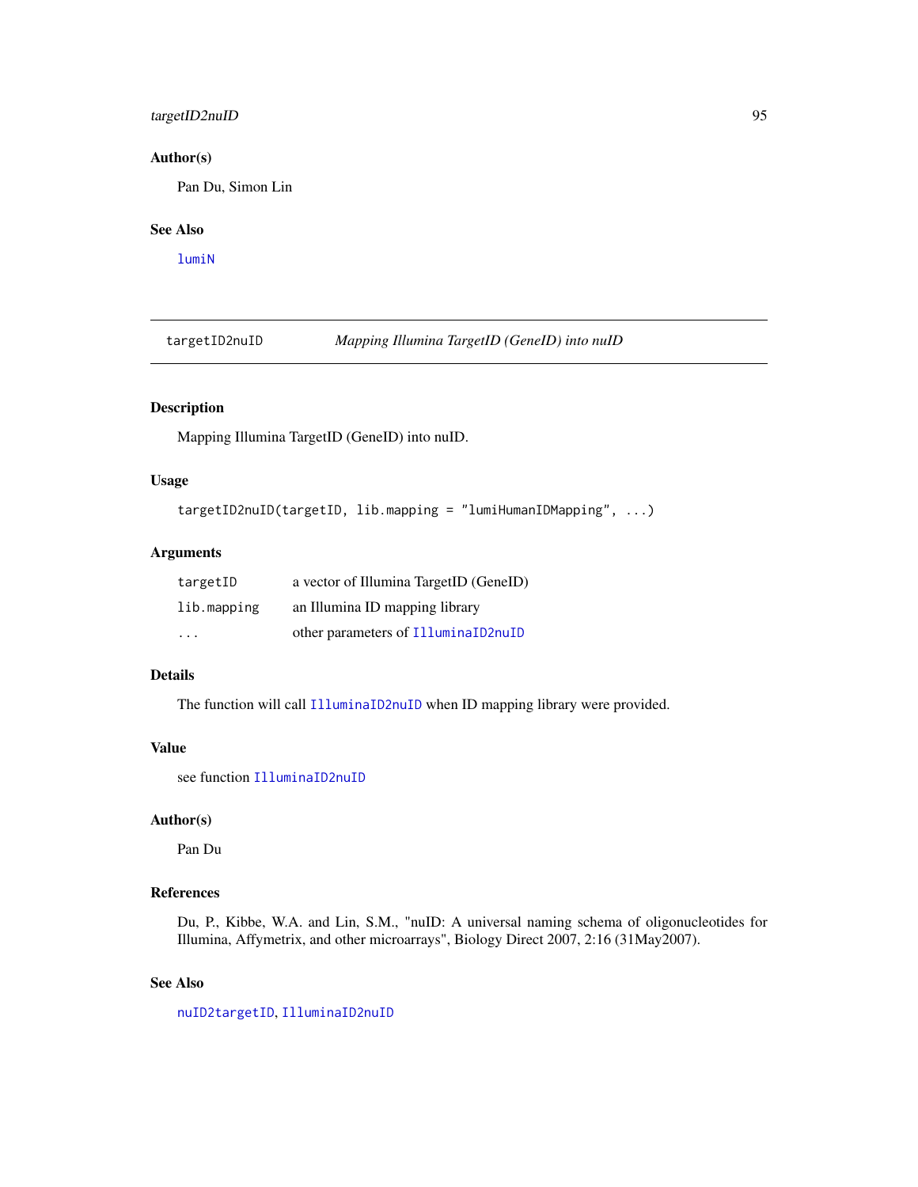### Author(s)

Pan Du, Simon Lin

### See Also

lumiN

---

## targetID2nuID — *Mapping Illumina TargetID (GeneID) into nuID*

### Description

Mapping Illumina TargetID (GeneID) into nuID.

### Usage

```
targetID2nuID(targetID, lib.mapping = "lumiHumanIDMapping", ...)
```

### Arguments

| | |
|---|---|
| targetID | a vector of Illumina TargetID (GeneID) |
| lib.mapping | an Illumina ID mapping library |
| ... | other parameters of IlluminaID2nuID |

### Details

The function will call IlluminaID2nuID when ID mapping library were provided.

### Value

see function IlluminaID2nuID

### Author(s)

Pan Du

### References

Du, P., Kibbe, W.A. and Lin, S.M., "nuID: A universal naming schema of oligonucleotides for Illumina, Affymetrix, and other microarrays", Biology Direct 2007, 2:16 (31May2007).

### See Also

nuID2targetID, IlluminaID2nuID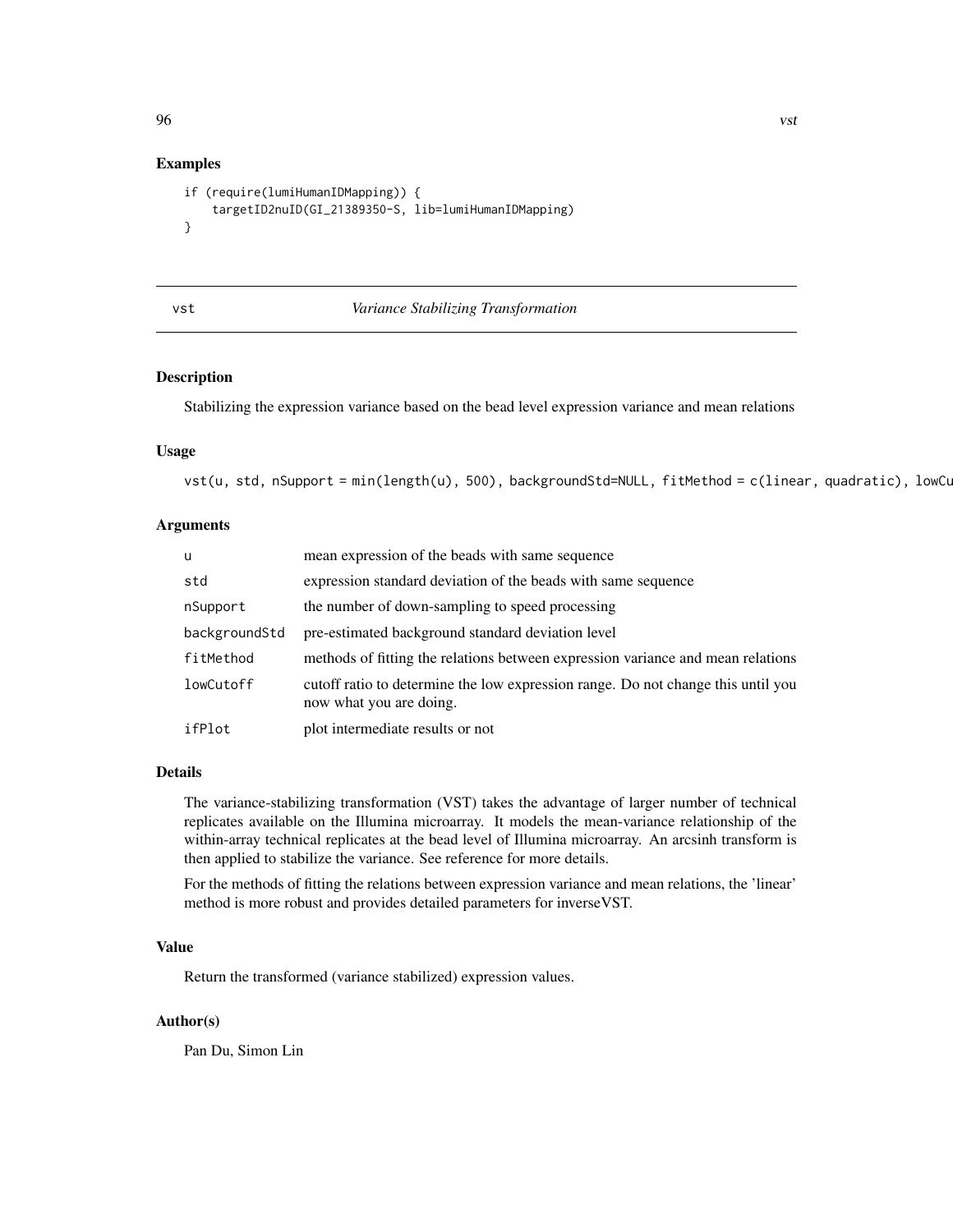## Examples

```
if (require(lumiHumanIDMapping)) {
    targetID2nuID(GI_21389350-S, lib=lumiHumanIDMapping)
}
```

---

## vst *Variance Stabilizing Transformation*

---

### Description

Stabilizing the expression variance based on the bead level expression variance and mean relations

### Usage

```
vst(u, std, nSupport = min(length(u), 500), backgroundStd=NULL, fitMethod = c(linear, quadratic), lowCu
```

### Arguments

| | |
|---|---|
| u | mean expression of the beads with same sequence |
| std | expression standard deviation of the beads with same sequence |
| nSupport | the number of down-sampling to speed processing |
| backgroundStd | pre-estimated background standard deviation level |
| fitMethod | methods of fitting the relations between expression variance and mean relations |
| lowCutoff | cutoff ratio to determine the low expression range. Do not change this until you now what you are doing. |
| ifPlot | plot intermediate results or not |

### Details

The variance-stabilizing transformation (VST) takes the advantage of larger number of technical replicates available on the Illumina microarray. It models the mean-variance relationship of the within-array technical replicates at the bead level of Illumina microarray. An arcsinh transform is then applied to stabilize the variance. See reference for more details.

For the methods of fitting the relations between expression variance and mean relations, the 'linear' method is more robust and provides detailed parameters for inverseVST.

### Value

Return the transformed (variance stabilized) expression values.

### Author(s)

Pan Du, Simon Lin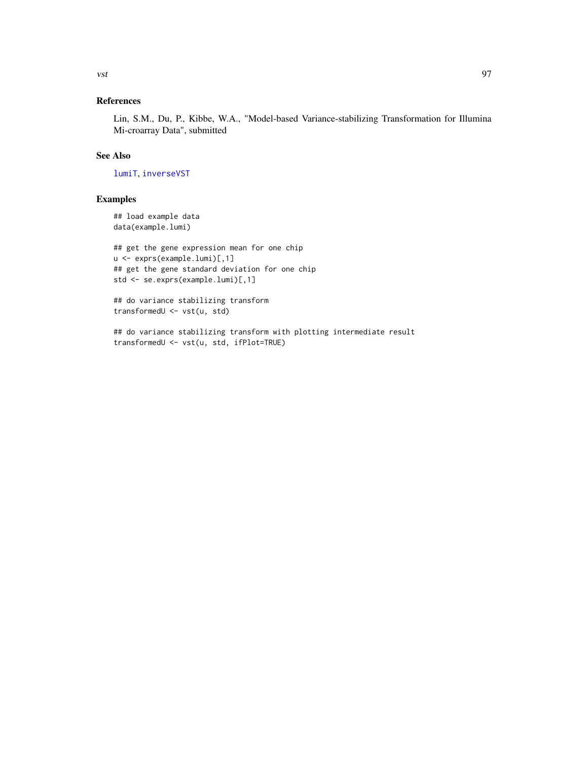### References

Lin, S.M., Du, P., Kibbe, W.A., "Model-based Variance-stabilizing Transformation for Illumina Mi-croarray Data", submitted

### See Also

lumiT, inverseVST

### Examples

```
## load example data
data(example.lumi)

## get the gene expression mean for one chip
u <- exprs(example.lumi)[,1]
## get the gene standard deviation for one chip
std <- se.exprs(example.lumi)[,1]

## do variance stabilizing transform
transformedU <- vst(u, std)

## do variance stabilizing transform with plotting intermediate result
transformedU <- vst(u, std, ifPlot=TRUE)
```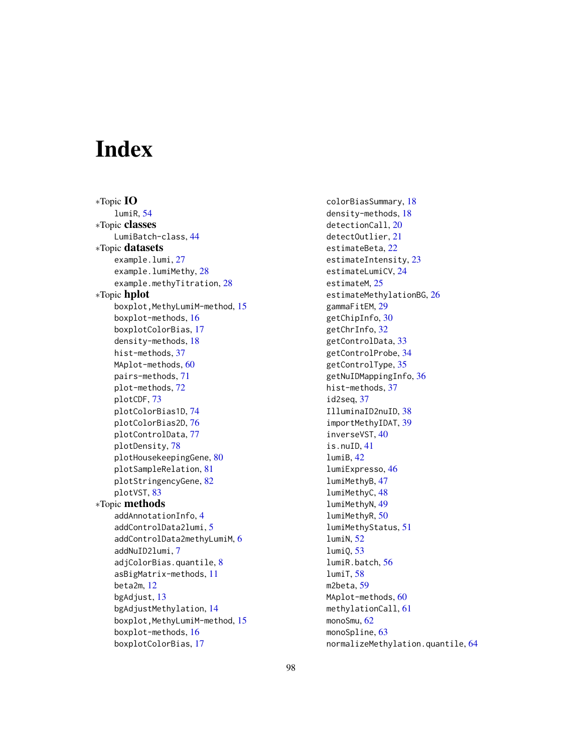# Index

*Topic **IO**
lumiR, 54
*Topic **classes**
LumiBatch-class, 44
*Topic **datasets**
example.lumi, 27
example.lumiMethy, 28
example.methyTitration, 28
*Topic **hplot**
boxplot,MethyLumiM-method, 15
boxplot-methods, 16
boxplotColorBias, 17
density-methods, 18
hist-methods, 37
MAplot-methods, 60
pairs-methods, 71
plot-methods, 72
plotCDF, 73
plotColorBias1D, 74
plotColorBias2D, 76
plotControlData, 77
plotDensity, 78
plotHousekeepingGene, 80
plotSampleRelation, 81
plotStringencyGene, 82
plotVST, 83
*Topic **methods**
addAnnotationInfo, 4
addControlData2lumi, 5
addControlData2methyLumiM, 6
addNuID2lumi, 7
adjColorBias.quantile, 8
asBigMatrix-methods, 11
beta2m, 12
bgAdjust, 13
bgAdjustMethylation, 14
boxplot,MethyLumiM-method, 15
boxplot-methods, 16
boxplotColorBias, 17
colorBiasSummary, 18
density-methods, 18
detectionCall, 20
detectOutlier, 21
estimateBeta, 22
estimateIntensity, 23
estimateLumiCV, 24
estimateM, 25
estimateMethylationBG, 26
gammaFitEM, 29
getChipInfo, 30
getChrInfo, 32
getControlData, 33
getControlProbe, 34
getControlType, 35
getNuIDMappingInfo, 36
hist-methods, 37
id2seq, 37
IlluminaID2nuID, 38
importMethyIDAT, 39
inverseVST, 40
is.nuID, 41
lumiB, 42
lumiExpresso, 46
lumiMethyB, 47
lumiMethyC, 48
lumiMethyN, 49
lumiMethyR, 50
lumiMethyStatus, 51
lumiN, 52
lumiQ, 53
lumiR.batch, 56
lumiT, 58
m2beta, 59
MAplot-methods, 60
methylationCall, 61
monoSmu, 62
monoSpline, 63
normalizeMethylation.quantile, 64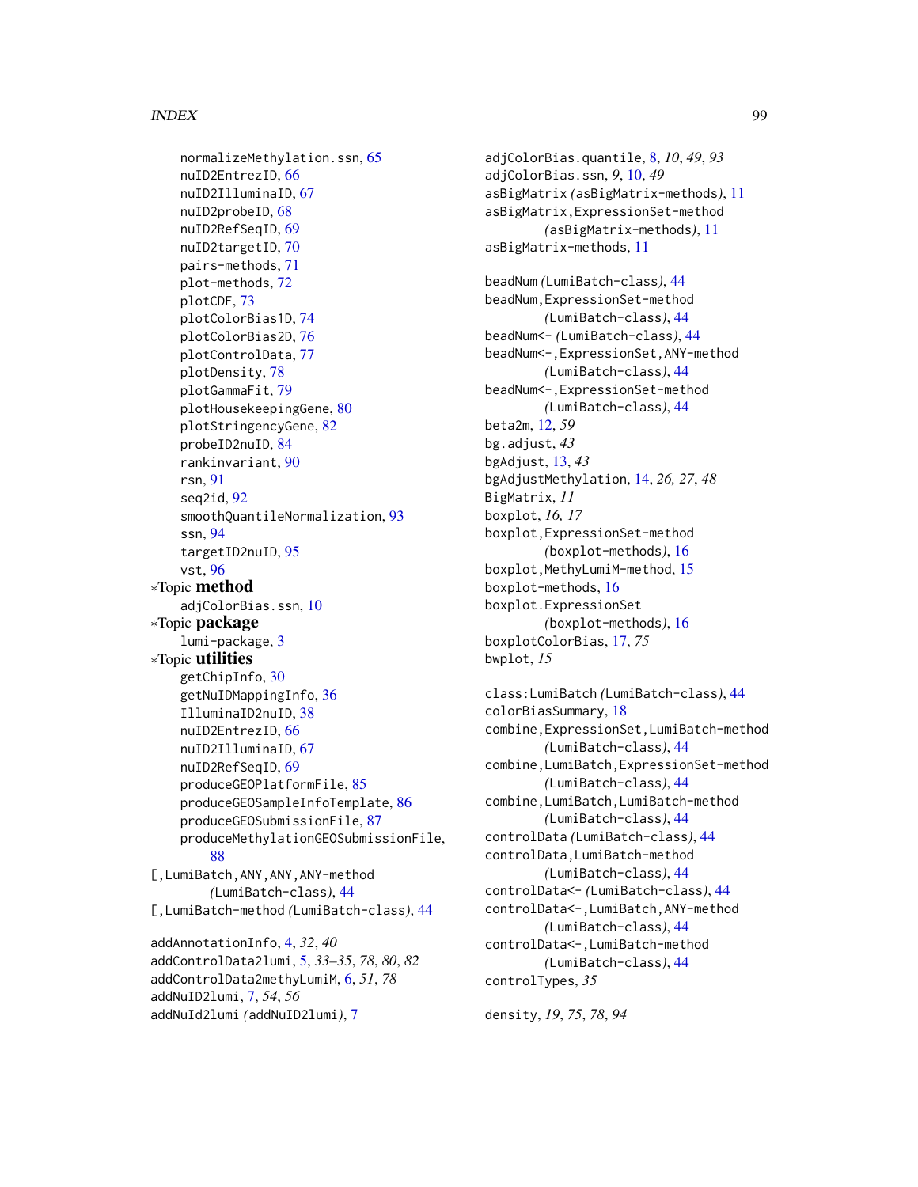normalizeMethylation.ssn, 65
nuID2EntrezID, 66
nuID2IlluminaID, 67
nuID2probeID, 68
nuID2RefSeqID, 69
nuID2targetID, 70
pairs-methods, 71
plot-methods, 72
plotCDF, 73
plotColorBias1D, 74
plotColorBias2D, 76
plotControlData, 77
plotDensity, 78
plotGammaFit, 79
plotHousekeepingGene, 80
plotStringencyGene, 82
probeID2nuID, 84
rankinvariant, 90
rsn, 91
seq2id, 92
smoothQuantileNormalization, 93
ssn, 94
targetID2nuID, 95
vst, 96

*Topic **method**
adjColorBias.ssn, 10

*Topic **package**
lumi-package, 3

*Topic **utilities**
getChipInfo, 30
getNuIDMappingInfo, 36
IlluminaID2nuID, 38
nuID2EntrezID, 66
nuID2IlluminaID, 67
nuID2RefSeqID, 69
produceGEOPlatformFile, 85
produceGEOSampleInfoTemplate, 86
produceGEOSubmissionFile, 87
produceMethylationGEOSubmissionFile, 88

[,LumiBatch,ANY,ANY,ANY-method *(LumiBatch-class)*, 44
[,LumiBatch-method *(LumiBatch-class)*, 44

addAnnotationInfo, 4, *32*, *40*
addControlData2lumi, 5, *33–35*, *78*, *80*, *82*
addControlData2methyLumiM, 6, *51*, *78*
addNuID2lumi, 7, *54*, *56*
addNuId2lumi *(addNuID2lumi)*, 7
adjColorBias.quantile, 8, *10*, *49*, *93*
adjColorBias.ssn, *9*, 10, *49*
asBigMatrix *(asBigMatrix-methods)*, 11
asBigMatrix,ExpressionSet-method *(asBigMatrix-methods)*, 11
asBigMatrix-methods, 11

beadNum *(LumiBatch-class)*, 44
beadNum,ExpressionSet-method *(LumiBatch-class)*, 44
beadNum<- *(LumiBatch-class)*, 44
beadNum<-,ExpressionSet,ANY-method *(LumiBatch-class)*, 44
beadNum<-,ExpressionSet-method *(LumiBatch-class)*, 44
beta2m, 12, *59*
bg.adjust, *43*
bgAdjust, 13, *43*
bgAdjustMethylation, 14, *26*, *27*, *48*
BigMatrix, *11*
boxplot, *16*, *17*
boxplot,ExpressionSet-method *(boxplot-methods)*, 16
boxplot,MethyLumiM-method, 15
boxplot-methods, 16
boxplot.ExpressionSet *(boxplot-methods)*, 16
boxplotColorBias, 17, *75*
bwplot, *15*

class:LumiBatch *(LumiBatch-class)*, 44
colorBiasSummary, 18
combine,ExpressionSet,LumiBatch-method *(LumiBatch-class)*, 44
combine,LumiBatch,ExpressionSet-method *(LumiBatch-class)*, 44
combine,LumiBatch,LumiBatch-method *(LumiBatch-class)*, 44
controlData *(LumiBatch-class)*, 44
controlData,LumiBatch-method *(LumiBatch-class)*, 44
controlData<- *(LumiBatch-class)*, 44
controlData<-,LumiBatch,ANY-method *(LumiBatch-class)*, 44
controlData<-,LumiBatch-method *(LumiBatch-class)*, 44
controlTypes, *35*

density, *19*, *75*, *78*, *94*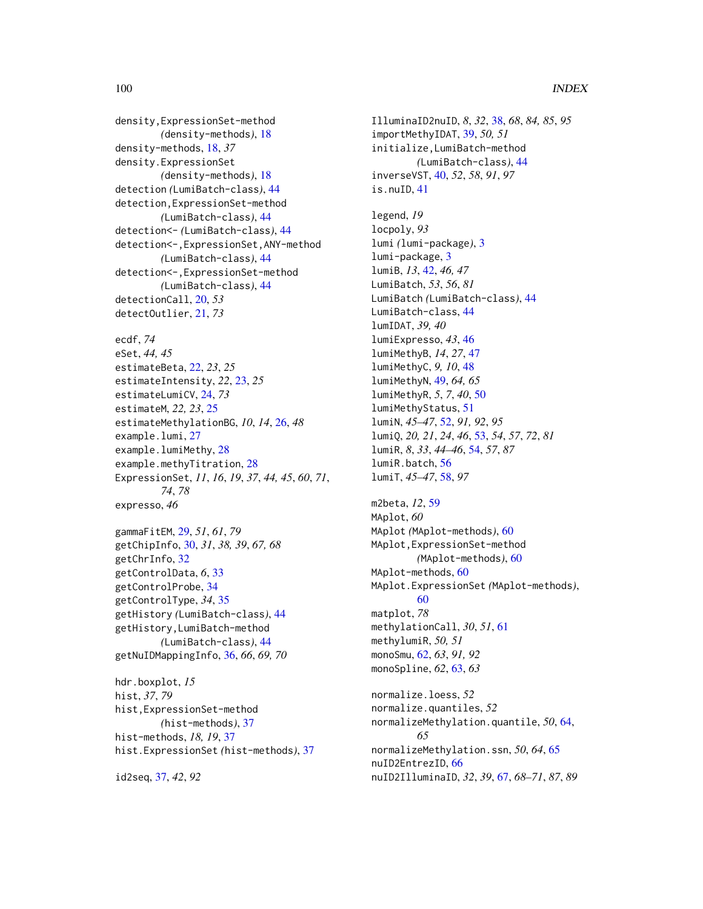density,ExpressionSet-method (density-methods), 18
density-methods, 18, 37
density.ExpressionSet (density-methods), 18
detection (LumiBatch-class), 44
detection,ExpressionSet-method (LumiBatch-class), 44
detection<- (LumiBatch-class), 44
detection<-,ExpressionSet,ANY-method (LumiBatch-class), 44
detection<-,ExpressionSet-method (LumiBatch-class), 44
detectionCall, 20, 53
detectOutlier, 21, 73

ecdf, 74
eSet, 44, 45
estimateBeta, 22, 23, 25
estimateIntensity, 22, 23, 25
estimateLumiCV, 24, 73
estimateM, 22, 23, 25
estimateMethylationBG, 10, 14, 26, 48
example.lumi, 27
example.lumiMethy, 28
example.methyTitration, 28
ExpressionSet, 11, 16, 19, 37, 44, 45, 60, 71, 74, 78
expresso, 46

gammaFitEM, 29, 51, 61, 79
getChipInfo, 30, 31, 38, 39, 67, 68
getChrInfo, 32
getControlData, 6, 33
getControlProbe, 34
getControlType, 34, 35
getHistory (LumiBatch-class), 44
getHistory,LumiBatch-method (LumiBatch-class), 44
getNuIDMappingInfo, 36, 66, 69, 70

hdr.boxplot, 15
hist, 37, 79
hist,ExpressionSet-method (hist-methods), 37
hist-methods, 18, 19, 37
hist.ExpressionSet (hist-methods), 37

id2seq, 37, 42, 92
IlluminaID2nuID, 8, 32, 38, 68, 84, 85, 95
importMethyIDAT, 39, 50, 51
initialize,LumiBatch-method (LumiBatch-class), 44
inverseVST, 40, 52, 58, 91, 97
is.nuID, 41

legend, 19
locpoly, 93
lumi (lumi-package), 3
lumi-package, 3
lumiB, 13, 42, 46, 47
LumiBatch, 53, 56, 81
LumiBatch (LumiBatch-class), 44
LumiBatch-class, 44
lumIDAT, 39, 40
lumiExpresso, 43, 46
lumiMethyB, 14, 27, 47
lumiMethyC, 9, 10, 48
lumiMethyN, 49, 64, 65
lumiMethyR, 5, 7, 40, 50
lumiMethyStatus, 51
lumiN, 45–47, 52, 91, 92, 95
lumiQ, 20, 21, 24, 46, 53, 54, 57, 72, 81
lumiR, 8, 33, 44–46, 54, 57, 87
lumiR.batch, 56
lumiT, 45–47, 58, 97

m2beta, 12, 59
MAplot, 60
MAplot (MAplot-methods), 60
MAplot,ExpressionSet-method (MAplot-methods), 60
MAplot-methods, 60
MAplot.ExpressionSet (MAplot-methods), 60
matplot, 78
methylationCall, 30, 51, 61
methylumiR, 50, 51
monoSmu, 62, 63, 91, 92
monoSpline, 62, 63, 63

normalize.loess, 52
normalize.quantiles, 52
normalizeMethylation.quantile, 50, 64, 65
normalizeMethylation.ssn, 50, 64, 65
nuID2EntrezID, 66
nuID2IlluminaID, 32, 39, 67, 68–71, 87, 89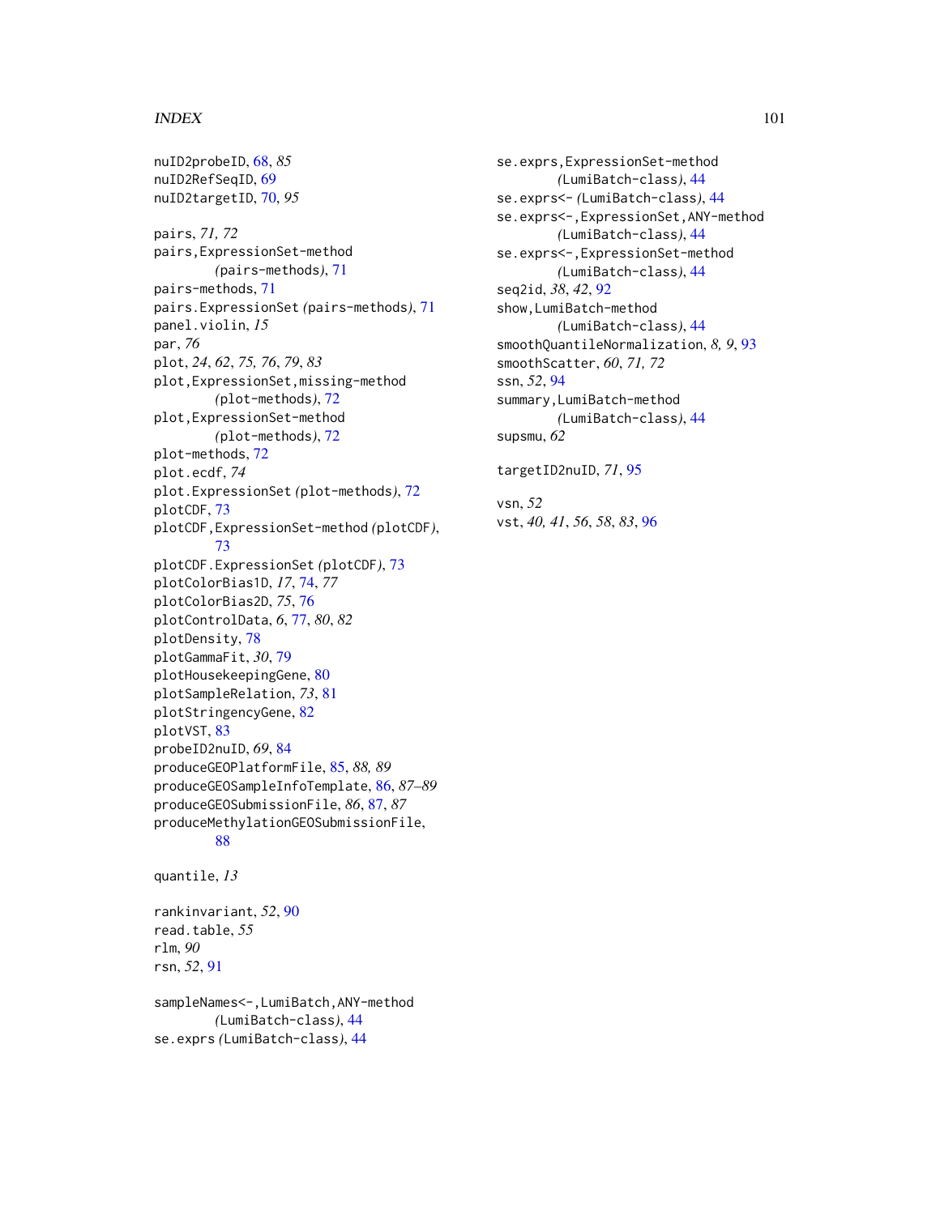nuID2probeID, 68, *85*
nuID2RefSeqID, 69
nuID2targetID, 70, *95*

pairs, *71, 72*
pairs,ExpressionSet-method
*(pairs-methods)*, 71
pairs-methods, 71
pairs.ExpressionSet *(pairs-methods)*, 71
panel.violin, *15*
par, *76*
plot, *24*, *62*, *75, 76*, *79*, *83*
plot,ExpressionSet,missing-method
*(plot-methods)*, 72
plot,ExpressionSet-method
*(plot-methods)*, 72
plot-methods, 72
plot.ecdf, *74*
plot.ExpressionSet *(plot-methods)*, 72
plotCDF, 73
plotCDF,ExpressionSet-method *(plotCDF)*,
73
plotCDF.ExpressionSet *(plotCDF)*, 73
plotColorBias1D, *17*, 74, *77*
plotColorBias2D, *75*, 76
plotControlData, *6*, 77, *80*, *82*
plotDensity, 78
plotGammaFit, *30*, 79
plotHousekeepingGene, 80
plotSampleRelation, *73*, 81
plotStringencyGene, 82
plotVST, 83
probeID2nuID, *69*, 84
produceGEOPlatformFile, 85, *88, 89*
produceGEOSampleInfoTemplate, 86, *87–89*
produceGEOSubmissionFile, *86*, 87, *87*
produceMethylationGEOSubmissionFile,
88

quantile, *13*

rankinvariant, *52*, 90
read.table, *55*
rlm, *90*
rsn, *52*, 91

sampleNames<-,LumiBatch,ANY-method
*(LumiBatch-class)*, 44
se.exprs *(LumiBatch-class)*, 44
se.exprs,ExpressionSet-method
*(LumiBatch-class)*, 44
se.exprs<- *(LumiBatch-class)*, 44
se.exprs<-,ExpressionSet,ANY-method
*(LumiBatch-class)*, 44
se.exprs<-,ExpressionSet-method
*(LumiBatch-class)*, 44
seq2id, *38*, *42*, 92
show,LumiBatch-method
*(LumiBatch-class)*, 44
smoothQuantileNormalization, *8, 9*, 93
smoothScatter, *60*, *71, 72*
ssn, *52*, 94
summary,LumiBatch-method
*(LumiBatch-class)*, 44
supsmu, *62*

targetID2nuID, *71*, 95

vsn, *52*
vst, *40, 41*, *56*, *58*, *83*, 96